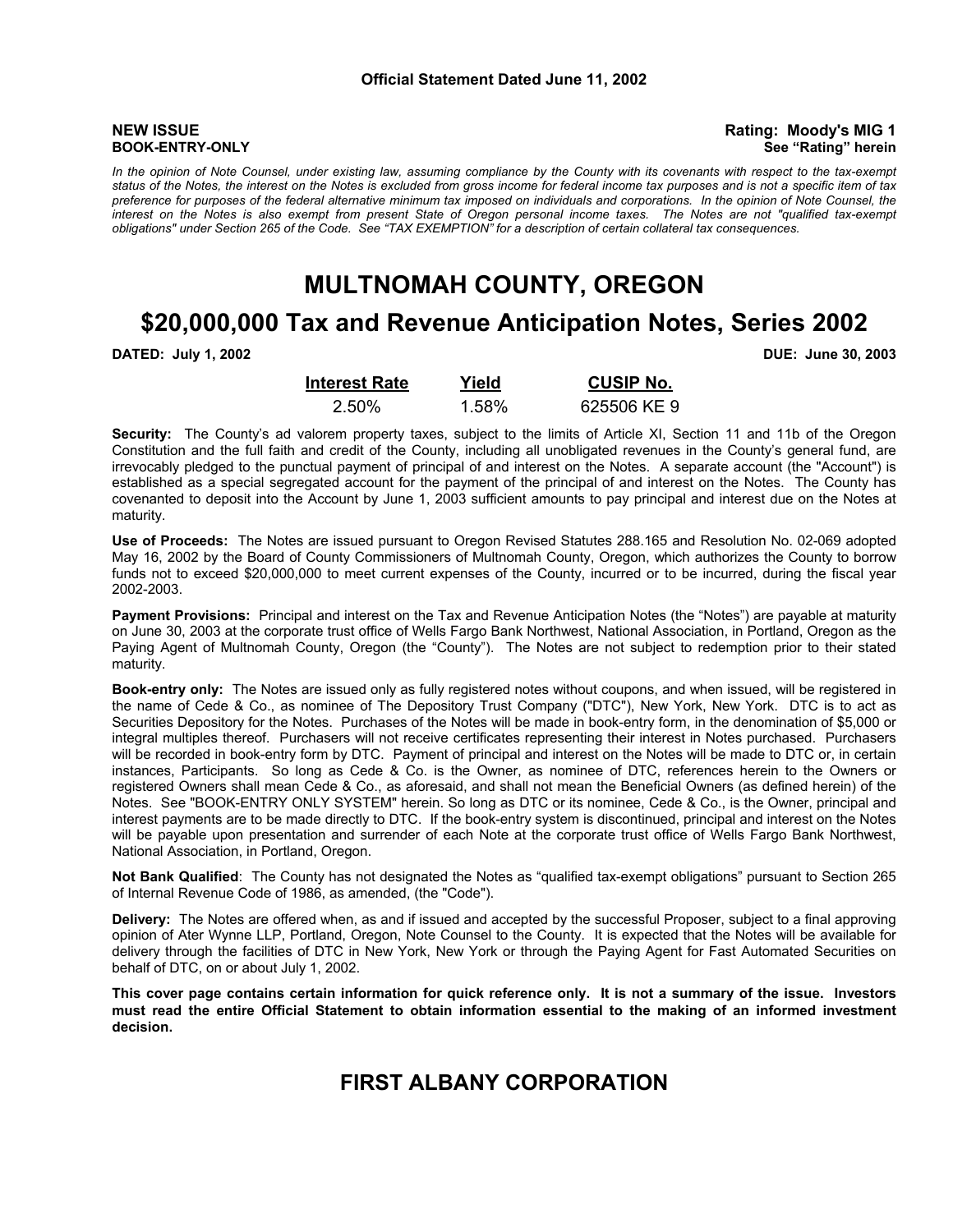**Official Statement Dated June 11, 2002**

**NEW ISSUE** **Rating: Moody's MIG 1**
**BOOK-ENTRY-ONLY** **See "Rating" herein**

*In the opinion of Note Counsel, under existing law, assuming compliance by the County with its covenants with respect to the tax-exempt status of the Notes, the interest on the Notes is excluded from gross income for federal income tax purposes and is not a specific item of tax preference for purposes of the federal alternative minimum tax imposed on individuals and corporations. In the opinion of Note Counsel, the interest on the Notes is also exempt from present State of Oregon personal income taxes. The Notes are not "qualified tax-exempt obligations" under Section 265 of the Code. See "TAX EXEMPTION" for a description of certain collateral tax consequences.*

# MULTNOMAH COUNTY, OREGON

# $20,000,000 Tax and Revenue Anticipation Notes, Series 2002

**DATED: July 1, 2002** **DUE: June 30, 2003**

| Interest Rate | Yield | CUSIP No. |
|---|---|---|
| 2.50% | 1.58% | 625506 KE 9 |

**Security:** The County's ad valorem property taxes, subject to the limits of Article XI, Section 11 and 11b of the Oregon Constitution and the full faith and credit of the County, including all unobligated revenues in the County's general fund, are irrevocably pledged to the punctual payment of principal of and interest on the Notes. A separate account (the "Account") is established as a special segregated account for the payment of the principal of and interest on the Notes. The County has covenanted to deposit into the Account by June 1, 2003 sufficient amounts to pay principal and interest due on the Notes at maturity.

**Use of Proceeds:** The Notes are issued pursuant to Oregon Revised Statutes 288.165 and Resolution No. 02-069 adopted May 16, 2002 by the Board of County Commissioners of Multnomah County, Oregon, which authorizes the County to borrow funds not to exceed $20,000,000 to meet current expenses of the County, incurred or to be incurred, during the fiscal year 2002-2003.

**Payment Provisions:** Principal and interest on the Tax and Revenue Anticipation Notes (the "Notes") are payable at maturity on June 30, 2003 at the corporate trust office of Wells Fargo Bank Northwest, National Association, in Portland, Oregon as the Paying Agent of Multnomah County, Oregon (the "County"). The Notes are not subject to redemption prior to their stated maturity.

**Book-entry only:** The Notes are issued only as fully registered notes without coupons, and when issued, will be registered in the name of Cede & Co., as nominee of The Depository Trust Company ("DTC"), New York, New York. DTC is to act as Securities Depository for the Notes. Purchases of the Notes will be made in book-entry form, in the denomination of $5,000 or integral multiples thereof. Purchasers will not receive certificates representing their interest in Notes purchased. Purchasers will be recorded in book-entry form by DTC. Payment of principal and interest on the Notes will be made to DTC or, in certain instances, Participants. So long as Cede & Co. is the Owner, as nominee of DTC, references herein to the Owners or registered Owners shall mean Cede & Co., as aforesaid, and shall not mean the Beneficial Owners (as defined herein) of the Notes. See "BOOK-ENTRY ONLY SYSTEM" herein. So long as DTC or its nominee, Cede & Co., is the Owner, principal and interest payments are to be made directly to DTC. If the book-entry system is discontinued, principal and interest on the Notes will be payable upon presentation and surrender of each Note at the corporate trust office of Wells Fargo Bank Northwest, National Association, in Portland, Oregon.

**Not Bank Qualified**: The County has not designated the Notes as "qualified tax-exempt obligations" pursuant to Section 265 of Internal Revenue Code of 1986, as amended, (the "Code").

**Delivery:** The Notes are offered when, as and if issued and accepted by the successful Proposer, subject to a final approving opinion of Ater Wynne LLP, Portland, Oregon, Note Counsel to the County. It is expected that the Notes will be available for delivery through the facilities of DTC in New York, New York or through the Paying Agent for Fast Automated Securities on behalf of DTC, on or about July 1, 2002.

**This cover page contains certain information for quick reference only. It is not a summary of the issue. Investors must read the entire Official Statement to obtain information essential to the making of an informed investment decision.**

## FIRST ALBANY CORPORATION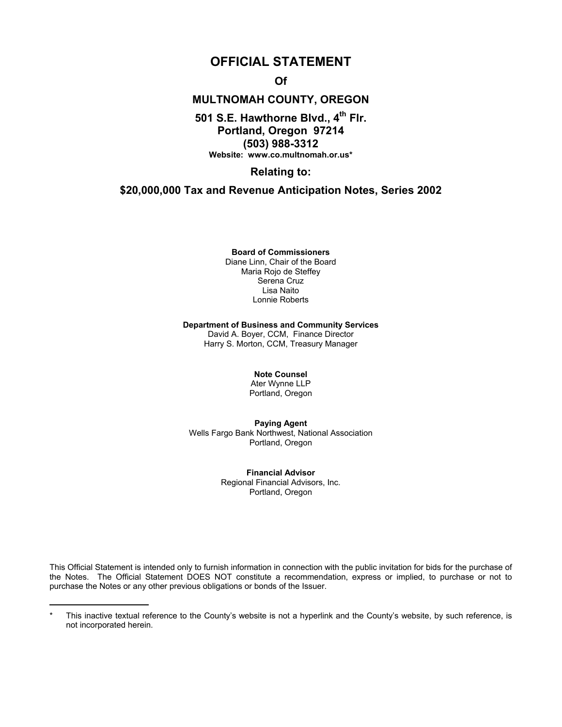# OFFICIAL STATEMENT

**Of**

## MULTNOMAH COUNTY, OREGON

**501 S.E. Hawthorne Blvd., 4th Flr.**
**Portland, Oregon 97214**
**(503) 988-3312**
**Website: www.co.multnomah.or.us***

**Relating to:**

## $20,000,000 Tax and Revenue Anticipation Notes, Series 2002

**Board of Commissioners**
Diane Linn, Chair of the Board
Maria Rojo de Steffey
Serena Cruz
Lisa Naito
Lonnie Roberts

**Department of Business and Community Services**
David A. Boyer, CCM, Finance Director
Harry S. Morton, CCM, Treasury Manager

**Note Counsel**
Ater Wynne LLP
Portland, Oregon

**Paying Agent**
Wells Fargo Bank Northwest, National Association
Portland, Oregon

**Financial Advisor**
Regional Financial Advisors, Inc.
Portland, Oregon

This Official Statement is intended only to furnish information in connection with the public invitation for bids for the purchase of the Notes. The Official Statement DOES NOT constitute a recommendation, express or implied, to purchase or not to purchase the Notes or any other previous obligations or bonds of the Issuer.

---

\* This inactive textual reference to the County's website is not a hyperlink and the County's website, by such reference, is not incorporated herein.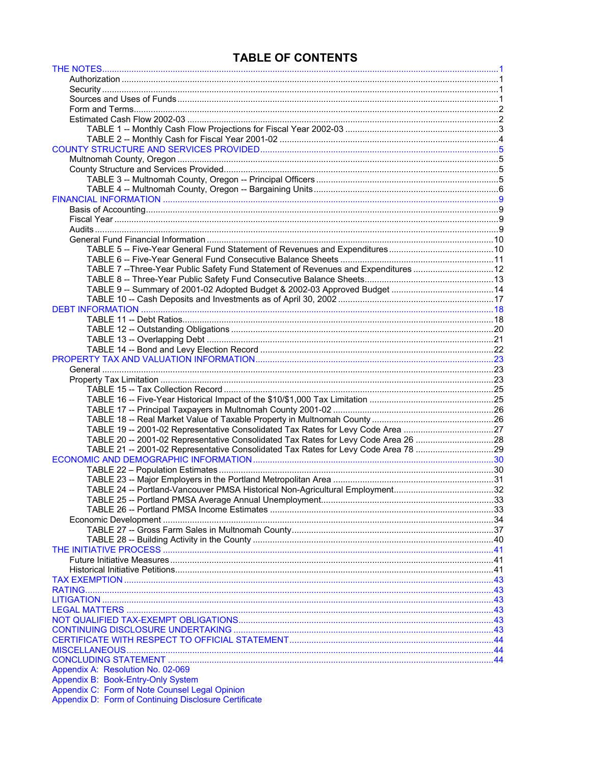# TABLE OF CONTENTS

| | |
|---|---|
| THE NOTES | 1 |
| Authorization | 1 |
| Security | 1 |
| Sources and Uses of Funds | 1 |
| Form and Terms | 2 |
| Estimated Cash Flow 2002-03 | 2 |
| TABLE 1 -- Monthly Cash Flow Projections for Fiscal Year 2002-03 | 3 |
| TABLE 2 -- Monthly Cash for Fiscal Year 2001-02 | 4 |
| COUNTY STRUCTURE AND SERVICES PROVIDED | 5 |
| Multnomah County, Oregon | 5 |
| County Structure and Services Provided | 5 |
| TABLE 3 -- Multnomah County, Oregon -- Principal Officers | 5 |
| TABLE 4 -- Multnomah County, Oregon -- Bargaining Units | 6 |
| FINANCIAL INFORMATION | 9 |
| Basis of Accounting | 9 |
| Fiscal Year | 9 |
| Audits | 9 |
| General Fund Financial Information | 10 |
| TABLE 5 -- Five-Year General Fund Statement of Revenues and Expenditures | 10 |
| TABLE 6 -- Five-Year General Fund Consecutive Balance Sheets | 11 |
| TABLE 7 --Three-Year Public Safety Fund Statement of Revenues and Expenditures | 12 |
| TABLE 8 -- Three-Year Public Safety Fund Consecutive Balance Sheets | 13 |
| TABLE 9 -- Summary of 2001-02 Adopted Budget & 2002-03 Approved Budget | 14 |
| TABLE 10 -- Cash Deposits and Investments as of April 30, 2002 | 17 |
| DEBT INFORMATION | 18 |
| TABLE 11 -- Debt Ratios | 18 |
| TABLE 12 -- Outstanding Obligations | 20 |
| TABLE 13 -- Overlapping Debt | 21 |
| TABLE 14 -- Bond and Levy Election Record | 22 |
| PROPERTY TAX AND VALUATION INFORMATION | 23 |
| General | 23 |
| Property Tax Limitation | 23 |
| TABLE 15 -- Tax Collection Record | 25 |
| TABLE 16 -- Five-Year Historical Impact of the $10/$1,000 Tax Limitation | 25 |
| TABLE 17 -- Principal Taxpayers in Multnomah County 2001-02 | 26 |
| TABLE 18 -- Real Market Value of Taxable Property in Multnomah County | 26 |
| TABLE 19 -- 2001-02 Representative Consolidated Tax Rates for Levy Code Area | 27 |
| TABLE 20 -- 2001-02 Representative Consolidated Tax Rates for Levy Code Area 26 | 28 |
| TABLE 21 -- 2001-02 Representative Consolidated Tax Rates for Levy Code Area 78 | 29 |
| ECONOMIC AND DEMOGRAPHIC INFORMATION | 30 |
| TABLE 22 – Population Estimates | 30 |
| TABLE 23 -- Major Employers in the Portland Metropolitan Area | 31 |
| TABLE 24 -- Portland-Vancouver PMSA Historical Non-Agricultural Employment | 32 |
| TABLE 25 -- Portland PMSA Average Annual Unemployment | 33 |
| TABLE 26 -- Portland PMSA Income Estimates | 33 |
| Economic Development | 34 |
| TABLE 27 -- Gross Farm Sales in Multnomah County | 37 |
| TABLE 28 -- Building Activity in the County | 40 |
| THE INITIATIVE PROCESS | 41 |
| Future Initiative Measures | 41 |
| Historical Initiative Petitions | 41 |
| TAX EXEMPTION | 43 |
| RATING | 43 |
| LITIGATION | 43 |
| LEGAL MATTERS | 43 |
| NOT QUALIFIED TAX-EXEMPT OBLIGATIONS | 43 |
| CONTINUING DISCLOSURE UNDERTAKING | 43 |
| CERTIFICATE WITH RESPECT TO OFFICIAL STATEMENT | 44 |
| MISCELLANEOUS | 44 |
| CONCLUDING STATEMENT | 44 |

Appendix A: Resolution No. 02-069
Appendix B: Book-Entry-Only System
Appendix C: Form of Note Counsel Legal Opinion
Appendix D: Form of Continuing Disclosure Certificate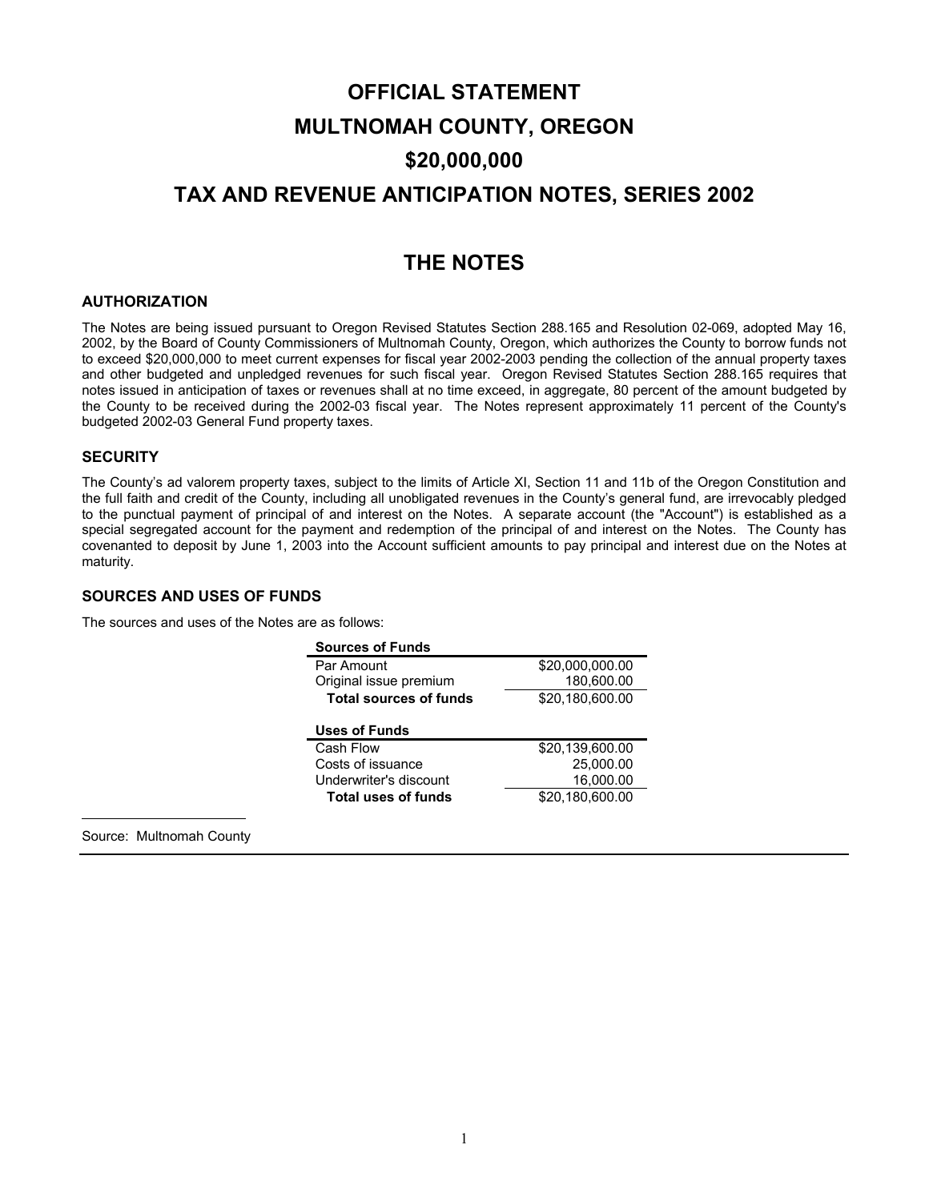# OFFICIAL STATEMENT

# MULTNOMAH COUNTY, OREGON

# $20,000,000

# TAX AND REVENUE ANTICIPATION NOTES, SERIES 2002

## THE NOTES

### AUTHORIZATION

The Notes are being issued pursuant to Oregon Revised Statutes Section 288.165 and Resolution 02-069, adopted May 16, 2002, by the Board of County Commissioners of Multnomah County, Oregon, which authorizes the County to borrow funds not to exceed $20,000,000 to meet current expenses for fiscal year 2002-2003 pending the collection of the annual property taxes and other budgeted and unpledged revenues for such fiscal year. Oregon Revised Statutes Section 288.165 requires that notes issued in anticipation of taxes or revenues shall at no time exceed, in aggregate, 80 percent of the amount budgeted by the County to be received during the 2002-03 fiscal year. The Notes represent approximately 11 percent of the County's budgeted 2002-03 General Fund property taxes.

### SECURITY

The County's ad valorem property taxes, subject to the limits of Article XI, Section 11 and 11b of the Oregon Constitution and the full faith and credit of the County, including all unobligated revenues in the County's general fund, are irrevocably pledged to the punctual payment of principal of and interest on the Notes. A separate account (the "Account") is established as a special segregated account for the payment and redemption of the principal of and interest on the Notes. The County has covenanted to deposit by June 1, 2003 into the Account sufficient amounts to pay principal and interest due on the Notes at maturity.

### SOURCES AND USES OF FUNDS

The sources and uses of the Notes are as follows:

| **Sources of Funds** | |
|---|---|
| Par Amount | $20,000,000.00 |
| Original issue premium | 180,600.00 |
| **Total sources of funds** | $20,180,600.00 |
| | |
| **Uses of Funds** | |
| Cash Flow | $20,139,600.00 |
| Costs of issuance | 25,000.00 |
| Underwriter's discount | 16,000.00 |
| **Total uses of funds** | $20,180,600.00 |

Source: Multnomah County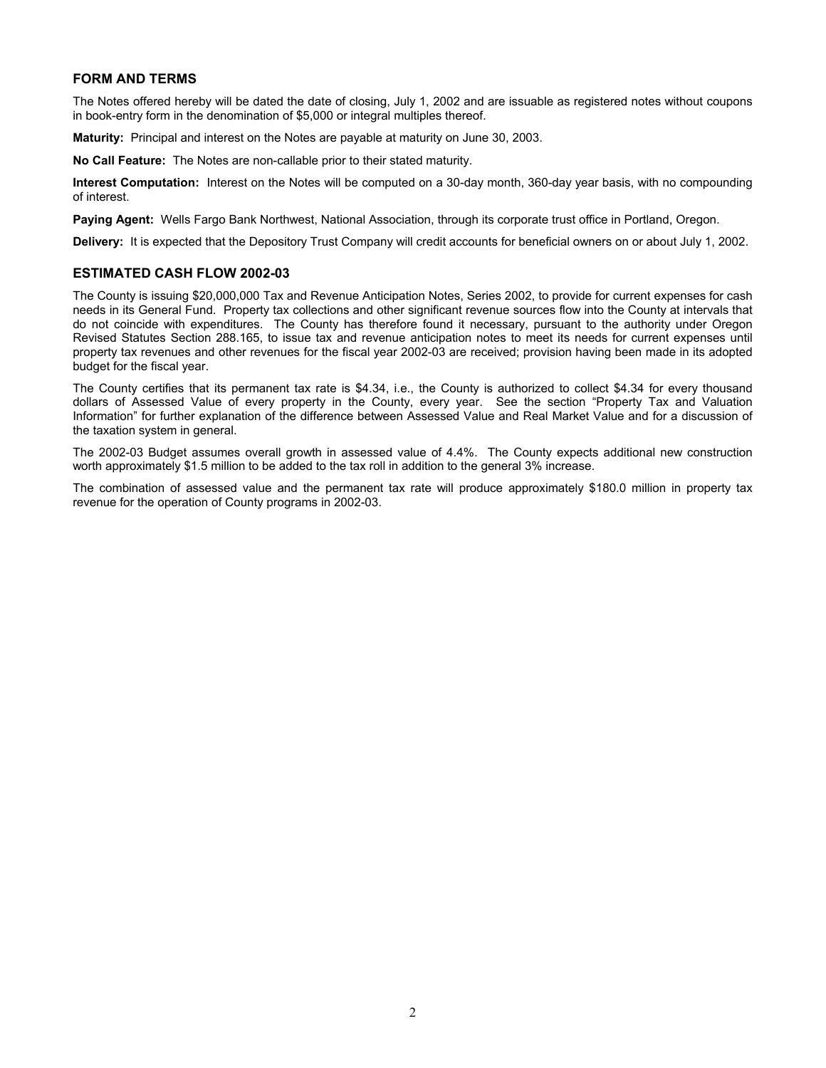## FORM AND TERMS

The Notes offered hereby will be dated the date of closing, July 1, 2002 and are issuable as registered notes without coupons in book-entry form in the denomination of $5,000 or integral multiples thereof.

**Maturity:** Principal and interest on the Notes are payable at maturity on June 30, 2003.

**No Call Feature:** The Notes are non-callable prior to their stated maturity.

**Interest Computation:** Interest on the Notes will be computed on a 30-day month, 360-day year basis, with no compounding of interest.

**Paying Agent:** Wells Fargo Bank Northwest, National Association, through its corporate trust office in Portland, Oregon.

**Delivery:** It is expected that the Depository Trust Company will credit accounts for beneficial owners on or about July 1, 2002.

## ESTIMATED CASH FLOW 2002-03

The County is issuing $20,000,000 Tax and Revenue Anticipation Notes, Series 2002, to provide for current expenses for cash needs in its General Fund. Property tax collections and other significant revenue sources flow into the County at intervals that do not coincide with expenditures. The County has therefore found it necessary, pursuant to the authority under Oregon Revised Statutes Section 288.165, to issue tax and revenue anticipation notes to meet its needs for current expenses until property tax revenues and other revenues for the fiscal year 2002-03 are received; provision having been made in its adopted budget for the fiscal year.

The County certifies that its permanent tax rate is $4.34, i.e., the County is authorized to collect $4.34 for every thousand dollars of Assessed Value of every property in the County, every year. See the section "Property Tax and Valuation Information" for further explanation of the difference between Assessed Value and Real Market Value and for a discussion of the taxation system in general.

The 2002-03 Budget assumes overall growth in assessed value of 4.4%. The County expects additional new construction worth approximately $1.5 million to be added to the tax roll in addition to the general 3% increase.

The combination of assessed value and the permanent tax rate will produce approximately $180.0 million in property tax revenue for the operation of County programs in 2002-03.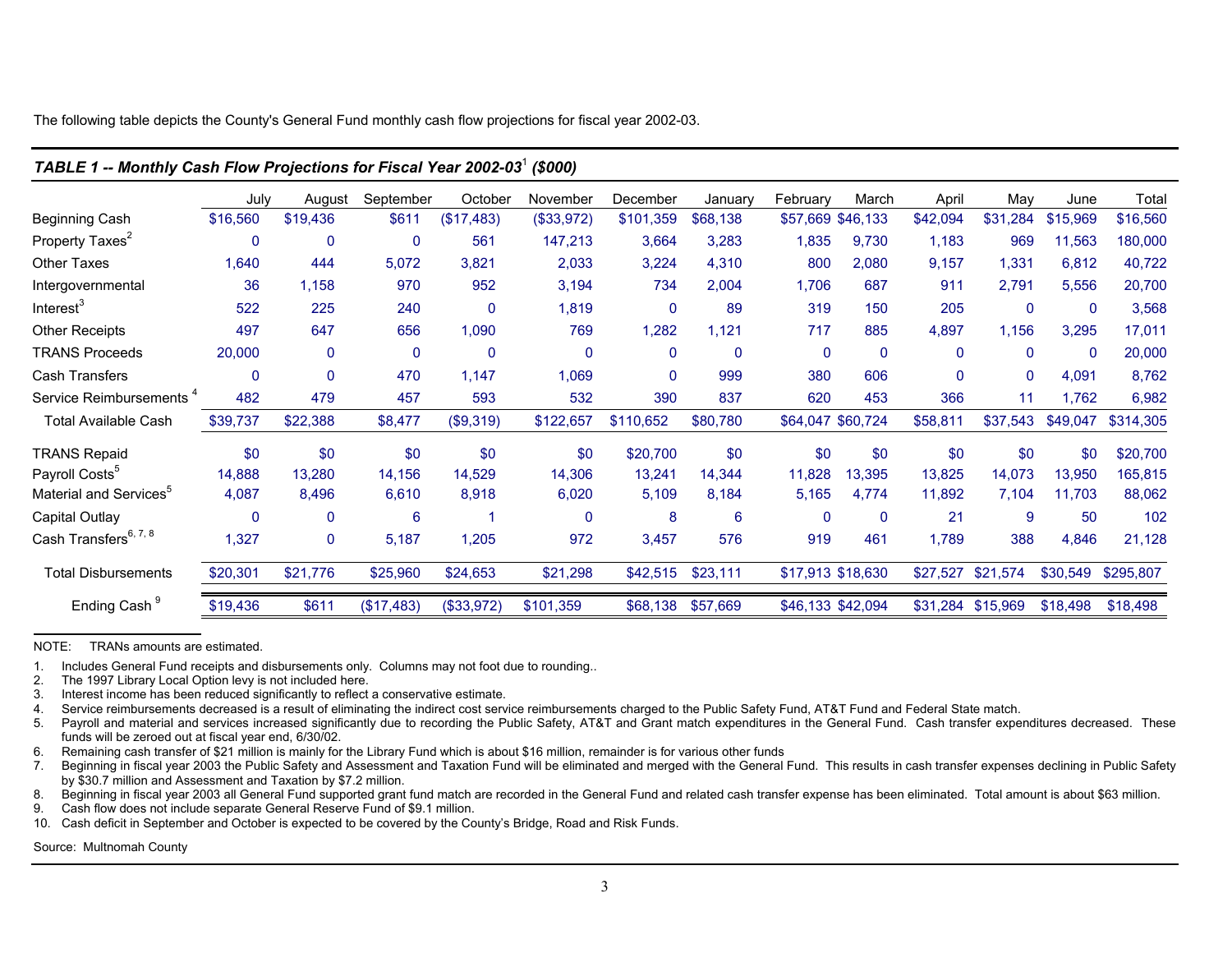The following table depicts the County's General Fund monthly cash flow projections for fiscal year 2002-03.

***TABLE 1 -- Monthly Cash Flow Projections for Fiscal Year 2002-03[1] ($000)***

| | July | August | September | October | November | December | January | February | March | April | May | June | Total |
|---|---|---|---|---|---|---|---|---|---|---|---|---|---|
| Beginning Cash | $16,560 | $19,436 | $611 | ($17,483) | ($33,972) | $101,359 | $68,138 | $57,669 | $46,133 | $42,094 | $31,284 | $15,969 | $16,560 |
| Property Taxes[2] | 0 | 0 | 0 | 561 | 147,213 | 3,664 | 3,283 | 1,835 | 9,730 | 1,183 | 969 | 11,563 | 180,000 |
| Other Taxes | 1,640 | 444 | 5,072 | 3,821 | 2,033 | 3,224 | 4,310 | 800 | 2,080 | 9,157 | 1,331 | 6,812 | 40,722 |
| Intergovernmental | 36 | 1,158 | 970 | 952 | 3,194 | 734 | 2,004 | 1,706 | 687 | 911 | 2,791 | 5,556 | 20,700 |
| Interest[3] | 522 | 225 | 240 | 0 | 1,819 | 0 | 89 | 319 | 150 | 205 | 0 | 0 | 3,568 |
| Other Receipts | 497 | 647 | 656 | 1,090 | 769 | 1,282 | 1,121 | 717 | 885 | 4,897 | 1,156 | 3,295 | 17,011 |
| TRANS Proceeds | 20,000 | 0 | 0 | 0 | 0 | 0 | 0 | 0 | 0 | 0 | 0 | 0 | 20,000 |
| Cash Transfers | 0 | 0 | 470 | 1,147 | 1,069 | 0 | 999 | 380 | 606 | 0 | 0 | 4,091 | 8,762 |
| Service Reimbursements[4] | 482 | 479 | 457 | 593 | 532 | 390 | 837 | 620 | 453 | 366 | 11 | 1,762 | 6,982 |
| Total Available Cash | $39,737 | $22,388 | $8,477 | ($9,319) | $122,657 | $110,652 | $80,780 | $64,047 | $60,724 | $58,811 | $37,543 | $49,047 | $314,305 |
| TRANS Repaid | $0 | $0 | $0 | $0 | $0 | $20,700 | $0 | $0 | $0 | $0 | $0 | $0 | $20,700 |
| Payroll Costs[5] | 14,888 | 13,280 | 14,156 | 14,529 | 14,306 | 13,241 | 14,344 | 11,828 | 13,395 | 13,825 | 14,073 | 13,950 | 165,815 |
| Material and Services[5] | 4,087 | 8,496 | 6,610 | 8,918 | 6,020 | 5,109 | 8,184 | 5,165 | 4,774 | 11,892 | 7,104 | 11,703 | 88,062 |
| Capital Outlay | 0 | 0 | 6 | 1 | 0 | 8 | 6 | 0 | 0 | 21 | 9 | 50 | 102 |
| Cash Transfers[6, 7, 8] | 1,327 | 0 | 5,187 | 1,205 | 972 | 3,457 | 576 | 919 | 461 | 1,789 | 388 | 4,846 | 21,128 |
| Total Disbursements | $20,301 | $21,776 | $25,960 | $24,653 | $21,298 | $42,515 | $23,111 | $17,913 | $18,630 | $27,527 | $21,574 | $30,549 | $295,807 |
| Ending Cash[9] | $19,436 | $611 | ($17,483) | ($33,972) | $101,359 | $68,138 | $57,669 | $46,133 | $42,094 | $31,284 | $15,969 | $18,498 | $18,498 |

NOTE: TRANs amounts are estimated.

1. Includes General Fund receipts and disbursements only. Columns may not foot due to rounding..
2. The 1997 Library Local Option levy is not included here.
3. Interest income has been reduced significantly to reflect a conservative estimate.
4. Service reimbursements decreased is a result of eliminating the indirect cost service reimbursements charged to the Public Safety Fund, AT&T Fund and Federal State match.
5. Payroll and material and services increased significantly due to recording the Public Safety, AT&T and Grant match expenditures in the General Fund. Cash transfer expenditures decreased. These funds will be zeroed out at fiscal year end, 6/30/02.
6. Remaining cash transfer of $21 million is mainly for the Library Fund which is about $16 million, remainder is for various other funds
7. Beginning in fiscal year 2003 the Public Safety and Assessment and Taxation Fund will be eliminated and merged with the General Fund. This results in cash transfer expenses declining in Public Safety by $30.7 million and Assessment and Taxation by $7.2 million.
8. Beginning in fiscal year 2003 all General Fund supported grant fund match are recorded in the General Fund and related cash transfer expense has been eliminated. Total amount is about $63 million.
9. Cash flow does not include separate General Reserve Fund of $9.1 million.
10. Cash deficit in September and October is expected to be covered by the County's Bridge, Road and Risk Funds.

Source: Multnomah County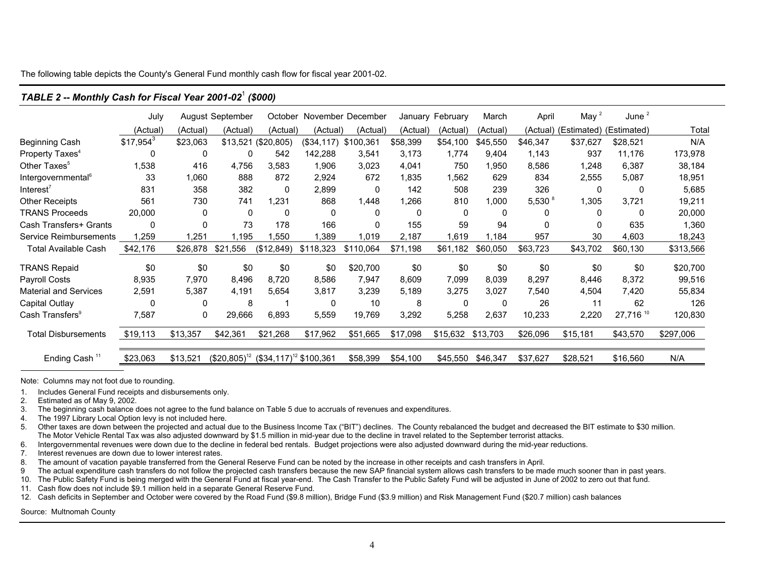The following table depicts the County's General Fund monthly cash flow for fiscal year 2001-02.

***TABLE 2 -- Monthly Cash for Fiscal Year 2001-02[1] ($000)***

| | July (Actual) | August (Actual) | September (Actual) | October (Actual) | November (Actual) | December (Actual) | January (Actual) | February (Actual) | March (Actual) | April (Actual) | May [2] (Estimated) | June [2] (Estimated) | Total |
|---|---|---|---|---|---|---|---|---|---|---|---|---|---|
| Beginning Cash | $17,954[3] | $23,063 | $13,521 | ($20,805) | ($34,117) | $100,361 | $58,399 | $54,100 | $45,550 | $46,347 | $37,627 | $28,521 | N/A |
| Property Taxes[4] | 0 | 0 | 0 | 542 | 142,288 | 3,541 | 3,173 | 1,774 | 9,404 | 1,143 | 937 | 11,176 | 173,978 |
| Other Taxes[5] | 1,538 | 416 | 4,756 | 3,583 | 1,906 | 3,023 | 4,041 | 750 | 1,950 | 8,586 | 1,248 | 6,387 | 38,184 |
| Intergovernmental[6] | 33 | 1,060 | 888 | 872 | 2,924 | 672 | 1,835 | 1,562 | 629 | 834 | 2,555 | 5,087 | 18,951 |
| Interest[7] | 831 | 358 | 382 | 0 | 2,899 | 0 | 142 | 508 | 239 | 326 | 0 | 0 | 5,685 |
| Other Receipts | 561 | 730 | 741 | 1,231 | 868 | 1,448 | 1,266 | 810 | 1,000 | 5,530[8] | 1,305 | 3,721 | 19,211 |
| TRANS Proceeds | 20,000 | 0 | 0 | 0 | 0 | 0 | 0 | 0 | 0 | 0 | 0 | 0 | 20,000 |
| Cash Transfers+ Grants | 0 | 0 | 73 | 178 | 166 | 0 | 155 | 59 | 94 | 0 | 0 | 635 | 1,360 |
| Service Reimbursements | 1,259 | 1,251 | 1,195 | 1,550 | 1,389 | 1,019 | 2,187 | 1,619 | 1,184 | 957 | 30 | 4,603 | 18,243 |
| Total Available Cash | $42,176 | $26,878 | $21,556 | ($12,849) | $118,323 | $110,064 | $71,198 | $61,182 | $60,050 | $63,723 | $43,702 | $60,130 | $313,566 |
| TRANS Repaid | $0 | $0 | $0 | $0 | $0 | $20,700 | $0 | $0 | $0 | $0 | $0 | $0 | $20,700 |
| Payroll Costs | 8,935 | 7,970 | 8,496 | 8,720 | 8,586 | 7,947 | 8,609 | 7,099 | 8,039 | 8,297 | 8,446 | 8,372 | 99,516 |
| Material and Services | 2,591 | 5,387 | 4,191 | 5,654 | 3,817 | 3,239 | 5,189 | 3,275 | 3,027 | 7,540 | 4,504 | 7,420 | 55,834 |
| Capital Outlay | 0 | 0 | 8 | 1 | 0 | 10 | 8 | 0 | 0 | 26 | 11 | 62 | 126 |
| Cash Transfers[9] | 7,587 | 0 | 29,666 | 6,893 | 5,559 | 19,769 | 3,292 | 5,258 | 2,637 | 10,233 | 2,220 | 27,716[10] | 120,830 |
| Total Disbursements | $19,113 | $13,357 | $42,361 | $21,268 | $17,962 | $51,665 | $17,098 | $15,632 | $13,703 | $26,096 | $15,181 | $43,570 | $297,006 |
| Ending Cash[11] | $23,063 | $13,521 | ($20,805)[12] | ($34,117)[12] | $100,361 | $58,399 | $54,100 | $45,550 | $46,347 | $37,627 | $28,521 | $16,560 | N/A |

Note: Columns may not foot due to rounding.

1. Includes General Fund receipts and disbursements only.
2. Estimated as of May 9, 2002.
3. The beginning cash balance does not agree to the fund balance on Table 5 due to accruals of revenues and expenditures.
4. The 1997 Library Local Option levy is not included here.
5. Other taxes are down between the projected and actual due to the Business Income Tax ("BIT") declines. The County rebalanced the budget and decreased the BIT estimate to $30 million. The Motor Vehicle Rental Tax was also adjusted downward by $1.5 million in mid-year due to the decline in travel related to the September terrorist attacks.
6. Intergovernmental revenues were down due to the decline in federal bed rentals. Budget projections were also adjusted downward during the mid-year reductions.
7. Interest revenues are down due to lower interest rates.
8. The amount of vacation payable transferred from the General Reserve Fund can be noted by the increase in other receipts and cash transfers in April.
9. The actual expenditure cash transfers do not follow the projected cash transfers because the new SAP financial system allows cash transfers to be made much sooner than in past years.
10. The Public Safety Fund is being merged with the General Fund at fiscal year-end. The Cash Transfer to the Public Safety Fund will be adjusted in June of 2002 to zero out that fund.
11. Cash flow does not include $9.1 million held in a separate General Reserve Fund.
12. Cash deficits in September and October were covered by the Road Fund ($9.8 million), Bridge Fund ($3.9 million) and Risk Management Fund ($20.7 million) cash balances

Source: Multnomah County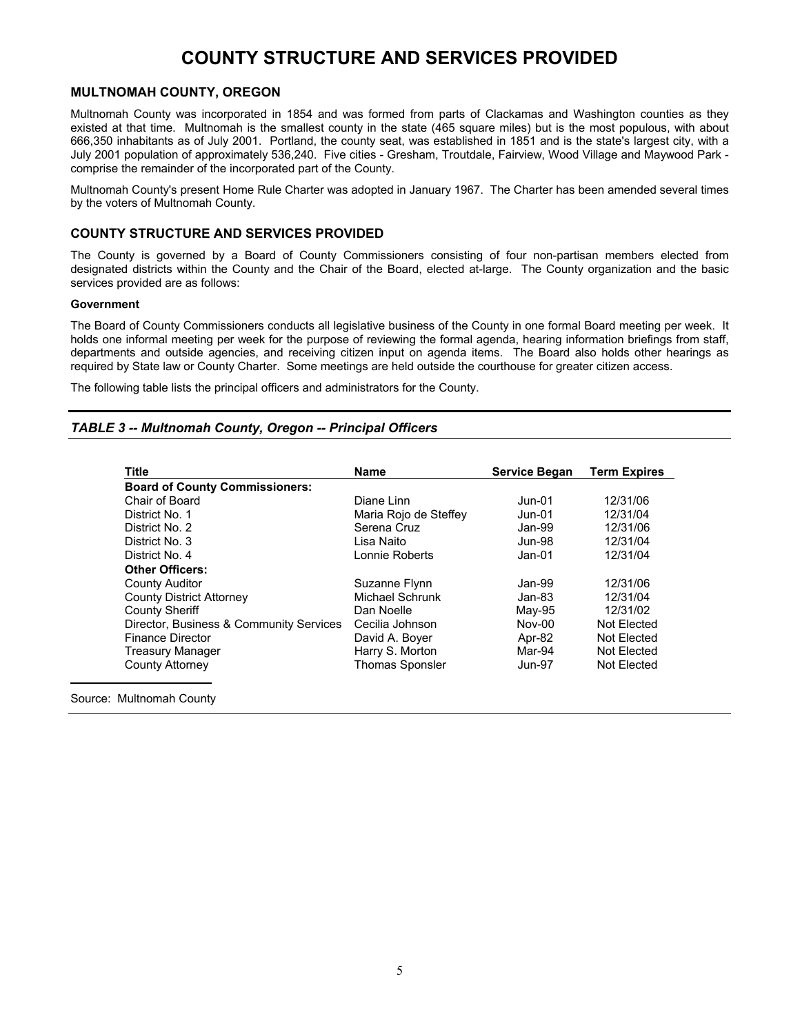# COUNTY STRUCTURE AND SERVICES PROVIDED

## MULTNOMAH COUNTY, OREGON

Multnomah County was incorporated in 1854 and was formed from parts of Clackamas and Washington counties as they existed at that time. Multnomah is the smallest county in the state (465 square miles) but is the most populous, with about 666,350 inhabitants as of July 2001. Portland, the county seat, was established in 1851 and is the state's largest city, with a July 2001 population of approximately 536,240. Five cities - Gresham, Troutdale, Fairview, Wood Village and Maywood Park - comprise the remainder of the incorporated part of the County.

Multnomah County's present Home Rule Charter was adopted in January 1967. The Charter has been amended several times by the voters of Multnomah County.

## COUNTY STRUCTURE AND SERVICES PROVIDED

The County is governed by a Board of County Commissioners consisting of four non-partisan members elected from designated districts within the County and the Chair of the Board, elected at-large. The County organization and the basic services provided are as follows:

**Government**

The Board of County Commissioners conducts all legislative business of the County in one formal Board meeting per week. It holds one informal meeting per week for the purpose of reviewing the formal agenda, hearing information briefings from staff, departments and outside agencies, and receiving citizen input on agenda items. The Board also holds other hearings as required by State law or County Charter. Some meetings are held outside the courthouse for greater citizen access.

The following table lists the principal officers and administrators for the County.

***TABLE 3 -- Multnomah County, Oregon -- Principal Officers***

| Title | Name | Service Began | Term Expires |
|---|---|---|---|
| **Board of County Commissioners:** | | | |
| Chair of Board | Diane Linn | Jun-01 | 12/31/06 |
| District No. 1 | Maria Rojo de Steffey | Jun-01 | 12/31/04 |
| District No. 2 | Serena Cruz | Jan-99 | 12/31/06 |
| District No. 3 | Lisa Naito | Jun-98 | 12/31/04 |
| District No. 4 | Lonnie Roberts | Jan-01 | 12/31/04 |
| **Other Officers:** | | | |
| County Auditor | Suzanne Flynn | Jan-99 | 12/31/06 |
| County District Attorney | Michael Schrunk | Jan-83 | 12/31/04 |
| County Sheriff | Dan Noelle | May-95 | 12/31/02 |
| Director, Business & Community Services | Cecilia Johnson | Nov-00 | Not Elected |
| Finance Director | David A. Boyer | Apr-82 | Not Elected |
| Treasury Manager | Harry S. Morton | Mar-94 | Not Elected |
| County Attorney | Thomas Sponsler | Jun-97 | Not Elected |

Source: Multnomah County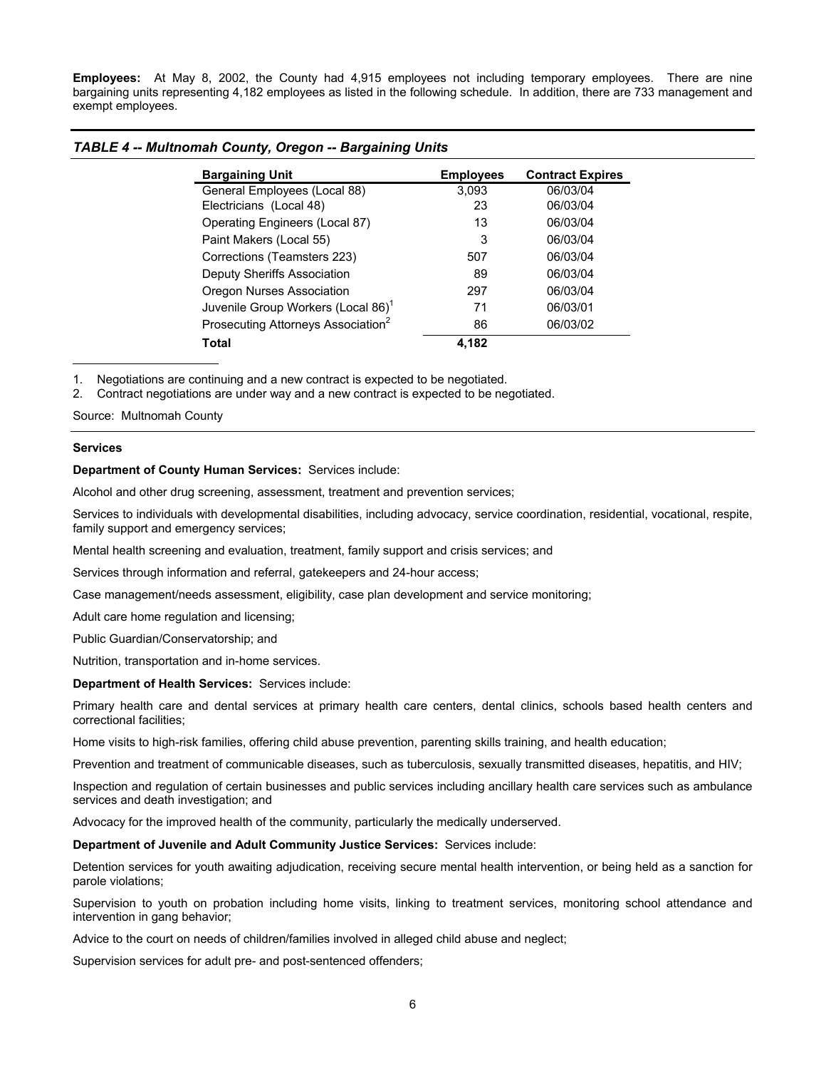**Employees:** At May 8, 2002, the County had 4,915 employees not including temporary employees. There are nine bargaining units representing 4,182 employees as listed in the following schedule. In addition, there are 733 management and exempt employees.

### *TABLE 4 -- Multnomah County, Oregon -- Bargaining Units*

| Bargaining Unit | Employees | Contract Expires |
|---|---|---|
| General Employees (Local 88) | 3,093 | 06/03/04 |
| Electricians (Local 48) | 23 | 06/03/04 |
| Operating Engineers (Local 87) | 13 | 06/03/04 |
| Paint Makers (Local 55) | 3 | 06/03/04 |
| Corrections (Teamsters 223) | 507 | 06/03/04 |
| Deputy Sheriffs Association | 89 | 06/03/04 |
| Oregon Nurses Association | 297 | 06/03/04 |
| Juvenile Group Workers (Local 86)[1] | 71 | 06/03/01 |
| Prosecuting Attorneys Association[2] | 86 | 06/03/02 |
| **Total** | **4,182** | |

1. Negotiations are continuing and a new contract is expected to be negotiated.
2. Contract negotiations are under way and a new contract is expected to be negotiated.

Source: Multnomah County

**Services**

**Department of County Human Services:** Services include:

Alcohol and other drug screening, assessment, treatment and prevention services;

Services to individuals with developmental disabilities, including advocacy, service coordination, residential, vocational, respite, family support and emergency services;

Mental health screening and evaluation, treatment, family support and crisis services; and

Services through information and referral, gatekeepers and 24-hour access;

Case management/needs assessment, eligibility, case plan development and service monitoring;

Adult care home regulation and licensing;

Public Guardian/Conservatorship; and

Nutrition, transportation and in-home services.

**Department of Health Services:** Services include:

Primary health care and dental services at primary health care centers, dental clinics, schools based health centers and correctional facilities;

Home visits to high-risk families, offering child abuse prevention, parenting skills training, and health education;

Prevention and treatment of communicable diseases, such as tuberculosis, sexually transmitted diseases, hepatitis, and HIV;

Inspection and regulation of certain businesses and public services including ancillary health care services such as ambulance services and death investigation; and

Advocacy for the improved health of the community, particularly the medically underserved.

**Department of Juvenile and Adult Community Justice Services:** Services include:

Detention services for youth awaiting adjudication, receiving secure mental health intervention, or being held as a sanction for parole violations;

Supervision to youth on probation including home visits, linking to treatment services, monitoring school attendance and intervention in gang behavior;

Advice to the court on needs of children/families involved in alleged child abuse and neglect;

Supervision services for adult pre- and post-sentenced offenders;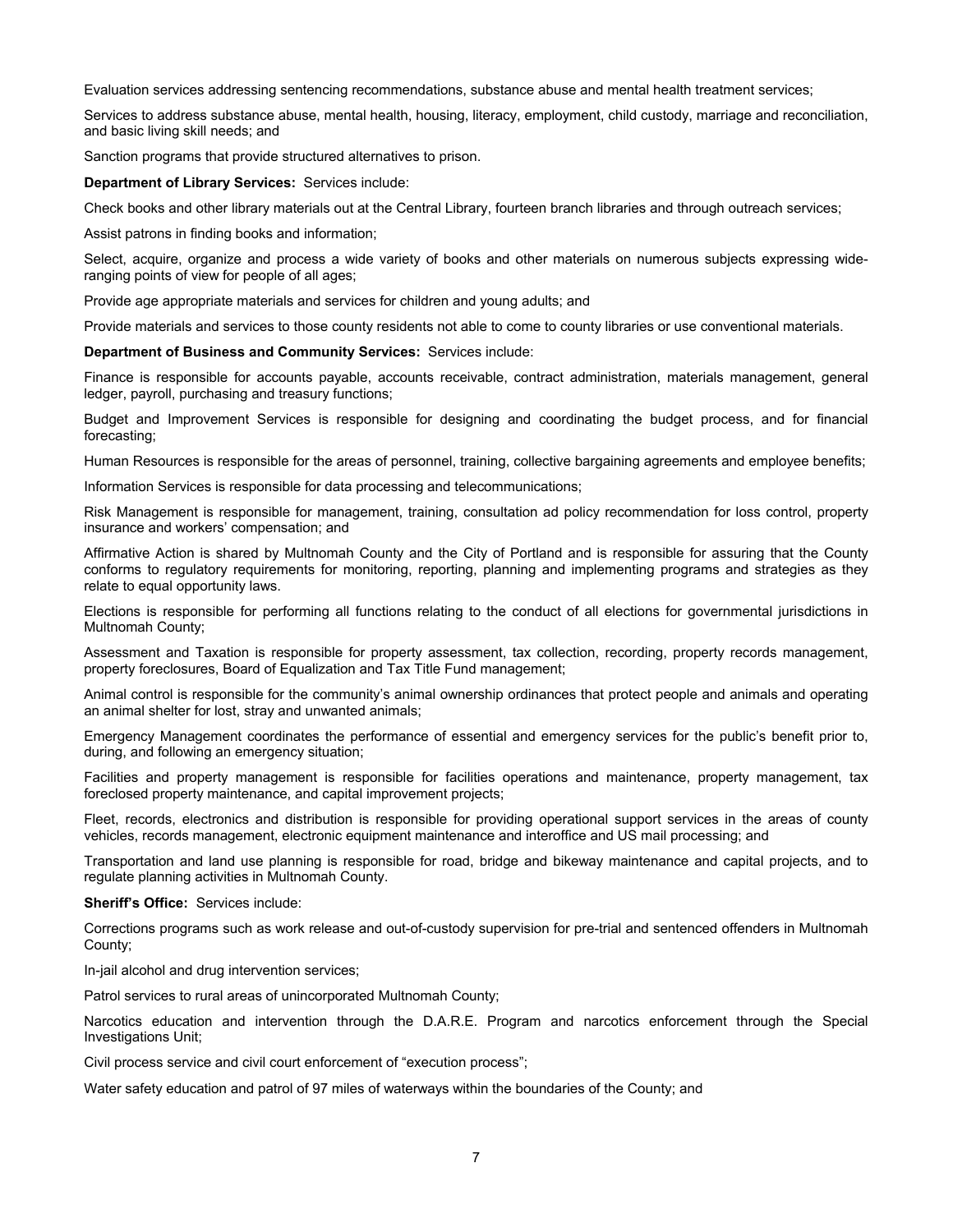Evaluation services addressing sentencing recommendations, substance abuse and mental health treatment services;

Services to address substance abuse, mental health, housing, literacy, employment, child custody, marriage and reconciliation, and basic living skill needs; and

Sanction programs that provide structured alternatives to prison.

**Department of Library Services:** Services include:

Check books and other library materials out at the Central Library, fourteen branch libraries and through outreach services;

Assist patrons in finding books and information;

Select, acquire, organize and process a wide variety of books and other materials on numerous subjects expressing wide-ranging points of view for people of all ages;

Provide age appropriate materials and services for children and young adults; and

Provide materials and services to those county residents not able to come to county libraries or use conventional materials.

**Department of Business and Community Services:** Services include:

Finance is responsible for accounts payable, accounts receivable, contract administration, materials management, general ledger, payroll, purchasing and treasury functions;

Budget and Improvement Services is responsible for designing and coordinating the budget process, and for financial forecasting;

Human Resources is responsible for the areas of personnel, training, collective bargaining agreements and employee benefits;

Information Services is responsible for data processing and telecommunications;

Risk Management is responsible for management, training, consultation ad policy recommendation for loss control, property insurance and workers' compensation; and

Affirmative Action is shared by Multnomah County and the City of Portland and is responsible for assuring that the County conforms to regulatory requirements for monitoring, reporting, planning and implementing programs and strategies as they relate to equal opportunity laws.

Elections is responsible for performing all functions relating to the conduct of all elections for governmental jurisdictions in Multnomah County;

Assessment and Taxation is responsible for property assessment, tax collection, recording, property records management, property foreclosures, Board of Equalization and Tax Title Fund management;

Animal control is responsible for the community's animal ownership ordinances that protect people and animals and operating an animal shelter for lost, stray and unwanted animals;

Emergency Management coordinates the performance of essential and emergency services for the public's benefit prior to, during, and following an emergency situation;

Facilities and property management is responsible for facilities operations and maintenance, property management, tax foreclosed property maintenance, and capital improvement projects;

Fleet, records, electronics and distribution is responsible for providing operational support services in the areas of county vehicles, records management, electronic equipment maintenance and interoffice and US mail processing; and

Transportation and land use planning is responsible for road, bridge and bikeway maintenance and capital projects, and to regulate planning activities in Multnomah County.

**Sheriff's Office:** Services include:

Corrections programs such as work release and out-of-custody supervision for pre-trial and sentenced offenders in Multnomah County;

In-jail alcohol and drug intervention services;

Patrol services to rural areas of unincorporated Multnomah County;

Narcotics education and intervention through the D.A.R.E. Program and narcotics enforcement through the Special Investigations Unit;

Civil process service and civil court enforcement of "execution process";

Water safety education and patrol of 97 miles of waterways within the boundaries of the County; and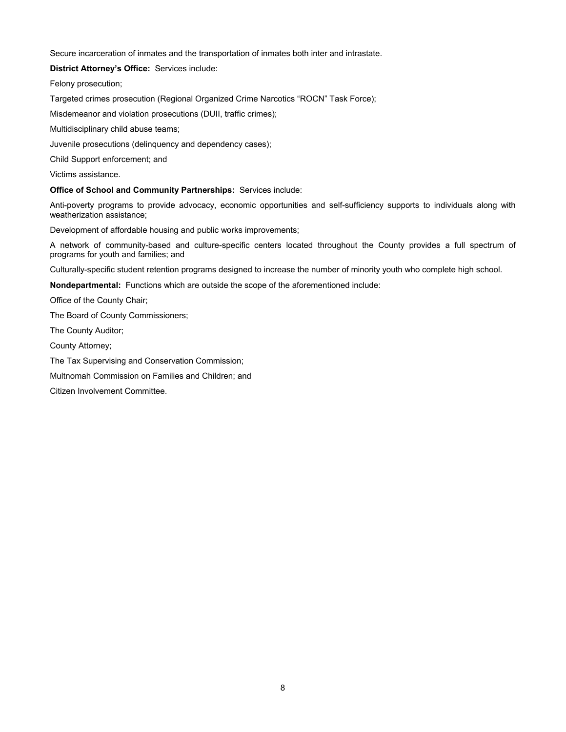Secure incarceration of inmates and the transportation of inmates both inter and intrastate.

**District Attorney's Office:** Services include:

Felony prosecution;

Targeted crimes prosecution (Regional Organized Crime Narcotics "ROCN" Task Force);

Misdemeanor and violation prosecutions (DUII, traffic crimes);

Multidisciplinary child abuse teams;

Juvenile prosecutions (delinquency and dependency cases);

Child Support enforcement; and

Victims assistance.

**Office of School and Community Partnerships:** Services include:

Anti-poverty programs to provide advocacy, economic opportunities and self-sufficiency supports to individuals along with weatherization assistance;

Development of affordable housing and public works improvements;

A network of community-based and culture-specific centers located throughout the County provides a full spectrum of programs for youth and families; and

Culturally-specific student retention programs designed to increase the number of minority youth who complete high school.

**Nondepartmental:** Functions which are outside the scope of the aforementioned include:

Office of the County Chair;

The Board of County Commissioners;

The County Auditor;

County Attorney;

The Tax Supervising and Conservation Commission;

Multnomah Commission on Families and Children; and

Citizen Involvement Committee.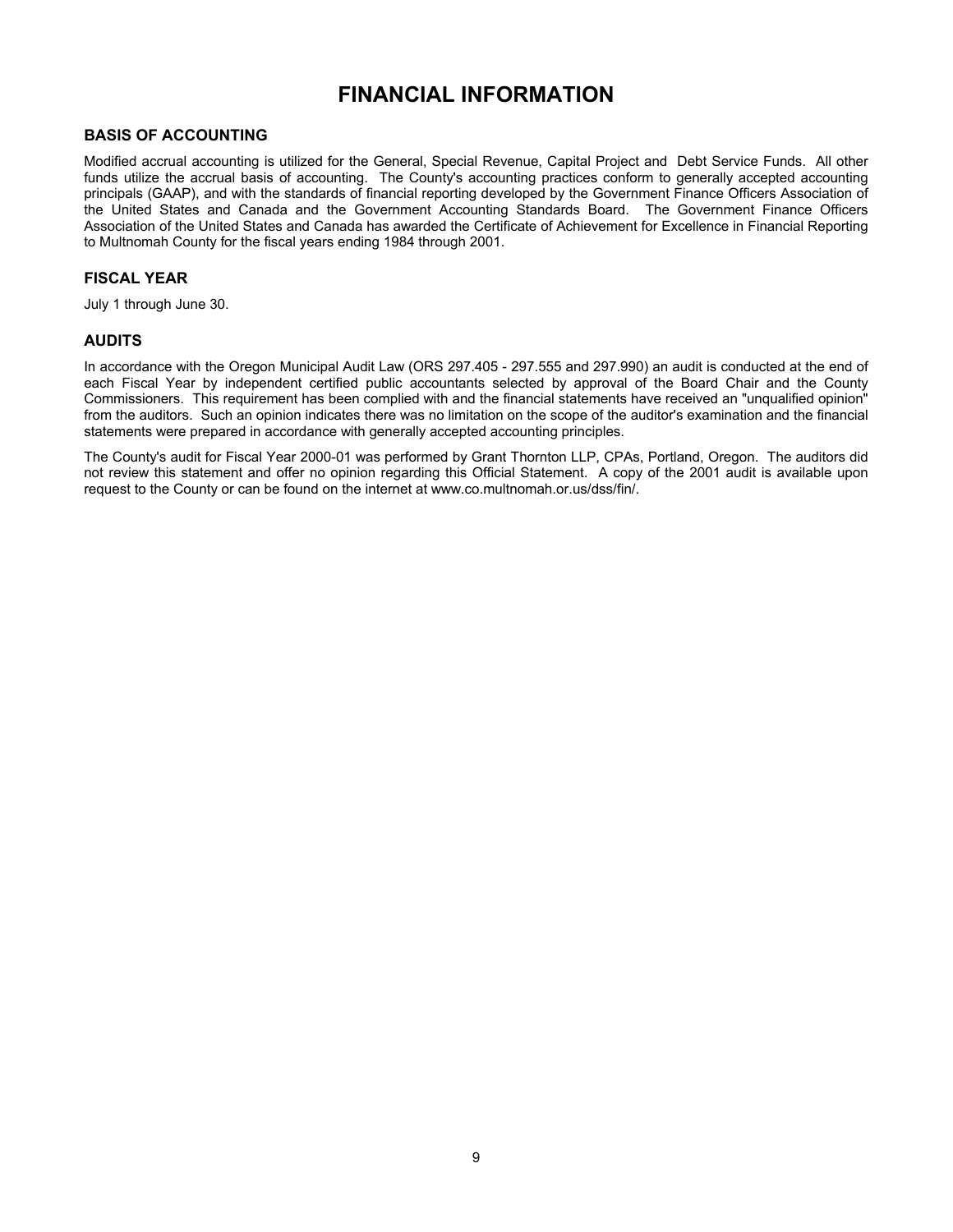# FINANCIAL INFORMATION

## BASIS OF ACCOUNTING

Modified accrual accounting is utilized for the General, Special Revenue, Capital Project and Debt Service Funds. All other funds utilize the accrual basis of accounting. The County's accounting practices conform to generally accepted accounting principals (GAAP), and with the standards of financial reporting developed by the Government Finance Officers Association of the United States and Canada and the Government Accounting Standards Board. The Government Finance Officers Association of the United States and Canada has awarded the Certificate of Achievement for Excellence in Financial Reporting to Multnomah County for the fiscal years ending 1984 through 2001.

## FISCAL YEAR

July 1 through June 30.

## AUDITS

In accordance with the Oregon Municipal Audit Law (ORS 297.405 - 297.555 and 297.990) an audit is conducted at the end of each Fiscal Year by independent certified public accountants selected by approval of the Board Chair and the County Commissioners. This requirement has been complied with and the financial statements have received an "unqualified opinion" from the auditors. Such an opinion indicates there was no limitation on the scope of the auditor's examination and the financial statements were prepared in accordance with generally accepted accounting principles.

The County's audit for Fiscal Year 2000-01 was performed by Grant Thornton LLP, CPAs, Portland, Oregon. The auditors did not review this statement and offer no opinion regarding this Official Statement. A copy of the 2001 audit is available upon request to the County or can be found on the internet at www.co.multnomah.or.us/dss/fin/.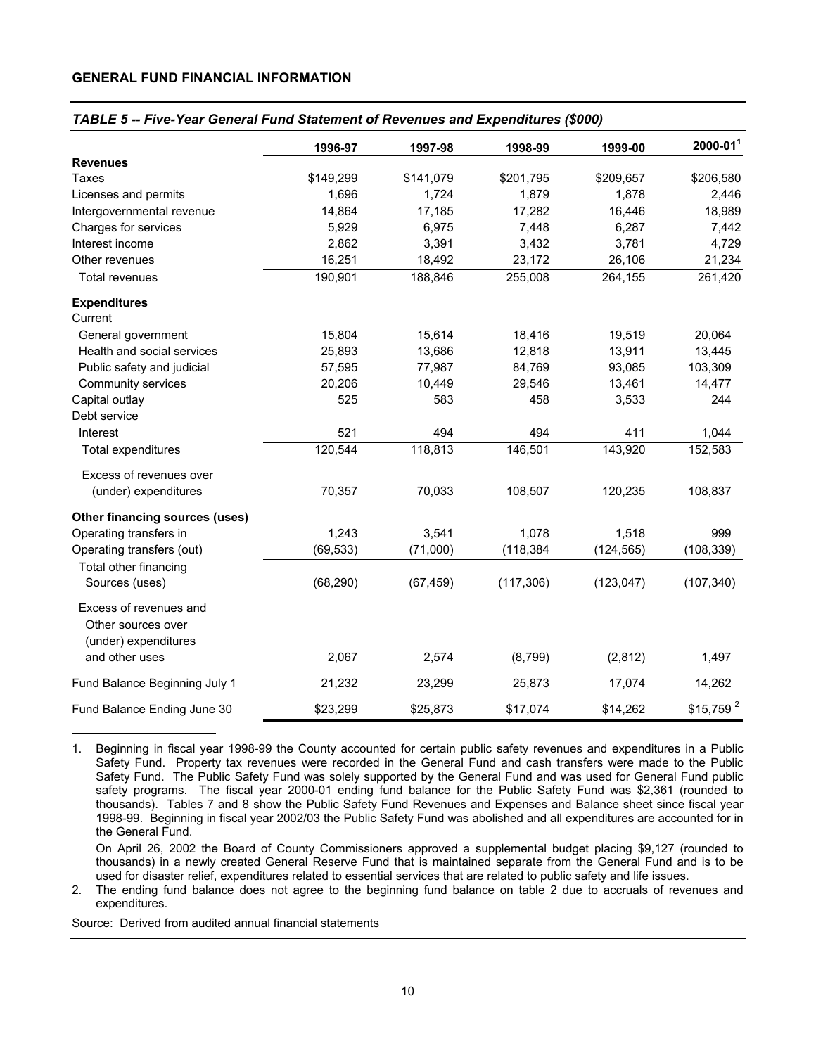## GENERAL FUND FINANCIAL INFORMATION

***TABLE 5 -- Five-Year General Fund Statement of Revenues and Expenditures ($000)***

| | 1996-97 | 1997-98 | 1998-99 | 1999-00 | 2000-01[1] |
|---|---|---|---|---|---|
| **Revenues** | | | | | |
| Taxes | $149,299 | $141,079 | $201,795 | $209,657 | $206,580 |
| Licenses and permits | 1,696 | 1,724 | 1,879 | 1,878 | 2,446 |
| Intergovernmental revenue | 14,864 | 17,185 | 17,282 | 16,446 | 18,989 |
| Charges for services | 5,929 | 6,975 | 7,448 | 6,287 | 7,442 |
| Interest income | 2,862 | 3,391 | 3,432 | 3,781 | 4,729 |
| Other revenues | 16,251 | 18,492 | 23,172 | 26,106 | 21,234 |
| Total revenues | 190,901 | 188,846 | 255,008 | 264,155 | 261,420 |
| **Expenditures** | | | | | |
| Current | | | | | |
| General government | 15,804 | 15,614 | 18,416 | 19,519 | 20,064 |
| Health and social services | 25,893 | 13,686 | 12,818 | 13,911 | 13,445 |
| Public safety and judicial | 57,595 | 77,987 | 84,769 | 93,085 | 103,309 |
| Community services | 20,206 | 10,449 | 29,546 | 13,461 | 14,477 |
| Capital outlay | 525 | 583 | 458 | 3,533 | 244 |
| Debt service | | | | | |
| Interest | 521 | 494 | 494 | 411 | 1,044 |
| Total expenditures | 120,544 | 118,813 | 146,501 | 143,920 | 152,583 |
| Excess of revenues over (under) expenditures | 70,357 | 70,033 | 108,507 | 120,235 | 108,837 |
| **Other financing sources (uses)** | | | | | |
| Operating transfers in | 1,243 | 3,541 | 1,078 | 1,518 | 999 |
| Operating transfers (out) | (69,533) | (71,000) | (118,384 | (124,565) | (108,339) |
| Total other financing Sources (uses) | (68,290) | (67,459) | (117,306) | (123,047) | (107,340) |
| Excess of revenues and Other sources over (under) expenditures and other uses | 2,067 | 2,574 | (8,799) | (2,812) | 1,497 |
| Fund Balance Beginning July 1 | 21,232 | 23,299 | 25,873 | 17,074 | 14,262 |
| Fund Balance Ending June 30 | $23,299 | $25,873 | $17,074 | $14,262 | $15,759 [2] |

1. Beginning in fiscal year 1998-99 the County accounted for certain public safety revenues and expenditures in a Public Safety Fund. Property tax revenues were recorded in the General Fund and cash transfers were made to the Public Safety Fund. The Public Safety Fund was solely supported by the General Fund and was used for General Fund public safety programs. The fiscal year 2000-01 ending fund balance for the Public Safety Fund was $2,361 (rounded to thousands). Tables 7 and 8 show the Public Safety Fund Revenues and Expenses and Balance sheet since fiscal year 1998-99. Beginning in fiscal year 2002/03 the Public Safety Fund was abolished and all expenditures are accounted for in the General Fund.

   On April 26, 2002 the Board of County Commissioners approved a supplemental budget placing $9,127 (rounded to thousands) in a newly created General Reserve Fund that is maintained separate from the General Fund and is to be used for disaster relief, expenditures related to essential services that are related to public safety and life issues.

2. The ending fund balance does not agree to the beginning fund balance on table 2 due to accruals of revenues and expenditures.

Source: Derived from audited annual financial statements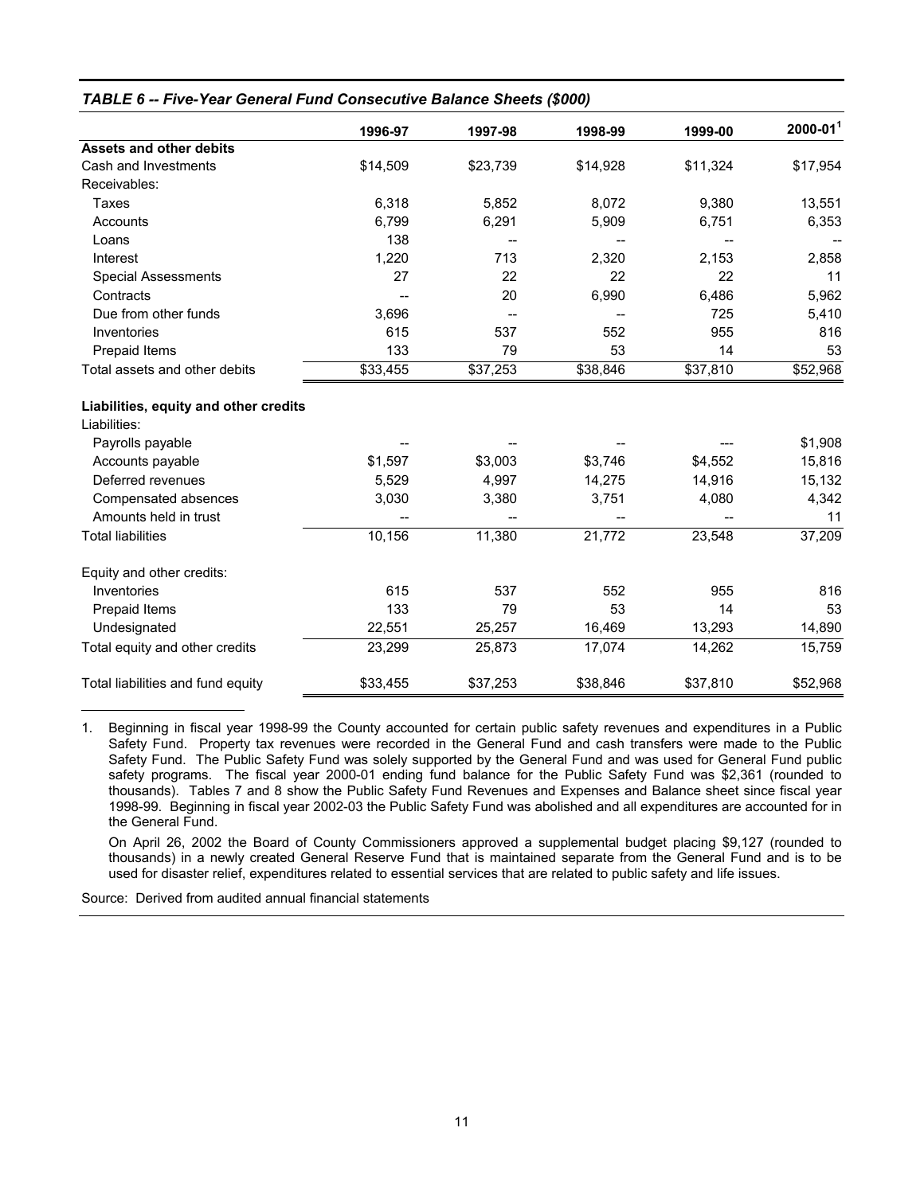***TABLE 6 -- Five-Year General Fund Consecutive Balance Sheets ($000)***

| | 1996-97 | 1997-98 | 1998-99 | 1999-00 | 2000-01[1] |
|---|---|---|---|---|---|
| **Assets and other debits** | | | | | |
| Cash and Investments | $14,509 | $23,739 | $14,928 | $11,324 | $17,954 |
| Receivables: | | | | | |
| Taxes | 6,318 | 5,852 | 8,072 | 9,380 | 13,551 |
| Accounts | 6,799 | 6,291 | 5,909 | 6,751 | 6,353 |
| Loans | 138 | -- | -- | -- | -- |
| Interest | 1,220 | 713 | 2,320 | 2,153 | 2,858 |
| Special Assessments | 27 | 22 | 22 | 22 | 11 |
| Contracts | -- | 20 | 6,990 | 6,486 | 5,962 |
| Due from other funds | 3,696 | -- | -- | 725 | 5,410 |
| Inventories | 615 | 537 | 552 | 955 | 816 |
| Prepaid Items | 133 | 79 | 53 | 14 | 53 |
| Total assets and other debits | $33,455 | $37,253 | $38,846 | $37,810 | $52,968 |
| **Liabilities, equity and other credits** | | | | | |
| Liabilities: | | | | | |
| Payrolls payable | -- | -- | -- | --- | $1,908 |
| Accounts payable | $1,597 | $3,003 | $3,746 | $4,552 | 15,816 |
| Deferred revenues | 5,529 | 4,997 | 14,275 | 14,916 | 15,132 |
| Compensated absences | 3,030 | 3,380 | 3,751 | 4,080 | 4,342 |
| Amounts held in trust | -- | -- | -- | -- | 11 |
| Total liabilities | 10,156 | 11,380 | 21,772 | 23,548 | 37,209 |
| Equity and other credits: | | | | | |
| Inventories | 615 | 537 | 552 | 955 | 816 |
| Prepaid Items | 133 | 79 | 53 | 14 | 53 |
| Undesignated | 22,551 | 25,257 | 16,469 | 13,293 | 14,890 |
| Total equity and other credits | 23,299 | 25,873 | 17,074 | 14,262 | 15,759 |
| Total liabilities and fund equity | $33,455 | $37,253 | $38,846 | $37,810 | $52,968 |

1. Beginning in fiscal year 1998-99 the County accounted for certain public safety revenues and expenditures in a Public Safety Fund. Property tax revenues were recorded in the General Fund and cash transfers were made to the Public Safety Fund. The Public Safety Fund was solely supported by the General Fund and was used for General Fund public safety programs. The fiscal year 2000-01 ending fund balance for the Public Safety Fund was $2,361 (rounded to thousands). Tables 7 and 8 show the Public Safety Fund Revenues and Expenses and Balance sheet since fiscal year 1998-99. Beginning in fiscal year 2002-03 the Public Safety Fund was abolished and all expenditures are accounted for in the General Fund.

   On April 26, 2002 the Board of County Commissioners approved a supplemental budget placing $9,127 (rounded to thousands) in a newly created General Reserve Fund that is maintained separate from the General Fund and is to be used for disaster relief, expenditures related to essential services that are related to public safety and life issues.

Source: Derived from audited annual financial statements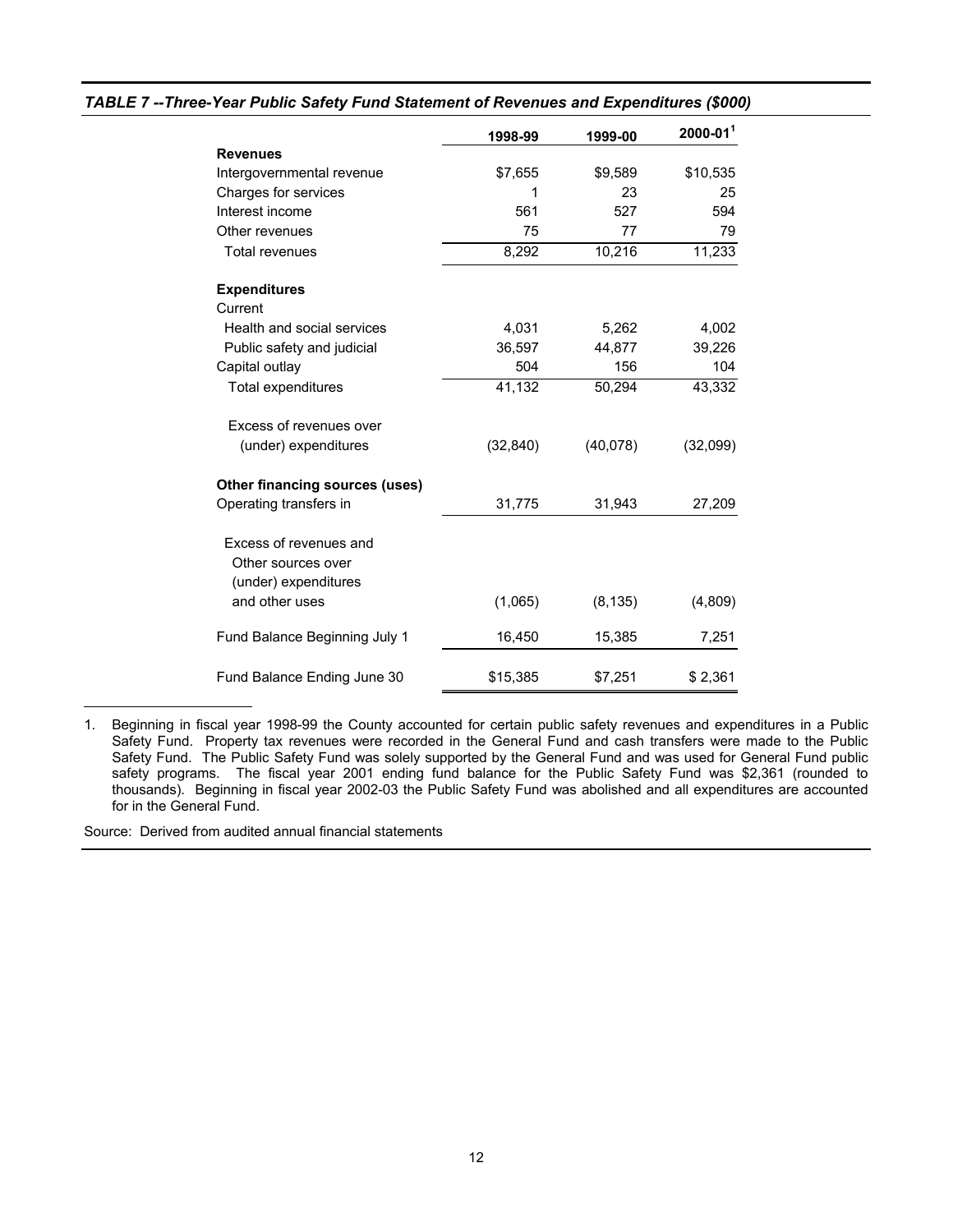***TABLE 7 --Three-Year Public Safety Fund Statement of Revenues and Expenditures ($000)***

| | 1998-99 | 1999-00 | 2000-01[1] |
|---|---|---|---|
| **Revenues** | | | |
| Intergovernmental revenue | $7,655 | $9,589 | $10,535 |
| Charges for services | 1 | 23 | 25 |
| Interest income | 561 | 527 | 594 |
| Other revenues | 75 | 77 | 79 |
| Total revenues | 8,292 | 10,216 | 11,233 |
| **Expenditures** | | | |
| Current | | | |
| Health and social services | 4,031 | 5,262 | 4,002 |
| Public safety and judicial | 36,597 | 44,877 | 39,226 |
| Capital outlay | 504 | 156 | 104 |
| Total expenditures | 41,132 | 50,294 | 43,332 |
| Excess of revenues over (under) expenditures | (32,840) | (40,078) | (32,099) |
| **Other financing sources (uses)** | | | |
| Operating transfers in | 31,775 | 31,943 | 27,209 |
| Excess of revenues and Other sources over (under) expenditures and other uses | (1,065) | (8,135) | (4,809) |
| Fund Balance Beginning July 1 | 16,450 | 15,385 | 7,251 |
| Fund Balance Ending June 30 | $15,385 | $7,251 | $ 2,361 |

1. Beginning in fiscal year 1998-99 the County accounted for certain public safety revenues and expenditures in a Public Safety Fund. Property tax revenues were recorded in the General Fund and cash transfers were made to the Public Safety Fund. The Public Safety Fund was solely supported by the General Fund and was used for General Fund public safety programs. The fiscal year 2001 ending fund balance for the Public Safety Fund was $2,361 (rounded to thousands). Beginning in fiscal year 2002-03 the Public Safety Fund was abolished and all expenditures are accounted for in the General Fund.

Source: Derived from audited annual financial statements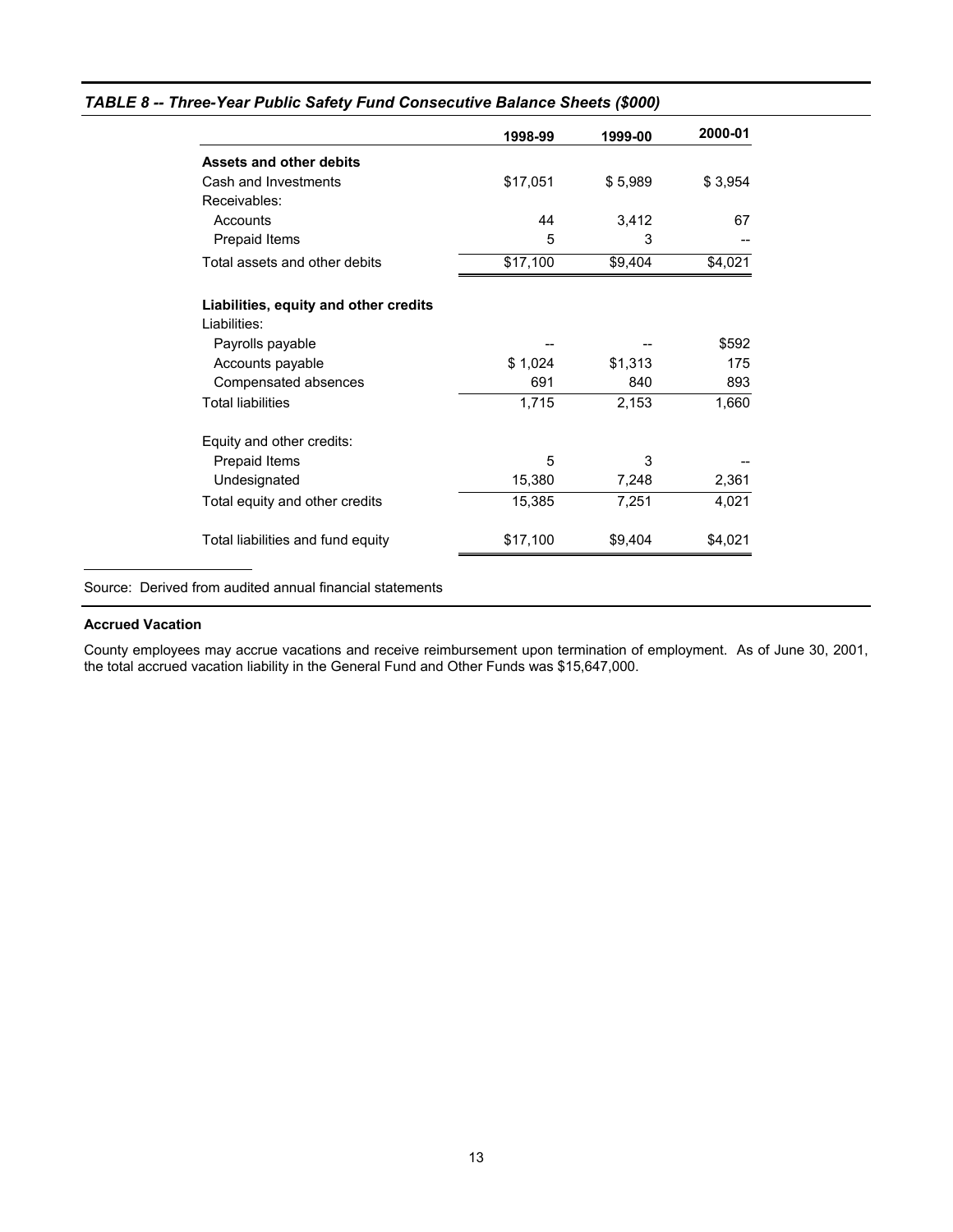### *TABLE 8 -- Three-Year Public Safety Fund Consecutive Balance Sheets ($000)*

| | 1998-99 | 1999-00 | 2000-01 |
|---|---|---|---|
| **Assets and other debits** | | | |
| Cash and Investments | $17,051 | $ 5,989 | $ 3,954 |
| Receivables: | | | |
| Accounts | 44 | 3,412 | 67 |
| Prepaid Items | 5 | 3 | -- |
| Total assets and other debits | $17,100 | $9,404 | $4,021 |
| | | | |
| **Liabilities, equity and other credits** | | | |
| Liabilities: | | | |
| Payrolls payable | -- | -- | $592 |
| Accounts payable | $ 1,024 | $1,313 | 175 |
| Compensated absences | 691 | 840 | 893 |
| Total liabilities | 1,715 | 2,153 | 1,660 |
| | | | |
| Equity and other credits: | | | |
| Prepaid Items | 5 | 3 | -- |
| Undesignated | 15,380 | 7,248 | 2,361 |
| Total equity and other credits | 15,385 | 7,251 | 4,021 |
| | | | |
| Total liabilities and fund equity | $17,100 | $9,404 | $4,021 |

Source: Derived from audited annual financial statements

**Accrued Vacation**

County employees may accrue vacations and receive reimbursement upon termination of employment. As of June 30, 2001, the total accrued vacation liability in the General Fund and Other Funds was $15,647,000.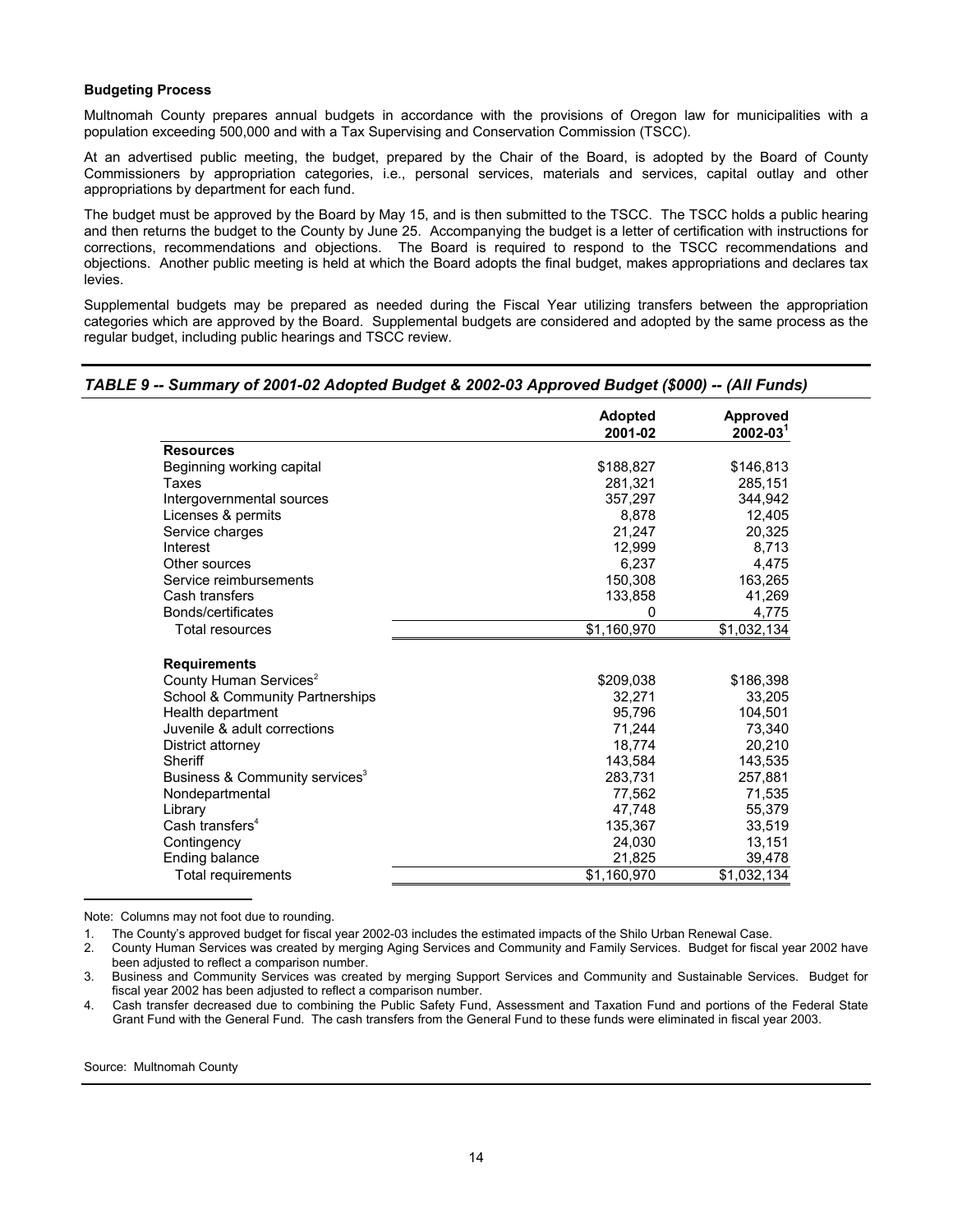### Budgeting Process

Multnomah County prepares annual budgets in accordance with the provisions of Oregon law for municipalities with a population exceeding 500,000 and with a Tax Supervising and Conservation Commission (TSCC).

At an advertised public meeting, the budget, prepared by the Chair of the Board, is adopted by the Board of County Commissioners by appropriation categories, i.e., personal services, materials and services, capital outlay and other appropriations by department for each fund.

The budget must be approved by the Board by May 15, and is then submitted to the TSCC. The TSCC holds a public hearing and then returns the budget to the County by June 25. Accompanying the budget is a letter of certification with instructions for corrections, recommendations and objections. The Board is required to respond to the TSCC recommendations and objections. Another public meeting is held at which the Board adopts the final budget, makes appropriations and declares tax levies.

Supplemental budgets may be prepared as needed during the Fiscal Year utilizing transfers between the appropriation categories which are approved by the Board. Supplemental budgets are considered and adopted by the same process as the regular budget, including public hearings and TSCC review.

***TABLE 9 -- Summary of 2001-02 Adopted Budget & 2002-03 Approved Budget ($000) -- (All Funds)***

| | Adopted 2001-02 | Approved 2002-03[1] |
|---|---|---|
| **Resources** | | |
| Beginning working capital | $188,827 | $146,813 |
| Taxes | 281,321 | 285,151 |
| Intergovernmental sources | 357,297 | 344,942 |
| Licenses & permits | 8,878 | 12,405 |
| Service charges | 21,247 | 20,325 |
| Interest | 12,999 | 8,713 |
| Other sources | 6,237 | 4,475 |
| Service reimbursements | 150,308 | 163,265 |
| Cash transfers | 133,858 | 41,269 |
| Bonds/certificates | 0 | 4,775 |
| Total resources | $1,160,970 | $1,032,134 |
| **Requirements** | | |
| County Human Services[2] | $209,038 | $186,398 |
| School & Community Partnerships | 32,271 | 33,205 |
| Health department | 95,796 | 104,501 |
| Juvenile & adult corrections | 71,244 | 73,340 |
| District attorney | 18,774 | 20,210 |
| Sheriff | 143,584 | 143,535 |
| Business & Community services[3] | 283,731 | 257,881 |
| Nondepartmental | 77,562 | 71,535 |
| Library | 47,748 | 55,379 |
| Cash transfers[4] | 135,367 | 33,519 |
| Contingency | 24,030 | 13,151 |
| Ending balance | 21,825 | 39,478 |
| Total requirements | $1,160,970 | $1,032,134 |

Note: Columns may not foot due to rounding.

1. The County's approved budget for fiscal year 2002-03 includes the estimated impacts of the Shilo Urban Renewal Case.
2. County Human Services was created by merging Aging Services and Community and Family Services. Budget for fiscal year 2002 have been adjusted to reflect a comparison number.
3. Business and Community Services was created by merging Support Services and Community and Sustainable Services. Budget for fiscal year 2002 has been adjusted to reflect a comparison number.
4. Cash transfer decreased due to combining the Public Safety Fund, Assessment and Taxation Fund and portions of the Federal State Grant Fund with the General Fund. The cash transfers from the General Fund to these funds were eliminated in fiscal year 2003.

Source: Multnomah County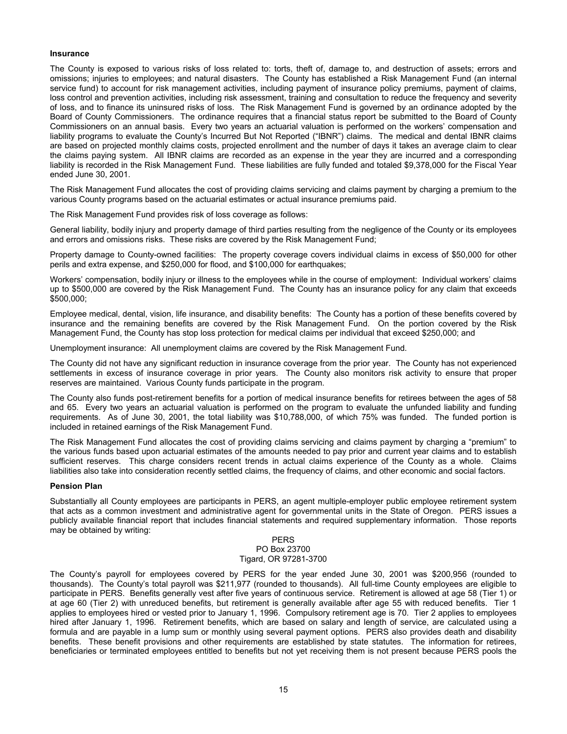### Insurance

The County is exposed to various risks of loss related to: torts, theft of, damage to, and destruction of assets; errors and omissions; injuries to employees; and natural disasters. The County has established a Risk Management Fund (an internal service fund) to account for risk management activities, including payment of insurance policy premiums, payment of claims, loss control and prevention activities, including risk assessment, training and consultation to reduce the frequency and severity of loss, and to finance its uninsured risks of loss. The Risk Management Fund is governed by an ordinance adopted by the Board of County Commissioners. The ordinance requires that a financial status report be submitted to the Board of County Commissioners on an annual basis. Every two years an actuarial valuation is performed on the workers' compensation and liability programs to evaluate the County's Incurred But Not Reported ("IBNR") claims. The medical and dental IBNR claims are based on projected monthly claims costs, projected enrollment and the number of days it takes an average claim to clear the claims paying system. All IBNR claims are recorded as an expense in the year they are incurred and a corresponding liability is recorded in the Risk Management Fund. These liabilities are fully funded and totaled $9,378,000 for the Fiscal Year ended June 30, 2001.

The Risk Management Fund allocates the cost of providing claims servicing and claims payment by charging a premium to the various County programs based on the actuarial estimates or actual insurance premiums paid.

The Risk Management Fund provides risk of loss coverage as follows:

General liability, bodily injury and property damage of third parties resulting from the negligence of the County or its employees and errors and omissions risks. These risks are covered by the Risk Management Fund;

Property damage to County-owned facilities: The property coverage covers individual claims in excess of $50,000 for other perils and extra expense, and $250,000 for flood, and $100,000 for earthquakes;

Workers' compensation, bodily injury or illness to the employees while in the course of employment: Individual workers' claims up to $500,000 are covered by the Risk Management Fund. The County has an insurance policy for any claim that exceeds $500,000;

Employee medical, dental, vision, life insurance, and disability benefits: The County has a portion of these benefits covered by insurance and the remaining benefits are covered by the Risk Management Fund. On the portion covered by the Risk Management Fund, the County has stop loss protection for medical claims per individual that exceed $250,000; and

Unemployment insurance: All unemployment claims are covered by the Risk Management Fund.

The County did not have any significant reduction in insurance coverage from the prior year. The County has not experienced settlements in excess of insurance coverage in prior years. The County also monitors risk activity to ensure that proper reserves are maintained. Various County funds participate in the program.

The County also funds post-retirement benefits for a portion of medical insurance benefits for retirees between the ages of 58 and 65. Every two years an actuarial valuation is performed on the program to evaluate the unfunded liability and funding requirements. As of June 30, 2001, the total liability was $10,788,000, of which 75% was funded. The funded portion is included in retained earnings of the Risk Management Fund.

The Risk Management Fund allocates the cost of providing claims servicing and claims payment by charging a "premium" to the various funds based upon actuarial estimates of the amounts needed to pay prior and current year claims and to establish sufficient reserves. This charge considers recent trends in actual claims experience of the County as a whole. Claims liabilities also take into consideration recently settled claims, the frequency of claims, and other economic and social factors.

### Pension Plan

Substantially all County employees are participants in PERS, an agent multiple-employer public employee retirement system that acts as a common investment and administrative agent for governmental units in the State of Oregon. PERS issues a publicly available financial report that includes financial statements and required supplementary information. Those reports may be obtained by writing:

PERS
PO Box 23700
Tigard, OR 97281-3700

The County's payroll for employees covered by PERS for the year ended June 30, 2001 was $200,956 (rounded to thousands). The County's total payroll was $211,977 (rounded to thousands). All full-time County employees are eligible to participate in PERS. Benefits generally vest after five years of continuous service. Retirement is allowed at age 58 (Tier 1) or at age 60 (Tier 2) with unreduced benefits, but retirement is generally available after age 55 with reduced benefits. Tier 1 applies to employees hired or vested prior to January 1, 1996. Compulsory retirement age is 70. Tier 2 applies to employees hired after January 1, 1996. Retirement benefits, which are based on salary and length of service, are calculated using a formula and are payable in a lump sum or monthly using several payment options. PERS also provides death and disability benefits. These benefit provisions and other requirements are established by state statutes. The information for retirees, beneficiaries or terminated employees entitled to benefits but not yet receiving them is not present because PERS pools the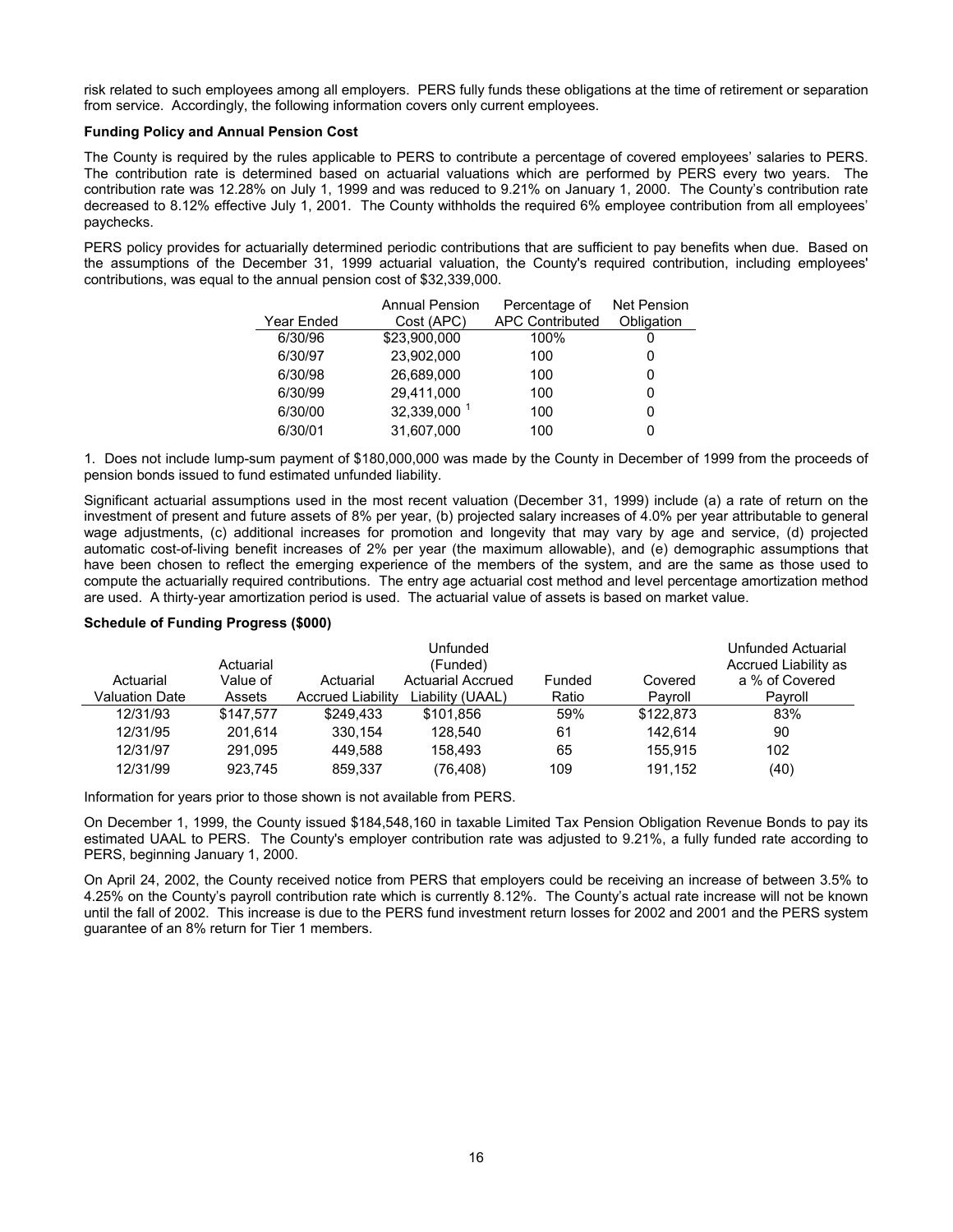risk related to such employees among all employers. PERS fully funds these obligations at the time of retirement or separation from service. Accordingly, the following information covers only current employees.

**Funding Policy and Annual Pension Cost**

The County is required by the rules applicable to PERS to contribute a percentage of covered employees' salaries to PERS. The contribution rate is determined based on actuarial valuations which are performed by PERS every two years. The contribution rate was 12.28% on July 1, 1999 and was reduced to 9.21% on January 1, 2000. The County's contribution rate decreased to 8.12% effective July 1, 2001. The County withholds the required 6% employee contribution from all employees' paychecks.

PERS policy provides for actuarially determined periodic contributions that are sufficient to pay benefits when due. Based on the assumptions of the December 31, 1999 actuarial valuation, the County's required contribution, including employees' contributions, was equal to the annual pension cost of $32,339,000.

| Year Ended | Annual Pension Cost (APC) | Percentage of APC Contributed | Net Pension Obligation |
|---|---|---|---|
| 6/30/96 | $23,900,000 | 100% | 0 |
| 6/30/97 | 23,902,000 | 100 | 0 |
| 6/30/98 | 26,689,000 | 100 | 0 |
| 6/30/99 | 29,411,000 | 100 | 0 |
| 6/30/00 | 32,339,000 [1] | 100 | 0 |
| 6/30/01 | 31,607,000 | 100 | 0 |

1. Does not include lump-sum payment of $180,000,000 was made by the County in December of 1999 from the proceeds of pension bonds issued to fund estimated unfunded liability.

Significant actuarial assumptions used in the most recent valuation (December 31, 1999) include (a) a rate of return on the investment of present and future assets of 8% per year, (b) projected salary increases of 4.0% per year attributable to general wage adjustments, (c) additional increases for promotion and longevity that may vary by age and service, (d) projected automatic cost-of-living benefit increases of 2% per year (the maximum allowable), and (e) demographic assumptions that have been chosen to reflect the emerging experience of the members of the system, and are the same as those used to compute the actuarially required contributions. The entry age actuarial cost method and level percentage amortization method are used. A thirty-year amortization period is used. The actuarial value of assets is based on market value.

**Schedule of Funding Progress ($000)**

| Actuarial Valuation Date | Actuarial Value of Assets | Actuarial Accrued Liability | Unfunded (Funded) Actuarial Accrued Liability (UAAL) | Funded Ratio | Covered Payroll | Unfunded Actuarial Accrued Liability as a % of Covered Payroll |
|---|---|---|---|---|---|---|
| 12/31/93 | $147,577 | $249,433 | $101,856 | 59% | $122,873 | 83% |
| 12/31/95 | 201,614 | 330,154 | 128,540 | 61 | 142,614 | 90 |
| 12/31/97 | 291,095 | 449,588 | 158,493 | 65 | 155,915 | 102 |
| 12/31/99 | 923,745 | 859,337 | (76,408) | 109 | 191,152 | (40) |

Information for years prior to those shown is not available from PERS.

On December 1, 1999, the County issued $184,548,160 in taxable Limited Tax Pension Obligation Revenue Bonds to pay its estimated UAAL to PERS. The County's employer contribution rate was adjusted to 9.21%, a fully funded rate according to PERS, beginning January 1, 2000.

On April 24, 2002, the County received notice from PERS that employers could be receiving an increase of between 3.5% to 4.25% on the County's payroll contribution rate which is currently 8.12%. The County's actual rate increase will not be known until the fall of 2002. This increase is due to the PERS fund investment return losses for 2002 and 2001 and the PERS system guarantee of an 8% return for Tier 1 members.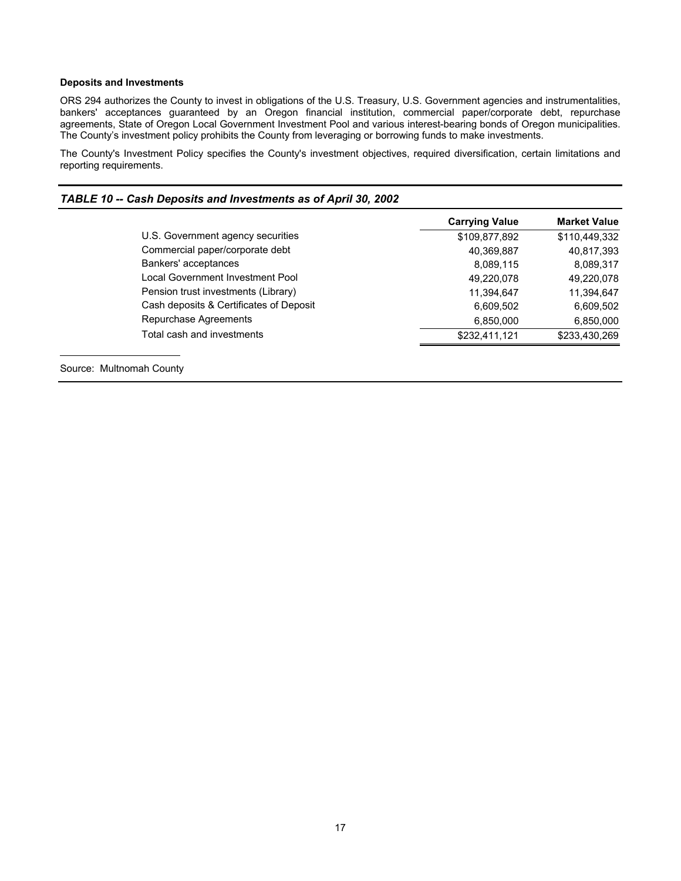**Deposits and Investments**

ORS 294 authorizes the County to invest in obligations of the U.S. Treasury, U.S. Government agencies and instrumentalities, bankers' acceptances guaranteed by an Oregon financial institution, commercial paper/corporate debt, repurchase agreements, State of Oregon Local Government Investment Pool and various interest-bearing bonds of Oregon municipalities. The County's investment policy prohibits the County from leveraging or borrowing funds to make investments.

The County's Investment Policy specifies the County's investment objectives, required diversification, certain limitations and reporting requirements.

***TABLE 10 -- Cash Deposits and Investments as of April 30, 2002***

| | Carrying Value | Market Value |
|---|---|---|
| U.S. Government agency securities | $109,877,892 | $110,449,332 |
| Commercial paper/corporate debt | 40,369,887 | 40,817,393 |
| Bankers' acceptances | 8,089,115 | 8,089,317 |
| Local Government Investment Pool | 49,220,078 | 49,220,078 |
| Pension trust investments (Library) | 11,394,647 | 11,394,647 |
| Cash deposits & Certificates of Deposit | 6,609,502 | 6,609,502 |
| Repurchase Agreements | 6,850,000 | 6,850,000 |
| Total cash and investments | $232,411,121 | $233,430,269 |

Source: Multnomah County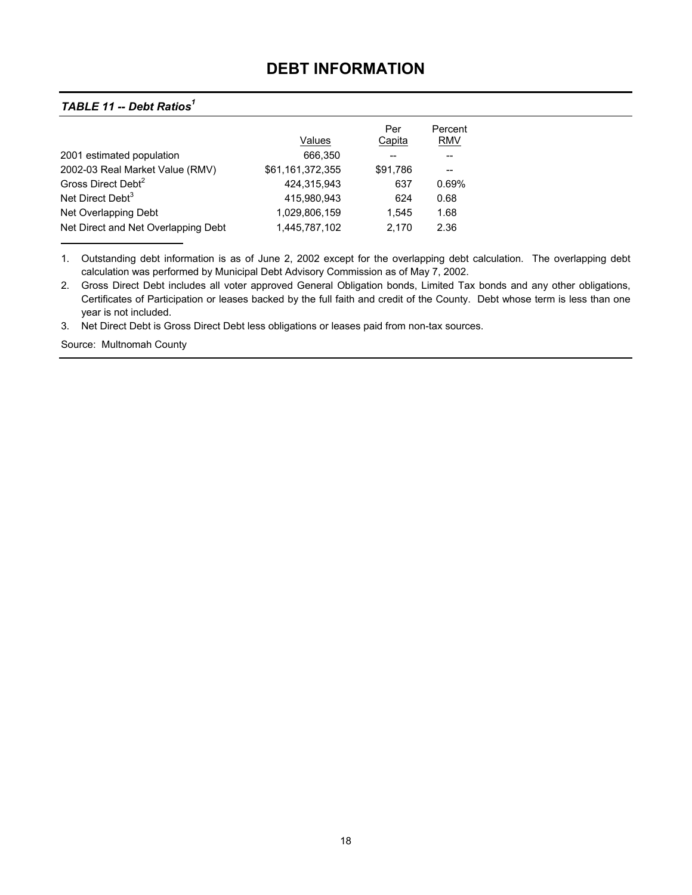# DEBT INFORMATION

### *TABLE 11 -- Debt Ratios[1]*

| | Values | Per Capita | Percent RMV |
|---|---|---|---|
| 2001 estimated population | 666,350 | -- | -- |
| 2002-03 Real Market Value (RMV) | $61,161,372,355 | $91,786 | -- |
| Gross Direct Debt[2] | 424,315,943 | 637 | 0.69% |
| Net Direct Debt[3] | 415,980,943 | 624 | 0.68 |
| Net Overlapping Debt | 1,029,806,159 | 1,545 | 1.68 |
| Net Direct and Net Overlapping Debt | 1,445,787,102 | 2,170 | 2.36 |

1. Outstanding debt information is as of June 2, 2002 except for the overlapping debt calculation. The overlapping debt calculation was performed by Municipal Debt Advisory Commission as of May 7, 2002.
2. Gross Direct Debt includes all voter approved General Obligation bonds, Limited Tax bonds and any other obligations, Certificates of Participation or leases backed by the full faith and credit of the County. Debt whose term is less than one year is not included.
3. Net Direct Debt is Gross Direct Debt less obligations or leases paid from non-tax sources.

Source: Multnomah County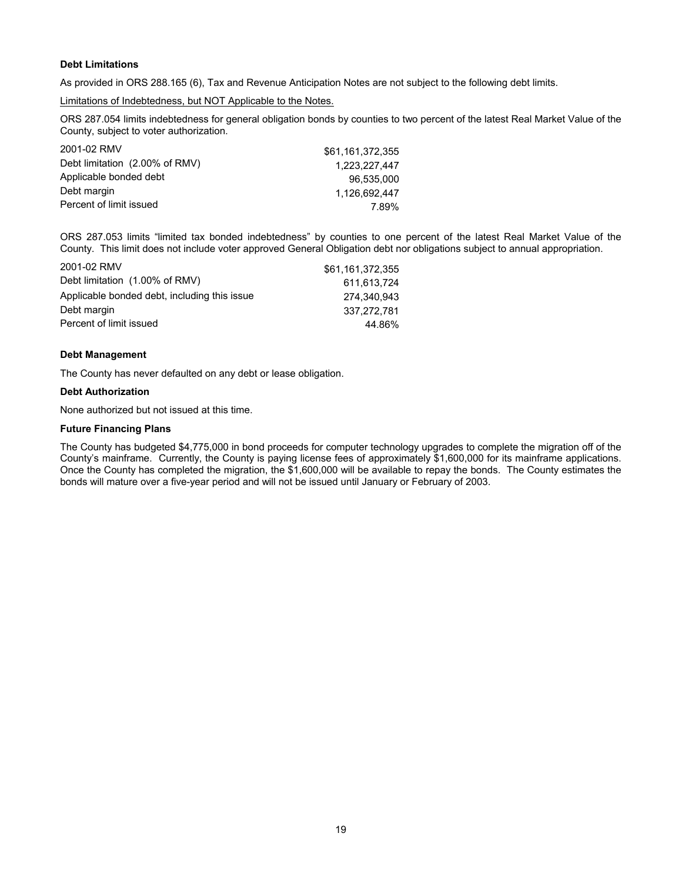**Debt Limitations**

As provided in ORS 288.165 (6), Tax and Revenue Anticipation Notes are not subject to the following debt limits.

<u>Limitations of Indebtedness, but NOT Applicable to the Notes.</u>

ORS 287.054 limits indebtedness for general obligation bonds by counties to two percent of the latest Real Market Value of the County, subject to voter authorization.

| | |
|---|---|
| 2001-02 RMV | $61,161,372,355 |
| Debt limitation (2.00% of RMV) | 1,223,227,447 |
| Applicable bonded debt | 96,535,000 |
| Debt margin | 1,126,692,447 |
| Percent of limit issued | 7.89% |

ORS 287.053 limits "limited tax bonded indebtedness" by counties to one percent of the latest Real Market Value of the County. This limit does not include voter approved General Obligation debt nor obligations subject to annual appropriation.

| | |
|---|---|
| 2001-02 RMV | $61,161,372,355 |
| Debt limitation (1.00% of RMV) | 611,613,724 |
| Applicable bonded debt, including this issue | 274,340,943 |
| Debt margin | 337,272,781 |
| Percent of limit issued | 44.86% |

**Debt Management**

The County has never defaulted on any debt or lease obligation.

**Debt Authorization**

None authorized but not issued at this time.

**Future Financing Plans**

The County has budgeted $4,775,000 in bond proceeds for computer technology upgrades to complete the migration off of the County's mainframe. Currently, the County is paying license fees of approximately $1,600,000 for its mainframe applications. Once the County has completed the migration, the $1,600,000 will be available to repay the bonds. The County estimates the bonds will mature over a five-year period and will not be issued until January or February of 2003.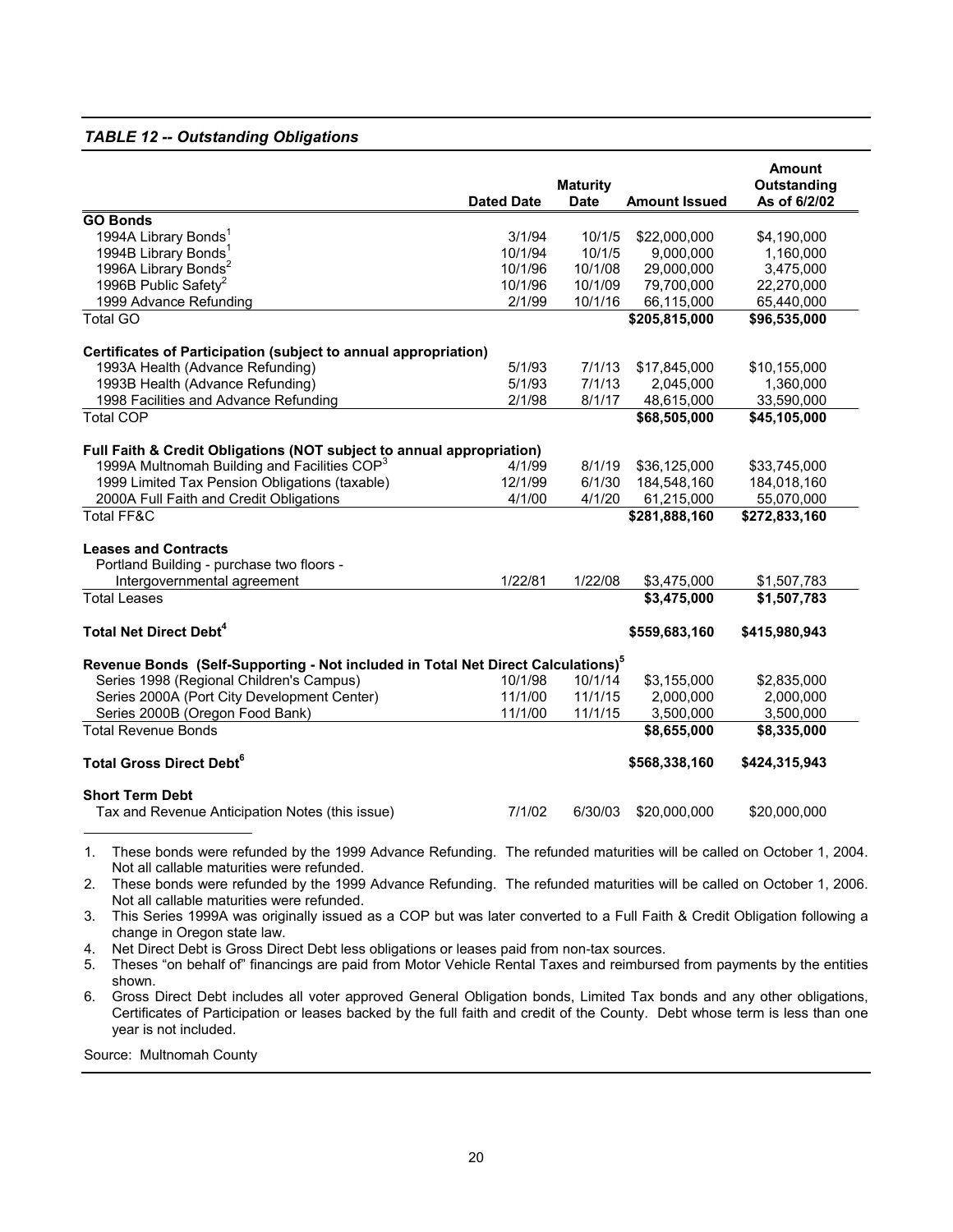### *TABLE 12 -- Outstanding Obligations*

| | Dated Date | Maturity Date | Amount Issued | Amount Outstanding As of 6/2/02 |
|---|---|---|---|---|
| **GO Bonds** | | | | |
| 1994A Library Bonds[1] | 3/1/94 | 10/1/5 | $22,000,000 | $4,190,000 |
| 1994B Library Bonds[1] | 10/1/94 | 10/1/5 | 9,000,000 | 1,160,000 |
| 1996A Library Bonds[2] | 10/1/96 | 10/1/08 | 29,000,000 | 3,475,000 |
| 1996B Public Safety[2] | 10/1/96 | 10/1/09 | 79,700,000 | 22,270,000 |
| 1999 Advance Refunding | 2/1/99 | 10/1/16 | 66,115,000 | 65,440,000 |
| Total GO | | | **$205,815,000** | **$96,535,000** |
| **Certificates of Participation (subject to annual appropriation)** | | | | |
| 1993A Health (Advance Refunding) | 5/1/93 | 7/1/13 | $17,845,000 | $10,155,000 |
| 1993B Health (Advance Refunding) | 5/1/93 | 7/1/13 | 2,045,000 | 1,360,000 |
| 1998 Facilities and Advance Refunding | 2/1/98 | 8/1/17 | 48,615,000 | 33,590,000 |
| Total COP | | | **$68,505,000** | **$45,105,000** |
| **Full Faith & Credit Obligations (NOT subject to annual appropriation)** | | | | |
| 1999A Multnomah Building and Facilities COP[3] | 4/1/99 | 8/1/19 | $36,125,000 | $33,745,000 |
| 1999 Limited Tax Pension Obligations (taxable) | 12/1/99 | 6/1/30 | 184,548,160 | 184,018,160 |
| 2000A Full Faith and Credit Obligations | 4/1/00 | 4/1/20 | 61,215,000 | 55,070,000 |
| Total FF&C | | | **$281,888,160** | **$272,833,160** |
| **Leases and Contracts** | | | | |
| Portland Building - purchase two floors - Intergovernmental agreement | 1/22/81 | 1/22/08 | $3,475,000 | $1,507,783 |
| Total Leases | | | **$3,475,000** | **$1,507,783** |
| **Total Net Direct Debt[4]** | | | **$559,683,160** | **$415,980,943** |
| **Revenue Bonds (Self-Supporting - Not included in Total Net Direct Calculations)[5]** | | | | |
| Series 1998 (Regional Children's Campus) | 10/1/98 | 10/1/14 | $3,155,000 | $2,835,000 |
| Series 2000A (Port City Development Center) | 11/1/00 | 11/1/15 | 2,000,000 | 2,000,000 |
| Series 2000B (Oregon Food Bank) | 11/1/00 | 11/1/15 | 3,500,000 | 3,500,000 |
| Total Revenue Bonds | | | **$8,655,000** | **$8,335,000** |
| **Total Gross Direct Debt[6]** | | | **$568,338,160** | **$424,315,943** |
| **Short Term Debt** | | | | |
| Tax and Revenue Anticipation Notes (this issue) | 7/1/02 | 6/30/03 | $20,000,000 | $20,000,000 |

1. These bonds were refunded by the 1999 Advance Refunding. The refunded maturities will be called on October 1, 2004. Not all callable maturities were refunded.
2. These bonds were refunded by the 1999 Advance Refunding. The refunded maturities will be called on October 1, 2006. Not all callable maturities were refunded.
3. This Series 1999A was originally issued as a COP but was later converted to a Full Faith & Credit Obligation following a change in Oregon state law.
4. Net Direct Debt is Gross Direct Debt less obligations or leases paid from non-tax sources.
5. Theses "on behalf of" financings are paid from Motor Vehicle Rental Taxes and reimbursed from payments by the entities shown.
6. Gross Direct Debt includes all voter approved General Obligation bonds, Limited Tax bonds and any other obligations, Certificates of Participation or leases backed by the full faith and credit of the County. Debt whose term is less than one year is not included.

Source: Multnomah County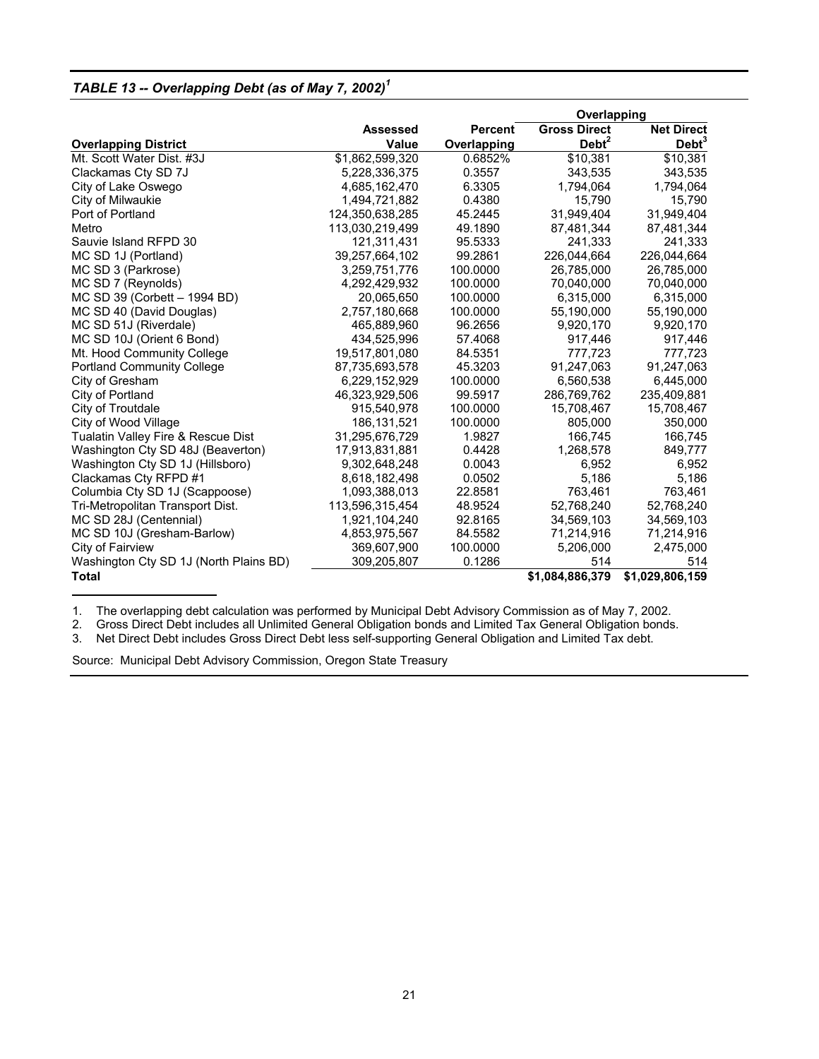### *TABLE 13 -- Overlapping Debt (as of May 7, 2002)[1]*

| | | | Overlapping | |
|---|---|---|---|---|
| **Overlapping District** | **Assessed Value** | **Percent Overlapping** | **Gross Direct Debt[2]** | **Net Direct Debt[3]** |
| Mt. Scott Water Dist. #3J | $1,862,599,320 | 0.6852% | $10,381 | $10,381 |
| Clackamas Cty SD 7J | 5,228,336,375 | 0.3557 | 343,535 | 343,535 |
| City of Lake Oswego | 4,685,162,470 | 6.3305 | 1,794,064 | 1,794,064 |
| City of Milwaukie | 1,494,721,882 | 0.4380 | 15,790 | 15,790 |
| Port of Portland | 124,350,638,285 | 45.2445 | 31,949,404 | 31,949,404 |
| Metro | 113,030,219,499 | 49.1890 | 87,481,344 | 87,481,344 |
| Sauvie Island RFPD 30 | 121,311,431 | 95.5333 | 241,333 | 241,333 |
| MC SD 1J (Portland) | 39,257,664,102 | 99.2861 | 226,044,664 | 226,044,664 |
| MC SD 3 (Parkrose) | 3,259,751,776 | 100.0000 | 26,785,000 | 26,785,000 |
| MC SD 7 (Reynolds) | 4,292,429,932 | 100.0000 | 70,040,000 | 70,040,000 |
| MC SD 39 (Corbett – 1994 BD) | 20,065,650 | 100.0000 | 6,315,000 | 6,315,000 |
| MC SD 40 (David Douglas) | 2,757,180,668 | 100.0000 | 55,190,000 | 55,190,000 |
| MC SD 51J (Riverdale) | 465,889,960 | 96.2656 | 9,920,170 | 9,920,170 |
| MC SD 10J (Orient 6 Bond) | 434,525,996 | 57.4068 | 917,446 | 917,446 |
| Mt. Hood Community College | 19,517,801,080 | 84.5351 | 777,723 | 777,723 |
| Portland Community College | 87,735,693,578 | 45.3203 | 91,247,063 | 91,247,063 |
| City of Gresham | 6,229,152,929 | 100.0000 | 6,560,538 | 6,445,000 |
| City of Portland | 46,323,929,506 | 99.5917 | 286,769,762 | 235,409,881 |
| City of Troutdale | 915,540,978 | 100.0000 | 15,708,467 | 15,708,467 |
| City of Wood Village | 186,131,521 | 100.0000 | 805,000 | 350,000 |
| Tualatin Valley Fire & Rescue Dist | 31,295,676,729 | 1.9827 | 166,745 | 166,745 |
| Washington Cty SD 48J (Beaverton) | 17,913,831,881 | 0.4428 | 1,268,578 | 849,777 |
| Washington Cty SD 1J (Hillsboro) | 9,302,648,248 | 0.0043 | 6,952 | 6,952 |
| Clackamas Cty RFPD #1 | 8,618,182,498 | 0.0502 | 5,186 | 5,186 |
| Columbia Cty SD 1J (Scappoose) | 1,093,388,013 | 22.8581 | 763,461 | 763,461 |
| Tri-Metropolitan Transport Dist. | 113,596,315,454 | 48.9524 | 52,768,240 | 52,768,240 |
| MC SD 28J (Centennial) | 1,921,104,240 | 92.8165 | 34,569,103 | 34,569,103 |
| MC SD 10J (Gresham-Barlow) | 4,853,975,567 | 84.5582 | 71,214,916 | 71,214,916 |
| City of Fairview | 369,607,900 | 100.0000 | 5,206,000 | 2,475,000 |
| Washington Cty SD 1J (North Plains BD) | 309,205,807 | 0.1286 | 514 | 514 |
| **Total** | | | **$1,084,886,379** | **$1,029,806,159** |

1. The overlapping debt calculation was performed by Municipal Debt Advisory Commission as of May 7, 2002.
2. Gross Direct Debt includes all Unlimited General Obligation bonds and Limited Tax General Obligation bonds.
3. Net Direct Debt includes Gross Direct Debt less self-supporting General Obligation and Limited Tax debt.

Source: Municipal Debt Advisory Commission, Oregon State Treasury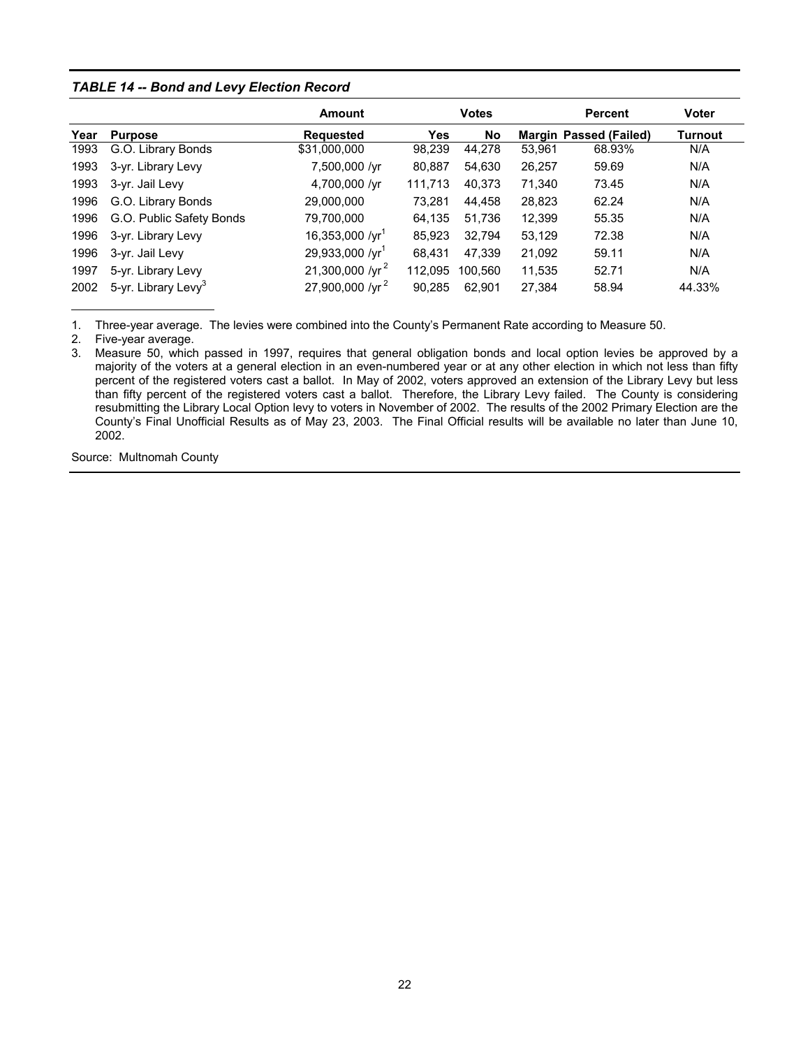***TABLE 14 -- Bond and Levy Election Record***

| | | Amount | Votes | | | Percent | Voter |
|---|---|---|---|---|---|---|---|
| **Year** | **Purpose** | **Requested** | **Yes** | **No** | **Margin** | **Passed (Failed)** | **Turnout** |
| 1993 | G.O. Library Bonds | $31,000,000 | 98,239 | 44,278 | 53,961 | 68.93% | N/A |
| 1993 | 3-yr. Library Levy | 7,500,000 /yr | 80,887 | 54,630 | 26,257 | 59.69 | N/A |
| 1993 | 3-yr. Jail Levy | 4,700,000 /yr | 111,713 | 40,373 | 71,340 | 73.45 | N/A |
| 1996 | G.O. Library Bonds | 29,000,000 | 73,281 | 44,458 | 28,823 | 62.24 | N/A |
| 1996 | G.O. Public Safety Bonds | 79,700,000 | 64,135 | 51,736 | 12,399 | 55.35 | N/A |
| 1996 | 3-yr. Library Levy | 16,353,000 /yr[1] | 85,923 | 32,794 | 53,129 | 72.38 | N/A |
| 1996 | 3-yr. Jail Levy | 29,933,000 /yr[1] | 68,431 | 47,339 | 21,092 | 59.11 | N/A |
| 1997 | 5-yr. Library Levy | 21,300,000 /yr[2] | 112,095 | 100,560 | 11,535 | 52.71 | N/A |
| 2002 | 5-yr. Library Levy[3] | 27,900,000 /yr[2] | 90,285 | 62,901 | 27,384 | 58.94 | 44.33% |

1. Three-year average. The levies were combined into the County's Permanent Rate according to Measure 50.
2. Five-year average.
3. Measure 50, which passed in 1997, requires that general obligation bonds and local option levies be approved by a majority of the voters at a general election in an even-numbered year or at any other election in which not less than fifty percent of the registered voters cast a ballot. In May of 2002, voters approved an extension of the Library Levy but less than fifty percent of the registered voters cast a ballot. Therefore, the Library Levy failed. The County is considering resubmitting the Library Local Option levy to voters in November of 2002. The results of the 2002 Primary Election are the County's Final Unofficial Results as of May 23, 2003. The Final Official results will be available no later than June 10, 2002.

Source: Multnomah County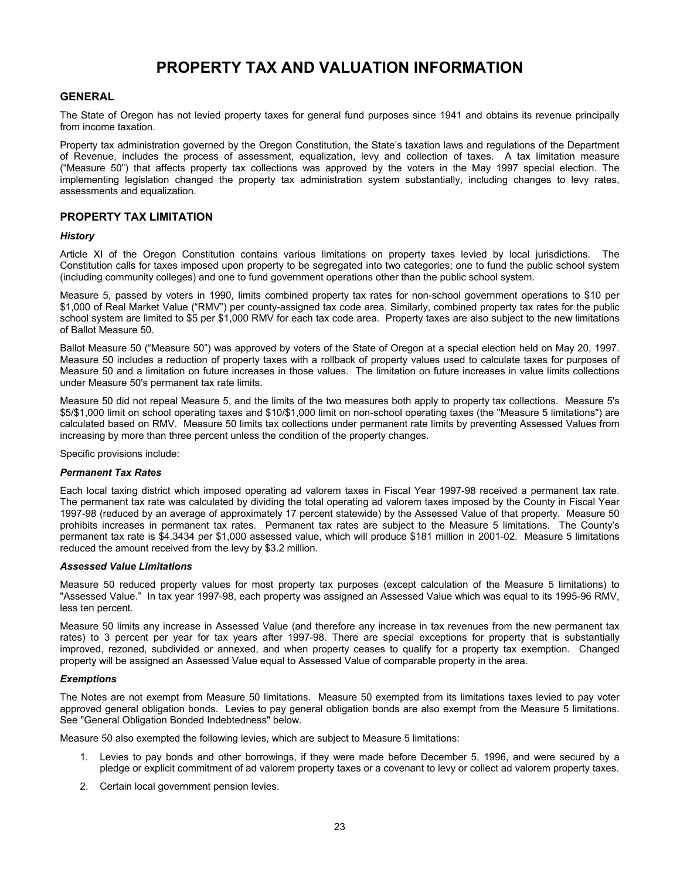# PROPERTY TAX AND VALUATION INFORMATION

## GENERAL

The State of Oregon has not levied property taxes for general fund purposes since 1941 and obtains its revenue principally from income taxation.

Property tax administration governed by the Oregon Constitution, the State's taxation laws and regulations of the Department of Revenue, includes the process of assessment, equalization, levy and collection of taxes. A tax limitation measure ("Measure 50") that affects property tax collections was approved by the voters in the May 1997 special election. The implementing legislation changed the property tax administration system substantially, including changes to levy rates, assessments and equalization.

## PROPERTY TAX LIMITATION

### *History*

Article XI of the Oregon Constitution contains various limitations on property taxes levied by local jurisdictions. The Constitution calls for taxes imposed upon property to be segregated into two categories; one to fund the public school system (including community colleges) and one to fund government operations other than the public school system.

Measure 5, passed by voters in 1990, limits combined property tax rates for non-school government operations to $10 per $1,000 of Real Market Value ("RMV") per county-assigned tax code area. Similarly, combined property tax rates for the public school system are limited to $5 per $1,000 RMV for each tax code area. Property taxes are also subject to the new limitations of Ballot Measure 50.

Ballot Measure 50 ("Measure 50") was approved by voters of the State of Oregon at a special election held on May 20, 1997. Measure 50 includes a reduction of property taxes with a rollback of property values used to calculate taxes for purposes of Measure 50 and a limitation on future increases in those values. The limitation on future increases in value limits collections under Measure 50's permanent tax rate limits.

Measure 50 did not repeal Measure 5, and the limits of the two measures both apply to property tax collections. Measure 5's $5/$1,000 limit on school operating taxes and $10/$1,000 limit on non-school operating taxes (the "Measure 5 limitations") are calculated based on RMV. Measure 50 limits tax collections under permanent rate limits by preventing Assessed Values from increasing by more than three percent unless the condition of the property changes.

Specific provisions include:

### *Permanent Tax Rates*

Each local taxing district which imposed operating ad valorem taxes in Fiscal Year 1997-98 received a permanent tax rate. The permanent tax rate was calculated by dividing the total operating ad valorem taxes imposed by the County in Fiscal Year 1997-98 (reduced by an average of approximately 17 percent statewide) by the Assessed Value of that property. Measure 50 prohibits increases in permanent tax rates. Permanent tax rates are subject to the Measure 5 limitations. The County's permanent tax rate is $4.3434 per $1,000 assessed value, which will produce $181 million in 2001-02. Measure 5 limitations reduced the amount received from the levy by $3.2 million.

### *Assessed Value Limitations*

Measure 50 reduced property values for most property tax purposes (except calculation of the Measure 5 limitations) to "Assessed Value." In tax year 1997-98, each property was assigned an Assessed Value which was equal to its 1995-96 RMV, less ten percent.

Measure 50 limits any increase in Assessed Value (and therefore any increase in tax revenues from the new permanent tax rates) to 3 percent per year for tax years after 1997-98. There are special exceptions for property that is substantially improved, rezoned, subdivided or annexed, and when property ceases to qualify for a property tax exemption. Changed property will be assigned an Assessed Value equal to Assessed Value of comparable property in the area.

### *Exemptions*

The Notes are not exempt from Measure 50 limitations. Measure 50 exempted from its limitations taxes levied to pay voter approved general obligation bonds. Levies to pay general obligation bonds are also exempt from the Measure 5 limitations. See "General Obligation Bonded Indebtedness" below.

Measure 50 also exempted the following levies, which are subject to Measure 5 limitations:

1. Levies to pay bonds and other borrowings, if they were made before December 5, 1996, and were secured by a pledge or explicit commitment of ad valorem property taxes or a covenant to levy or collect ad valorem property taxes.
2. Certain local government pension levies.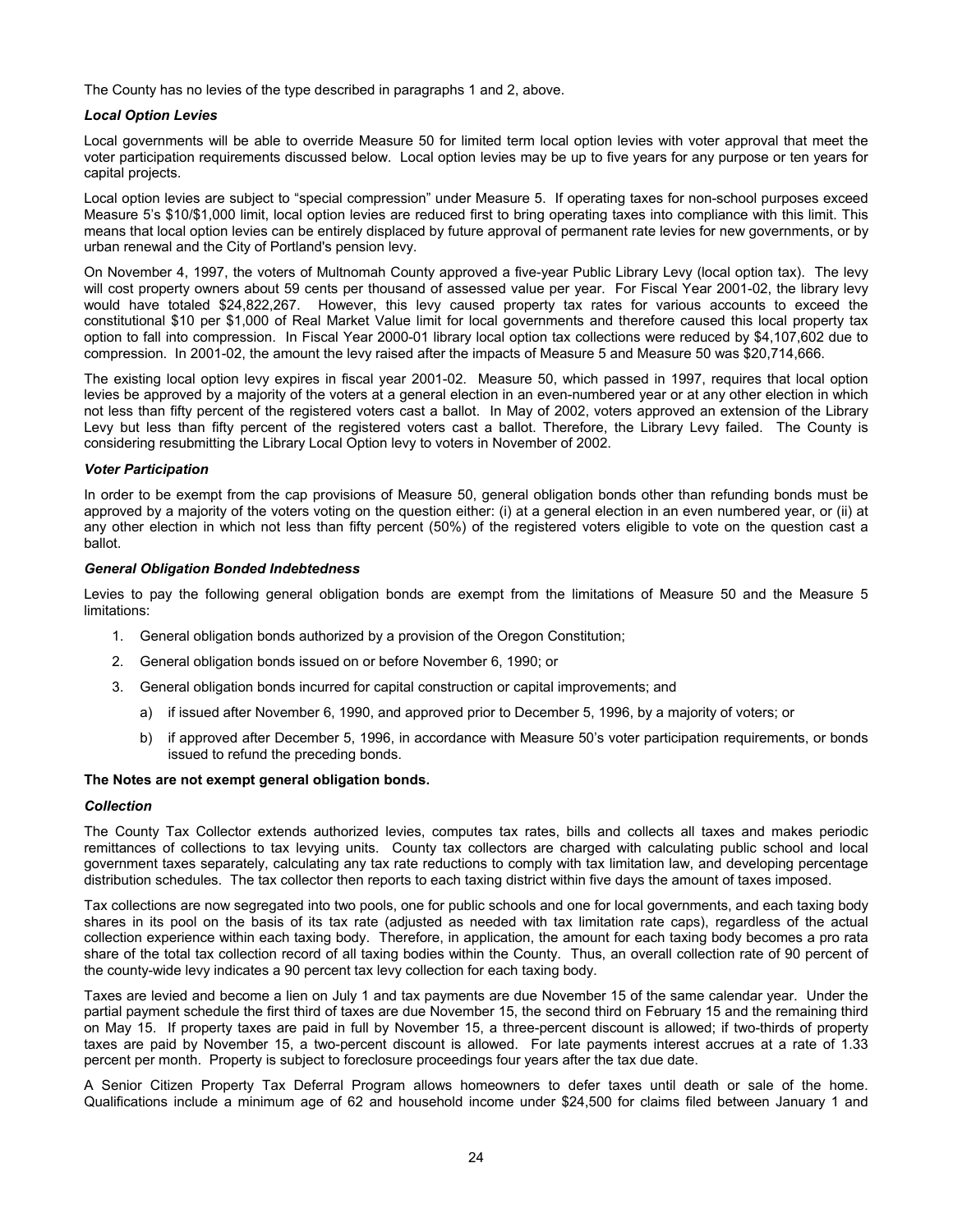The County has no levies of the type described in paragraphs 1 and 2, above.

***Local Option Levies***

Local governments will be able to override Measure 50 for limited term local option levies with voter approval that meet the voter participation requirements discussed below. Local option levies may be up to five years for any purpose or ten years for capital projects.

Local option levies are subject to "special compression" under Measure 5. If operating taxes for non-school purposes exceed Measure 5's $10/$1,000 limit, local option levies are reduced first to bring operating taxes into compliance with this limit. This means that local option levies can be entirely displaced by future approval of permanent rate levies for new governments, or by urban renewal and the City of Portland's pension levy.

On November 4, 1997, the voters of Multnomah County approved a five-year Public Library Levy (local option tax). The levy will cost property owners about 59 cents per thousand of assessed value per year. For Fiscal Year 2001-02, the library levy would have totaled $24,822,267. However, this levy caused property tax rates for various accounts to exceed the constitutional $10 per $1,000 of Real Market Value limit for local governments and therefore caused this local property tax option to fall into compression. In Fiscal Year 2000-01 library local option tax collections were reduced by $4,107,602 due to compression. In 2001-02, the amount the levy raised after the impacts of Measure 5 and Measure 50 was $20,714,666.

The existing local option levy expires in fiscal year 2001-02. Measure 50, which passed in 1997, requires that local option levies be approved by a majority of the voters at a general election in an even-numbered year or at any other election in which not less than fifty percent of the registered voters cast a ballot. In May of 2002, voters approved an extension of the Library Levy but less than fifty percent of the registered voters cast a ballot. Therefore, the Library Levy failed. The County is considering resubmitting the Library Local Option levy to voters in November of 2002.

***Voter Participation***

In order to be exempt from the cap provisions of Measure 50, general obligation bonds other than refunding bonds must be approved by a majority of the voters voting on the question either: (i) at a general election in an even numbered year, or (ii) at any other election in which not less than fifty percent (50%) of the registered voters eligible to vote on the question cast a ballot.

***General Obligation Bonded Indebtedness***

Levies to pay the following general obligation bonds are exempt from the limitations of Measure 50 and the Measure 5 limitations:

1. General obligation bonds authorized by a provision of the Oregon Constitution;
2. General obligation bonds issued on or before November 6, 1990; or
3. General obligation bonds incurred for capital construction or capital improvements; and
   a) if issued after November 6, 1990, and approved prior to December 5, 1996, by a majority of voters; or
   b) if approved after December 5, 1996, in accordance with Measure 50's voter participation requirements, or bonds issued to refund the preceding bonds.

**The Notes are not exempt general obligation bonds.**

***Collection***

The County Tax Collector extends authorized levies, computes tax rates, bills and collects all taxes and makes periodic remittances of collections to tax levying units. County tax collectors are charged with calculating public school and local government taxes separately, calculating any tax rate reductions to comply with tax limitation law, and developing percentage distribution schedules. The tax collector then reports to each taxing district within five days the amount of taxes imposed.

Tax collections are now segregated into two pools, one for public schools and one for local governments, and each taxing body shares in its pool on the basis of its tax rate (adjusted as needed with tax limitation rate caps), regardless of the actual collection experience within each taxing body. Therefore, in application, the amount for each taxing body becomes a pro rata share of the total tax collection record of all taxing bodies within the County. Thus, an overall collection rate of 90 percent of the county-wide levy indicates a 90 percent tax levy collection for each taxing body.

Taxes are levied and become a lien on July 1 and tax payments are due November 15 of the same calendar year. Under the partial payment schedule the first third of taxes are due November 15, the second third on February 15 and the remaining third on May 15. If property taxes are paid in full by November 15, a three-percent discount is allowed; if two-thirds of property taxes are paid by November 15, a two-percent discount is allowed. For late payments interest accrues at a rate of 1.33 percent per month. Property is subject to foreclosure proceedings four years after the tax due date.

A Senior Citizen Property Tax Deferral Program allows homeowners to defer taxes until death or sale of the home. Qualifications include a minimum age of 62 and household income under $24,500 for claims filed between January 1 and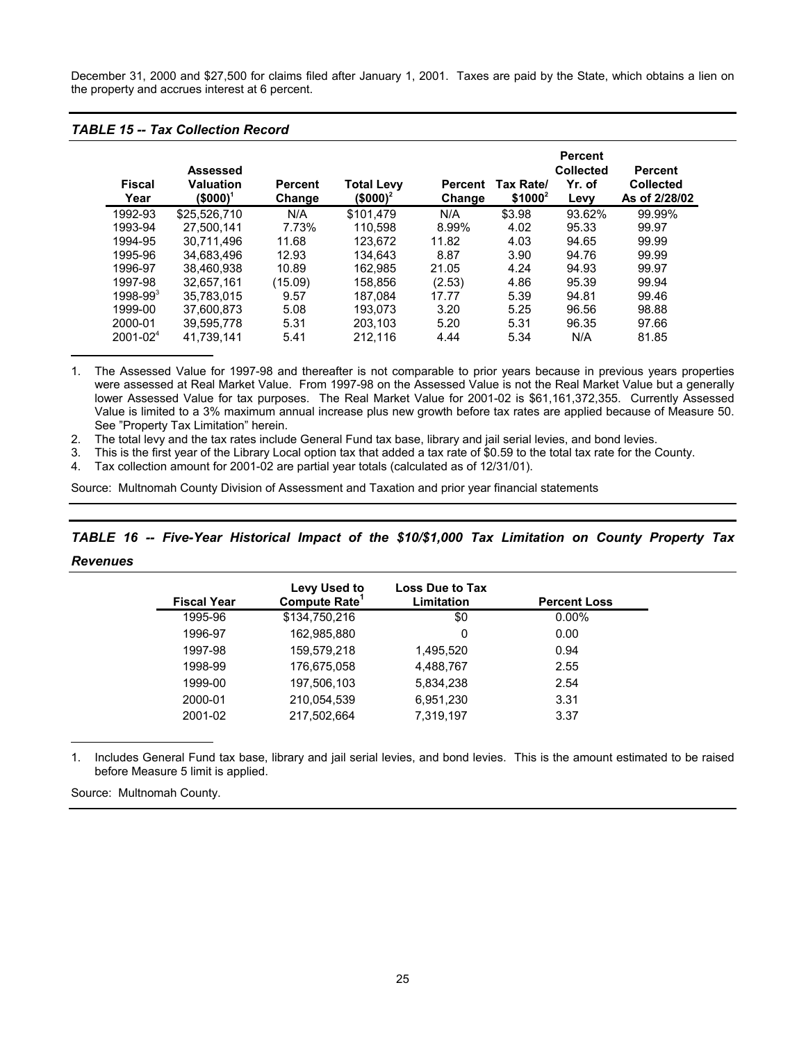December 31, 2000 and $27,500 for claims filed after January 1, 2001. Taxes are paid by the State, which obtains a lien on the property and accrues interest at 6 percent.

***TABLE 15 -- Tax Collection Record***

| Fiscal Year | Assessed Valuation ($000)[1] | Percent Change | Total Levy ($000)[2] | Percent Change | Tax Rate/ $1000[2] | Percent Collected Yr. of Levy | Percent Collected As of 2/28/02 |
|---|---|---|---|---|---|---|---|
| 1992-93 | $25,526,710 | N/A | $101,479 | N/A | $3.98 | 93.62% | 99.99% |
| 1993-94 | 27,500,141 | 7.73% | 110,598 | 8.99% | 4.02 | 95.33 | 99.97 |
| 1994-95 | 30,711,496 | 11.68 | 123,672 | 11.82 | 4.03 | 94.65 | 99.99 |
| 1995-96 | 34,683,496 | 12.93 | 134,643 | 8.87 | 3.90 | 94.76 | 99.99 |
| 1996-97 | 38,460,938 | 10.89 | 162,985 | 21.05 | 4.24 | 94.93 | 99.97 |
| 1997-98 | 32,657,161 | (15.09) | 158,856 | (2.53) | 4.86 | 95.39 | 99.94 |
| 1998-99[3] | 35,783,015 | 9.57 | 187,084 | 17.77 | 5.39 | 94.81 | 99.46 |
| 1999-00 | 37,600,873 | 5.08 | 193,073 | 3.20 | 5.25 | 96.56 | 98.88 |
| 2000-01 | 39,595,778 | 5.31 | 203,103 | 5.20 | 5.31 | 96.35 | 97.66 |
| 2001-02[4] | 41,739,141 | 5.41 | 212,116 | 4.44 | 5.34 | N/A | 81.85 |

1. The Assessed Value for 1997-98 and thereafter is not comparable to prior years because in previous years properties were assessed at Real Market Value. From 1997-98 on the Assessed Value is not the Real Market Value but a generally lower Assessed Value for tax purposes. The Real Market Value for 2001-02 is $61,161,372,355. Currently Assessed Value is limited to a 3% maximum annual increase plus new growth before tax rates are applied because of Measure 50. See "Property Tax Limitation" herein.
2. The total levy and the tax rates include General Fund tax base, library and jail serial levies, and bond levies.
3. This is the first year of the Library Local option tax that added a tax rate of $0.59 to the total tax rate for the County.
4. Tax collection amount for 2001-02 are partial year totals (calculated as of 12/31/01).

Source: Multnomah County Division of Assessment and Taxation and prior year financial statements

***TABLE 16 -- Five-Year Historical Impact of the $10/$1,000 Tax Limitation on County Property Tax Revenues***

| Fiscal Year | Levy Used to Compute Rate[1] | Loss Due to Tax Limitation | Percent Loss |
|---|---|---|---|
| 1995-96 | $134,750,216 | $0 | 0.00% |
| 1996-97 | 162,985,880 | 0 | 0.00 |
| 1997-98 | 159,579,218 | 1,495,520 | 0.94 |
| 1998-99 | 176,675,058 | 4,488,767 | 2.55 |
| 1999-00 | 197,506,103 | 5,834,238 | 2.54 |
| 2000-01 | 210,054,539 | 6,951,230 | 3.31 |
| 2001-02 | 217,502,664 | 7,319,197 | 3.37 |

1. Includes General Fund tax base, library and jail serial levies, and bond levies. This is the amount estimated to be raised before Measure 5 limit is applied.

Source: Multnomah County.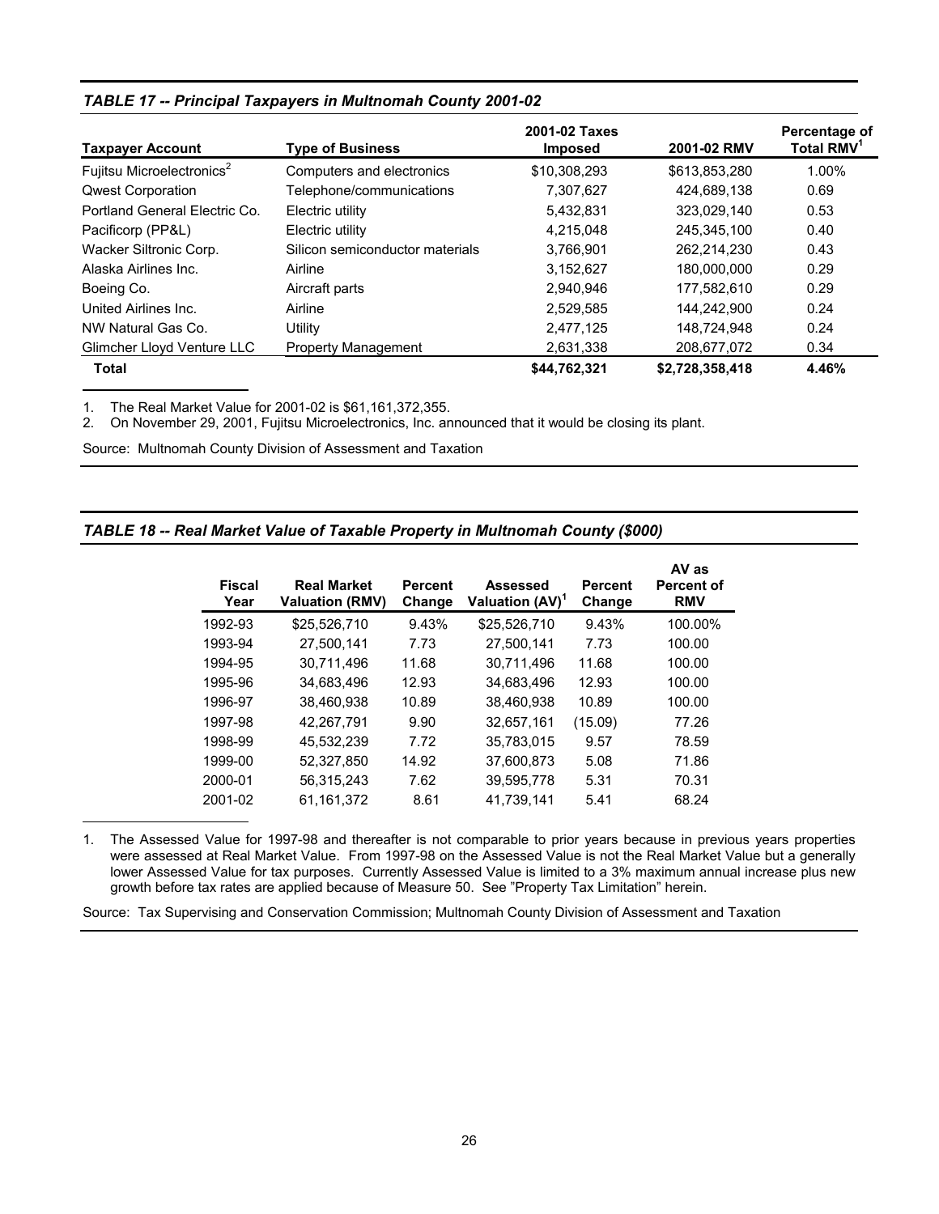### *TABLE 17 -- Principal Taxpayers in Multnomah County 2001-02*

| Taxpayer Account | Type of Business | 2001-02 Taxes Imposed | 2001-02 RMV | Percentage of Total RMV[1] |
|---|---|---|---|---|
| Fujitsu Microelectronics[2] | Computers and electronics | $10,308,293 | $613,853,280 | 1.00% |
| Qwest Corporation | Telephone/communications | 7,307,627 | 424,689,138 | 0.69 |
| Portland General Electric Co. | Electric utility | 5,432,831 | 323,029,140 | 0.53 |
| Pacificorp (PP&L) | Electric utility | 4,215,048 | 245,345,100 | 0.40 |
| Wacker Siltronic Corp. | Silicon semiconductor materials | 3,766,901 | 262,214,230 | 0.43 |
| Alaska Airlines Inc. | Airline | 3,152,627 | 180,000,000 | 0.29 |
| Boeing Co. | Aircraft parts | 2,940,946 | 177,582,610 | 0.29 |
| United Airlines Inc. | Airline | 2,529,585 | 144,242,900 | 0.24 |
| NW Natural Gas Co. | Utility | 2,477,125 | 148,724,948 | 0.24 |
| Glimcher Lloyd Venture LLC | Property Management | 2,631,338 | 208,677,072 | 0.34 |
| **Total** | | **$44,762,321** | **$2,728,358,418** | **4.46%** |

1. The Real Market Value for 2001-02 is $61,161,372,355.
2. On November 29, 2001, Fujitsu Microelectronics, Inc. announced that it would be closing its plant.

Source: Multnomah County Division of Assessment and Taxation

### *TABLE 18 -- Real Market Value of Taxable Property in Multnomah County ($000)*

| Fiscal Year | Real Market Valuation (RMV) | Percent Change | Assessed Valuation (AV)[1] | Percent Change | AV as Percent of RMV |
|---|---|---|---|---|---|
| 1992-93 | $25,526,710 | 9.43% | $25,526,710 | 9.43% | 100.00% |
| 1993-94 | 27,500,141 | 7.73 | 27,500,141 | 7.73 | 100.00 |
| 1994-95 | 30,711,496 | 11.68 | 30,711,496 | 11.68 | 100.00 |
| 1995-96 | 34,683,496 | 12.93 | 34,683,496 | 12.93 | 100.00 |
| 1996-97 | 38,460,938 | 10.89 | 38,460,938 | 10.89 | 100.00 |
| 1997-98 | 42,267,791 | 9.90 | 32,657,161 | (15.09) | 77.26 |
| 1998-99 | 45,532,239 | 7.72 | 35,783,015 | 9.57 | 78.59 |
| 1999-00 | 52,327,850 | 14.92 | 37,600,873 | 5.08 | 71.86 |
| 2000-01 | 56,315,243 | 7.62 | 39,595,778 | 5.31 | 70.31 |
| 2001-02 | 61,161,372 | 8.61 | 41,739,141 | 5.41 | 68.24 |

1. The Assessed Value for 1997-98 and thereafter is not comparable to prior years because in previous years properties were assessed at Real Market Value. From 1997-98 on the Assessed Value is not the Real Market Value but a generally lower Assessed Value for tax purposes. Currently Assessed Value is limited to a 3% maximum annual increase plus new growth before tax rates are applied because of Measure 50. See "Property Tax Limitation" herein.

Source: Tax Supervising and Conservation Commission; Multnomah County Division of Assessment and Taxation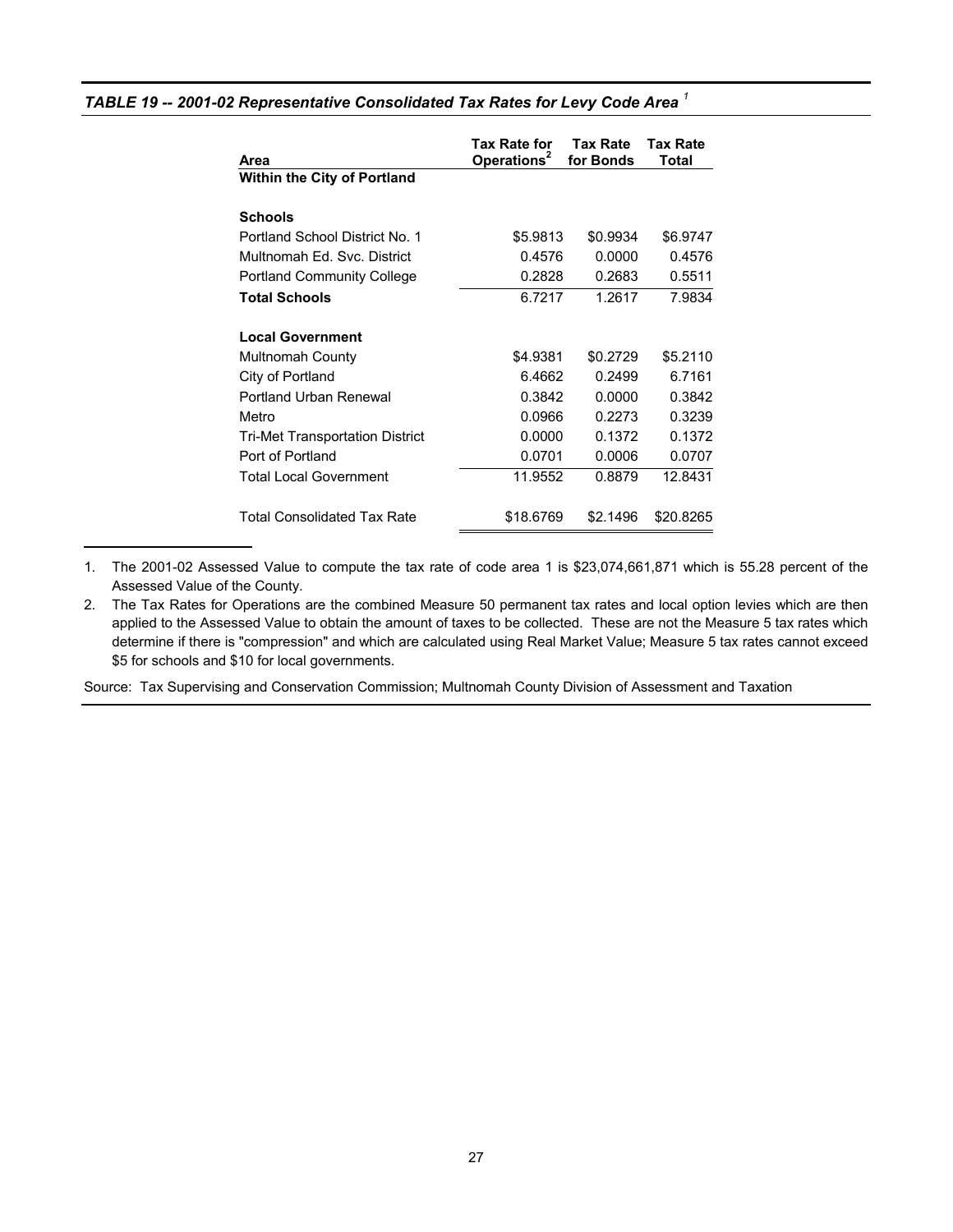*TABLE 19 -- 2001-02 Representative Consolidated Tax Rates for Levy Code Area [1]*

| Area | Tax Rate for Operations[2] | Tax Rate for Bonds | Tax Rate Total |
|---|---|---|---|
| **Within the City of Portland** | | | |
| | | | |
| **Schools** | | | |
| Portland School District No. 1 | $5.9813 | $0.9934 | $6.9747 |
| Multnomah Ed. Svc. District | 0.4576 | 0.0000 | 0.4576 |
| Portland Community College | 0.2828 | 0.2683 | 0.5511 |
| **Total Schools** | 6.7217 | 1.2617 | 7.9834 |
| | | | |
| **Local Government** | | | |
| Multnomah County | $4.9381 | $0.2729 | $5.2110 |
| City of Portland | 6.4662 | 0.2499 | 6.7161 |
| Portland Urban Renewal | 0.3842 | 0.0000 | 0.3842 |
| Metro | 0.0966 | 0.2273 | 0.3239 |
| Tri-Met Transportation District | 0.0000 | 0.1372 | 0.1372 |
| Port of Portland | 0.0701 | 0.0006 | 0.0707 |
| Total Local Government | 11.9552 | 0.8879 | 12.8431 |
| | | | |
| Total Consolidated Tax Rate | $18.6769 | $2.1496 | $20.8265 |

1. The 2001-02 Assessed Value to compute the tax rate of code area 1 is $23,074,661,871 which is 55.28 percent of the Assessed Value of the County.
2. The Tax Rates for Operations are the combined Measure 50 permanent tax rates and local option levies which are then applied to the Assessed Value to obtain the amount of taxes to be collected. These are not the Measure 5 tax rates which determine if there is "compression" and which are calculated using Real Market Value; Measure 5 tax rates cannot exceed $5 for schools and $10 for local governments.

Source: Tax Supervising and Conservation Commission; Multnomah County Division of Assessment and Taxation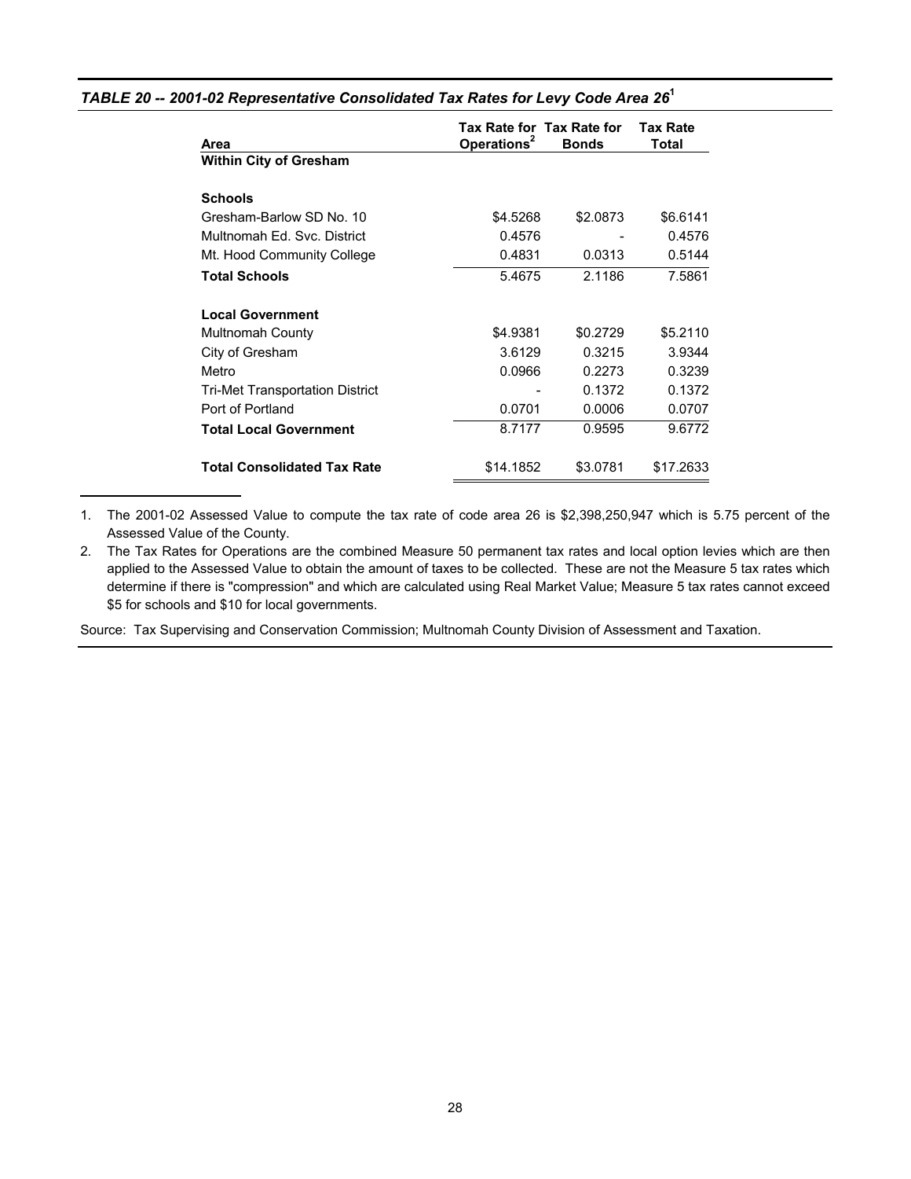**TABLE 20 -- 2001-02 Representative Consolidated Tax Rates for Levy Code Area 26[1]**

| Area | Tax Rate for Operations[2] | Tax Rate for Bonds | Tax Rate Total |
|---|---|---|---|
| **Within City of Gresham** | | | |
| | | | |
| **Schools** | | | |
| Gresham-Barlow SD No. 10 | $4.5268 | $2.0873 | $6.6141 |
| Multnomah Ed. Svc. District | 0.4576 | - | 0.4576 |
| Mt. Hood Community College | 0.4831 | 0.0313 | 0.5144 |
| **Total Schools** | 5.4675 | 2.1186 | 7.5861 |
| | | | |
| **Local Government** | | | |
| Multnomah County | $4.9381 | $0.2729 | $5.2110 |
| City of Gresham | 3.6129 | 0.3215 | 3.9344 |
| Metro | 0.0966 | 0.2273 | 0.3239 |
| Tri-Met Transportation District | - | 0.1372 | 0.1372 |
| Port of Portland | 0.0701 | 0.0006 | 0.0707 |
| **Total Local Government** | 8.7177 | 0.9595 | 9.6772 |
| | | | |
| **Total Consolidated Tax Rate** | $14.1852 | $3.0781 | $17.2633 |

1. The 2001-02 Assessed Value to compute the tax rate of code area 26 is $2,398,250,947 which is 5.75 percent of the Assessed Value of the County.
2. The Tax Rates for Operations are the combined Measure 50 permanent tax rates and local option levies which are then applied to the Assessed Value to obtain the amount of taxes to be collected. These are not the Measure 5 tax rates which determine if there is "compression" and which are calculated using Real Market Value; Measure 5 tax rates cannot exceed $5 for schools and $10 for local governments.

Source: Tax Supervising and Conservation Commission; Multnomah County Division of Assessment and Taxation.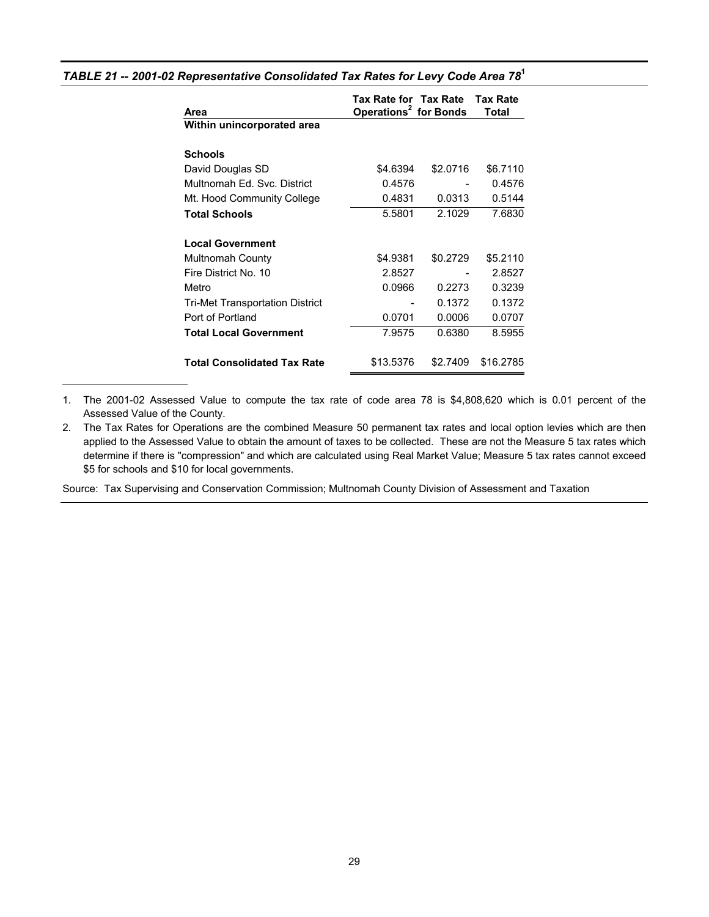### *TABLE 21 -- 2001-02 Representative Consolidated Tax Rates for Levy Code Area 78*[1]

| Area | Tax Rate for Operations[2] | Tax Rate for Bonds | Tax Rate Total |
|---|---|---|---|
| **Within unincorporated area** | | | |
| **Schools** | | | |
| David Douglas SD | \$4.6394 | \$2.0716 | \$6.7110 |
| Multnomah Ed. Svc. District | 0.4576 | - | 0.4576 |
| Mt. Hood Community College | 0.4831 | 0.0313 | 0.5144 |
| **Total Schools** | 5.5801 | 2.1029 | 7.6830 |
| **Local Government** | | | |
| Multnomah County | \$4.9381 | \$0.2729 | \$5.2110 |
| Fire District No. 10 | 2.8527 | - | 2.8527 |
| Metro | 0.0966 | 0.2273 | 0.3239 |
| Tri-Met Transportation District | - | 0.1372 | 0.1372 |
| Port of Portland | 0.0701 | 0.0006 | 0.0707 |
| **Total Local Government** | 7.9575 | 0.6380 | 8.5955 |
| **Total Consolidated Tax Rate** | \$13.5376 | \$2.7409 | \$16.2785 |

1. The 2001-02 Assessed Value to compute the tax rate of code area 78 is \$4,808,620 which is 0.01 percent of the Assessed Value of the County.
2. The Tax Rates for Operations are the combined Measure 50 permanent tax rates and local option levies which are then applied to the Assessed Value to obtain the amount of taxes to be collected. These are not the Measure 5 tax rates which determine if there is "compression" and which are calculated using Real Market Value; Measure 5 tax rates cannot exceed \$5 for schools and \$10 for local governments.

Source: Tax Supervising and Conservation Commission; Multnomah County Division of Assessment and Taxation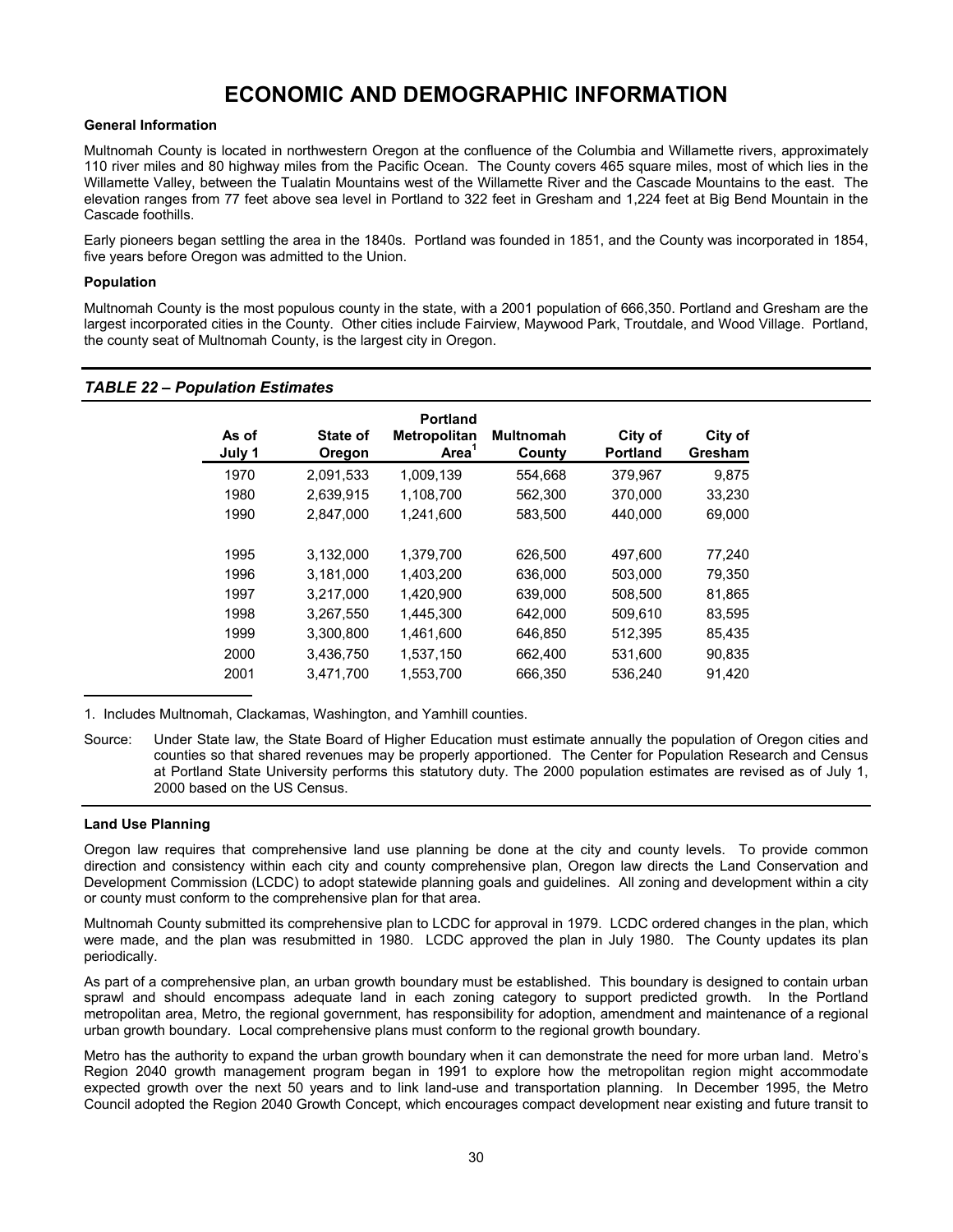# ECONOMIC AND DEMOGRAPHIC INFORMATION

**General Information**

Multnomah County is located in northwestern Oregon at the confluence of the Columbia and Willamette rivers, approximately 110 river miles and 80 highway miles from the Pacific Ocean. The County covers 465 square miles, most of which lies in the Willamette Valley, between the Tualatin Mountains west of the Willamette River and the Cascade Mountains to the east. The elevation ranges from 77 feet above sea level in Portland to 322 feet in Gresham and 1,224 feet at Big Bend Mountain in the Cascade foothills.

Early pioneers began settling the area in the 1840s. Portland was founded in 1851, and the County was incorporated in 1854, five years before Oregon was admitted to the Union.

**Population**

Multnomah County is the most populous county in the state, with a 2001 population of 666,350. Portland and Gresham are the largest incorporated cities in the County. Other cities include Fairview, Maywood Park, Troutdale, and Wood Village. Portland, the county seat of Multnomah County, is the largest city in Oregon.

***TABLE 22 – Population Estimates***

| As of July 1 | State of Oregon | Portland Metropolitan Area[1] | Multnomah County | City of Portland | City of Gresham |
|---|---|---|---|---|---|
| 1970 | 2,091,533 | 1,009,139 | 554,668 | 379,967 | 9,875 |
| 1980 | 2,639,915 | 1,108,700 | 562,300 | 370,000 | 33,230 |
| 1990 | 2,847,000 | 1,241,600 | 583,500 | 440,000 | 69,000 |
| 1995 | 3,132,000 | 1,379,700 | 626,500 | 497,600 | 77,240 |
| 1996 | 3,181,000 | 1,403,200 | 636,000 | 503,000 | 79,350 |
| 1997 | 3,217,000 | 1,420,900 | 639,000 | 508,500 | 81,865 |
| 1998 | 3,267,550 | 1,445,300 | 642,000 | 509,610 | 83,595 |
| 1999 | 3,300,800 | 1,461,600 | 646,850 | 512,395 | 85,435 |
| 2000 | 3,436,750 | 1,537,150 | 662,400 | 531,600 | 90,835 |
| 2001 | 3,471,700 | 1,553,700 | 666,350 | 536,240 | 91,420 |

1. Includes Multnomah, Clackamas, Washington, and Yamhill counties.

Source: Under State law, the State Board of Higher Education must estimate annually the population of Oregon cities and counties so that shared revenues may be properly apportioned. The Center for Population Research and Census at Portland State University performs this statutory duty. The 2000 population estimates are revised as of July 1, 2000 based on the US Census.

**Land Use Planning**

Oregon law requires that comprehensive land use planning be done at the city and county levels. To provide common direction and consistency within each city and county comprehensive plan, Oregon law directs the Land Conservation and Development Commission (LCDC) to adopt statewide planning goals and guidelines. All zoning and development within a city or county must conform to the comprehensive plan for that area.

Multnomah County submitted its comprehensive plan to LCDC for approval in 1979. LCDC ordered changes in the plan, which were made, and the plan was resubmitted in 1980. LCDC approved the plan in July 1980. The County updates its plan periodically.

As part of a comprehensive plan, an urban growth boundary must be established. This boundary is designed to contain urban sprawl and should encompass adequate land in each zoning category to support predicted growth. In the Portland metropolitan area, Metro, the regional government, has responsibility for adoption, amendment and maintenance of a regional urban growth boundary. Local comprehensive plans must conform to the regional growth boundary.

Metro has the authority to expand the urban growth boundary when it can demonstrate the need for more urban land. Metro's Region 2040 growth management program began in 1991 to explore how the metropolitan region might accommodate expected growth over the next 50 years and to link land-use and transportation planning. In December 1995, the Metro Council adopted the Region 2040 Growth Concept, which encourages compact development near existing and future transit to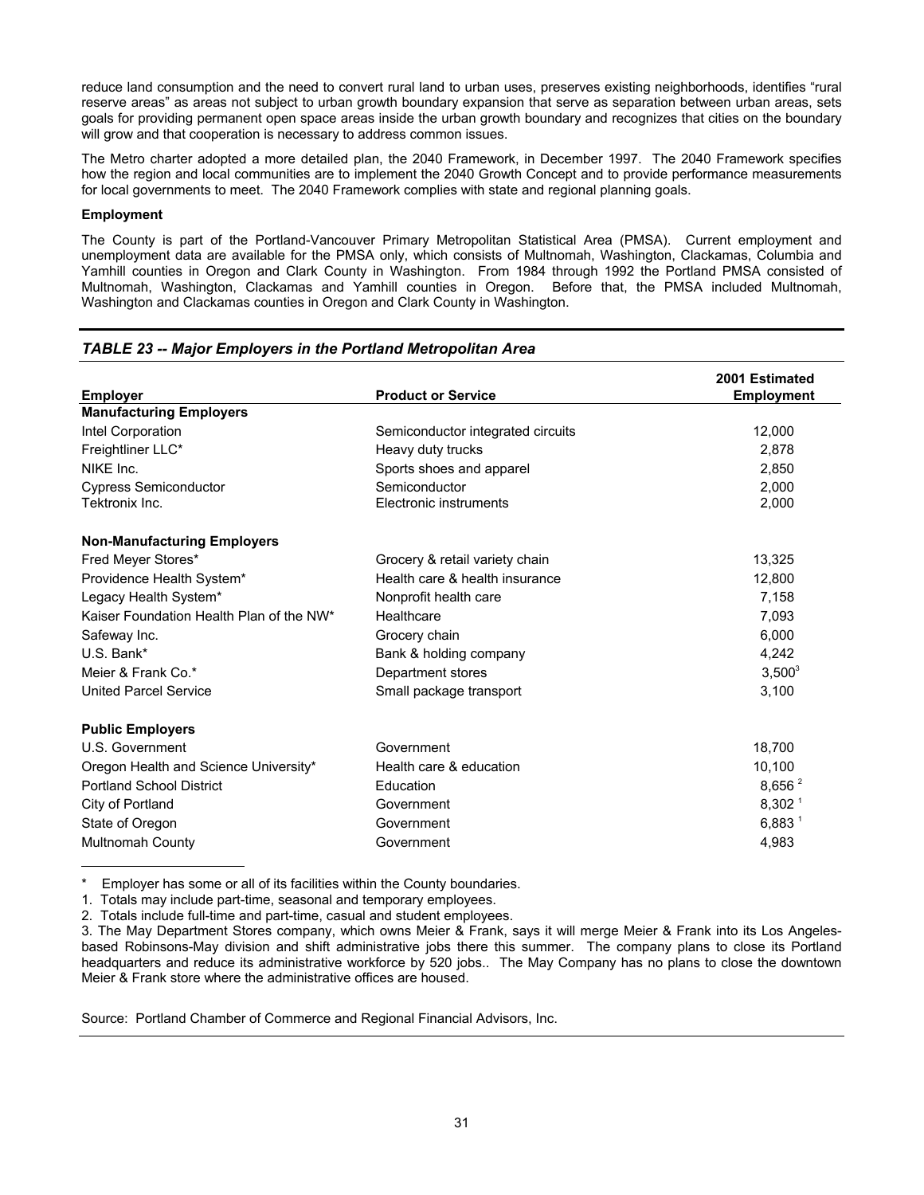reduce land consumption and the need to convert rural land to urban uses, preserves existing neighborhoods, identifies "rural reserve areas" as areas not subject to urban growth boundary expansion that serve as separation between urban areas, sets goals for providing permanent open space areas inside the urban growth boundary and recognizes that cities on the boundary will grow and that cooperation is necessary to address common issues.

The Metro charter adopted a more detailed plan, the 2040 Framework, in December 1997. The 2040 Framework specifies how the region and local communities are to implement the 2040 Growth Concept and to provide performance measurements for local governments to meet. The 2040 Framework complies with state and regional planning goals.

**Employment**

The County is part of the Portland-Vancouver Primary Metropolitan Statistical Area (PMSA). Current employment and unemployment data are available for the PMSA only, which consists of Multnomah, Washington, Clackamas, Columbia and Yamhill counties in Oregon and Clark County in Washington. From 1984 through 1992 the Portland PMSA consisted of Multnomah, Washington, Clackamas and Yamhill counties in Oregon. Before that, the PMSA included Multnomah, Washington and Clackamas counties in Oregon and Clark County in Washington.

***TABLE 23 -- Major Employers in the Portland Metropolitan Area***

| Employer | Product or Service | 2001 Estimated Employment |
|---|---|---|
| **Manufacturing Employers** | | |
| Intel Corporation | Semiconductor integrated circuits | 12,000 |
| Freightliner LLC* | Heavy duty trucks | 2,878 |
| NIKE Inc. | Sports shoes and apparel | 2,850 |
| Cypress Semiconductor | Semiconductor | 2,000 |
| Tektronix Inc. | Electronic instruments | 2,000 |
| **Non-Manufacturing Employers** | | |
| Fred Meyer Stores* | Grocery & retail variety chain | 13,325 |
| Providence Health System* | Health care & health insurance | 12,800 |
| Legacy Health System* | Nonprofit health care | 7,158 |
| Kaiser Foundation Health Plan of the NW* | Healthcare | 7,093 |
| Safeway Inc. | Grocery chain | 6,000 |
| U.S. Bank* | Bank & holding company | 4,242 |
| Meier & Frank Co.* | Department stores | 3,500[3] |
| United Parcel Service | Small package transport | 3,100 |
| **Public Employers** | | |
| U.S. Government | Government | 18,700 |
| Oregon Health and Science University* | Health care & education | 10,100 |
| Portland School District | Education | 8,656[2] |
| City of Portland | Government | 8,302[1] |
| State of Oregon | Government | 6,883[1] |
| Multnomah County | Government | 4,983 |

\* Employer has some or all of its facilities within the County boundaries.

1. Totals may include part-time, seasonal and temporary employees.
2. Totals include full-time and part-time, casual and student employees.
3. The May Department Stores company, which owns Meier & Frank, says it will merge Meier & Frank into its Los Angeles-based Robinsons-May division and shift administrative jobs there this summer. The company plans to close its Portland headquarters and reduce its administrative workforce by 520 jobs.. The May Company has no plans to close the downtown Meier & Frank store where the administrative offices are housed.

Source: Portland Chamber of Commerce and Regional Financial Advisors, Inc.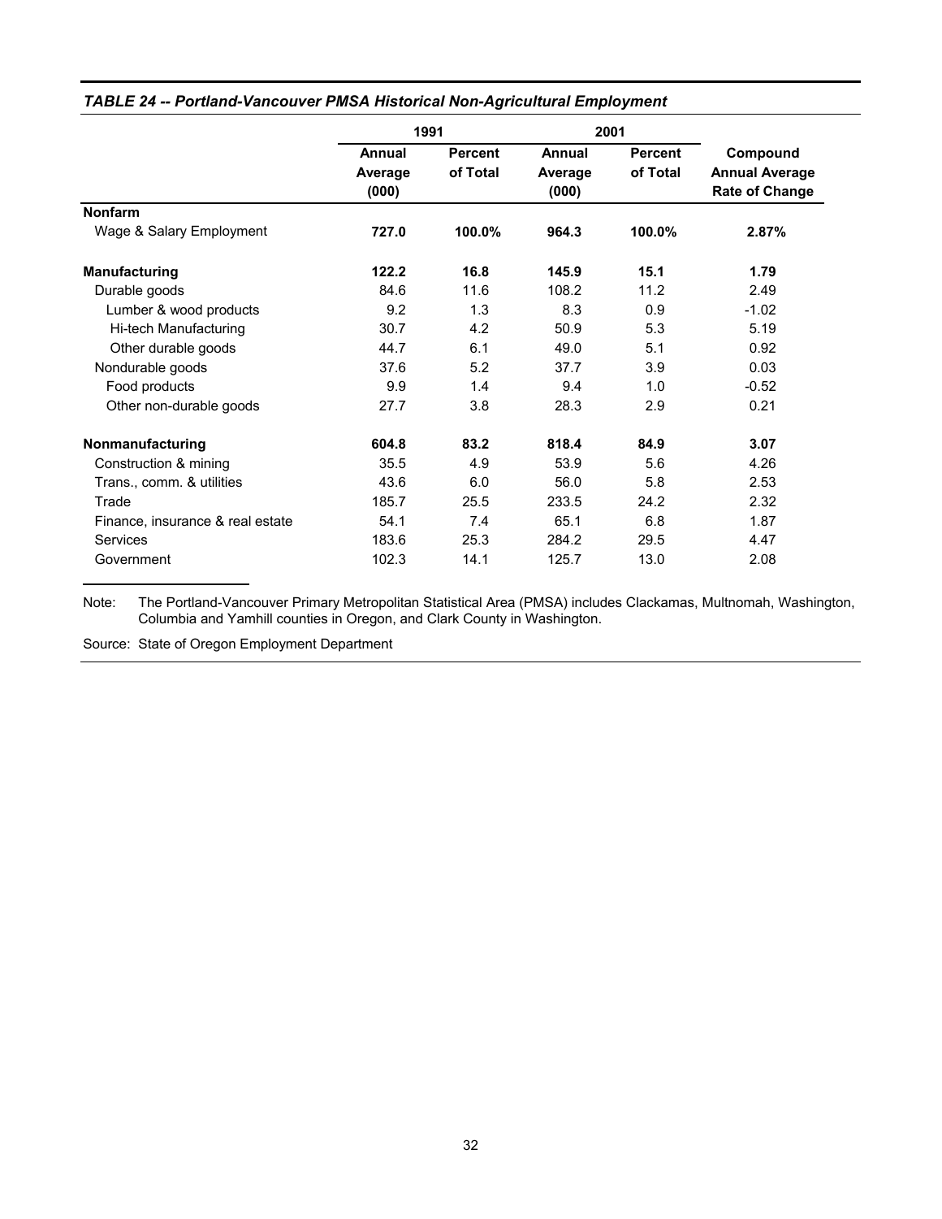***TABLE 24 -- Portland-Vancouver PMSA Historical Non-Agricultural Employment***

| | 1991 | | 2001 | | |
|---|---|---|---|---|---|
| | **Annual Average (000)** | **Percent of Total** | **Annual Average (000)** | **Percent of Total** | **Compound Annual Average Rate of Change** |
| **Nonfarm** | | | | | |
| Wage & Salary Employment | **727.0** | **100.0%** | **964.3** | **100.0%** | **2.87%** |
| **Manufacturing** | **122.2** | **16.8** | **145.9** | **15.1** | **1.79** |
| Durable goods | 84.6 | 11.6 | 108.2 | 11.2 | 2.49 |
| Lumber & wood products | 9.2 | 1.3 | 8.3 | 0.9 | -1.02 |
| Hi-tech Manufacturing | 30.7 | 4.2 | 50.9 | 5.3 | 5.19 |
| Other durable goods | 44.7 | 6.1 | 49.0 | 5.1 | 0.92 |
| Nondurable goods | 37.6 | 5.2 | 37.7 | 3.9 | 0.03 |
| Food products | 9.9 | 1.4 | 9.4 | 1.0 | -0.52 |
| Other non-durable goods | 27.7 | 3.8 | 28.3 | 2.9 | 0.21 |
| **Nonmanufacturing** | **604.8** | **83.2** | **818.4** | **84.9** | **3.07** |
| Construction & mining | 35.5 | 4.9 | 53.9 | 5.6 | 4.26 |
| Trans., comm. & utilities | 43.6 | 6.0 | 56.0 | 5.8 | 2.53 |
| Trade | 185.7 | 25.5 | 233.5 | 24.2 | 2.32 |
| Finance, insurance & real estate | 54.1 | 7.4 | 65.1 | 6.8 | 1.87 |
| Services | 183.6 | 25.3 | 284.2 | 29.5 | 4.47 |
| Government | 102.3 | 14.1 | 125.7 | 13.0 | 2.08 |

Note: The Portland-Vancouver Primary Metropolitan Statistical Area (PMSA) includes Clackamas, Multnomah, Washington, Columbia and Yamhill counties in Oregon, and Clark County in Washington.

Source: State of Oregon Employment Department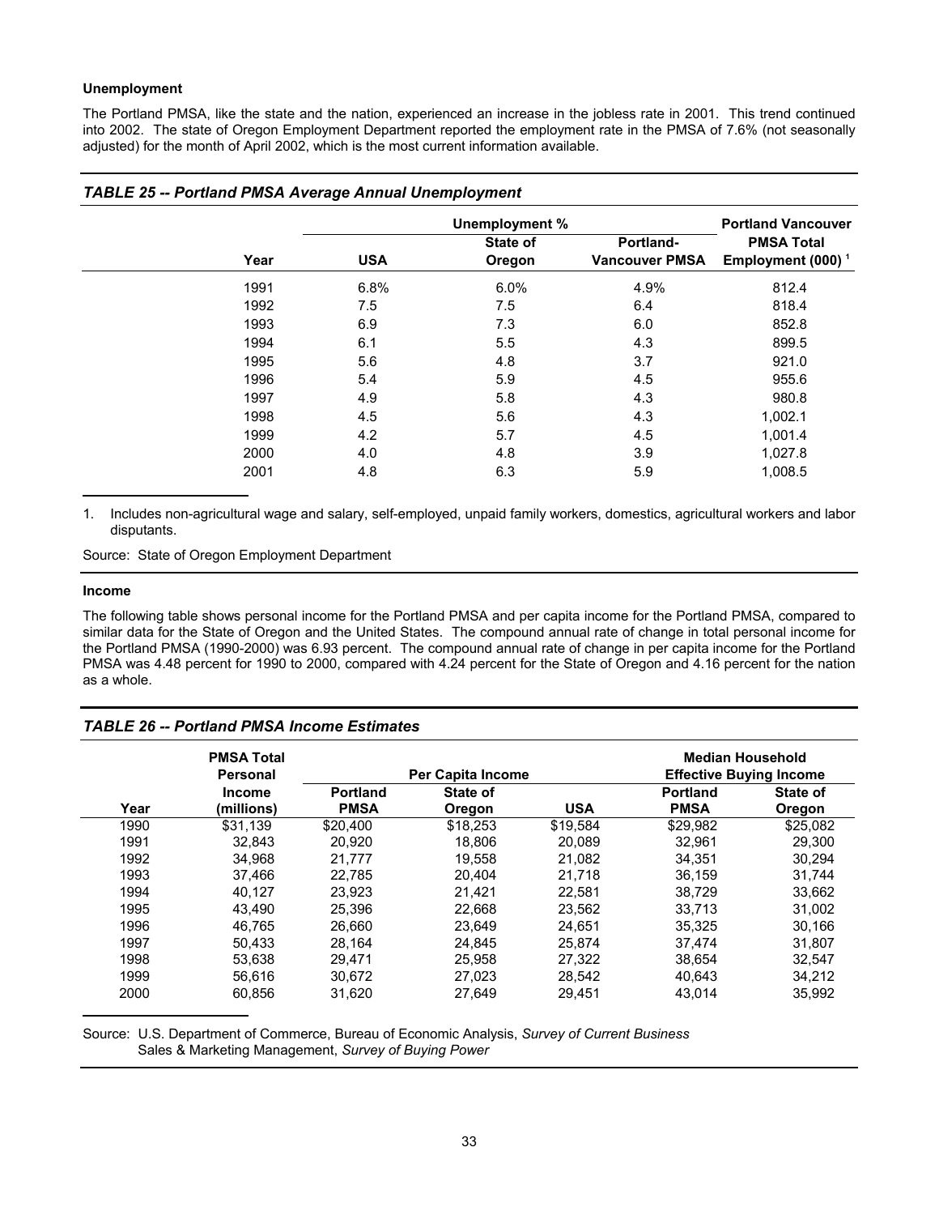**Unemployment**

The Portland PMSA, like the state and the nation, experienced an increase in the jobless rate in 2001. This trend continued into 2002. The state of Oregon Employment Department reported the employment rate in the PMSA of 7.6% (not seasonally adjusted) for the month of April 2002, which is the most current information available.

### *TABLE 25 -- Portland PMSA Average Annual Unemployment*

| | Unemployment % | | | Portland Vancouver |
|---|---|---|---|---|
| Year | USA | State of Oregon | Portland-Vancouver PMSA | PMSA Total Employment (000) [1] |
| 1991 | 6.8% | 6.0% | 4.9% | 812.4 |
| 1992 | 7.5 | 7.5 | 6.4 | 818.4 |
| 1993 | 6.9 | 7.3 | 6.0 | 852.8 |
| 1994 | 6.1 | 5.5 | 4.3 | 899.5 |
| 1995 | 5.6 | 4.8 | 3.7 | 921.0 |
| 1996 | 5.4 | 5.9 | 4.5 | 955.6 |
| 1997 | 4.9 | 5.8 | 4.3 | 980.8 |
| 1998 | 4.5 | 5.6 | 4.3 | 1,002.1 |
| 1999 | 4.2 | 5.7 | 4.5 | 1,001.4 |
| 2000 | 4.0 | 4.8 | 3.9 | 1,027.8 |
| 2001 | 4.8 | 6.3 | 5.9 | 1,008.5 |

1. Includes non-agricultural wage and salary, self-employed, unpaid family workers, domestics, agricultural workers and labor disputants.

Source: State of Oregon Employment Department

**Income**

The following table shows personal income for the Portland PMSA and per capita income for the Portland PMSA, compared to similar data for the State of Oregon and the United States. The compound annual rate of change in total personal income for the Portland PMSA (1990-2000) was 6.93 percent. The compound annual rate of change in per capita income for the Portland PMSA was 4.48 percent for 1990 to 2000, compared with 4.24 percent for the State of Oregon and 4.16 percent for the nation as a whole.

### *TABLE 26 -- Portland PMSA Income Estimates*

| | PMSA Total Personal | Per Capita Income | | | Median Household Effective Buying Income | |
|---|---|---|---|---|---|---|
| Year | Income (millions) | Portland PMSA | State of Oregon | USA | Portland PMSA | State of Oregon |
| 1990 | $31,139 | $20,400 | $18,253 | $19,584 | $29,982 | $25,082 |
| 1991 | 32,843 | 20,920 | 18,806 | 20,089 | 32,961 | 29,300 |
| 1992 | 34,968 | 21,777 | 19,558 | 21,082 | 34,351 | 30,294 |
| 1993 | 37,466 | 22,785 | 20,404 | 21,718 | 36,159 | 31,744 |
| 1994 | 40,127 | 23,923 | 21,421 | 22,581 | 38,729 | 33,662 |
| 1995 | 43,490 | 25,396 | 22,668 | 23,562 | 33,713 | 31,002 |
| 1996 | 46,765 | 26,660 | 23,649 | 24,651 | 35,325 | 30,166 |
| 1997 | 50,433 | 28,164 | 24,845 | 25,874 | 37,474 | 31,807 |
| 1998 | 53,638 | 29,471 | 25,958 | 27,322 | 38,654 | 32,547 |
| 1999 | 56,616 | 30,672 | 27,023 | 28,542 | 40,643 | 34,212 |
| 2000 | 60,856 | 31,620 | 27,649 | 29,451 | 43,014 | 35,992 |

Source: U.S. Department of Commerce, Bureau of Economic Analysis, *Survey of Current Business*
Sales & Marketing Management, *Survey of Buying Power*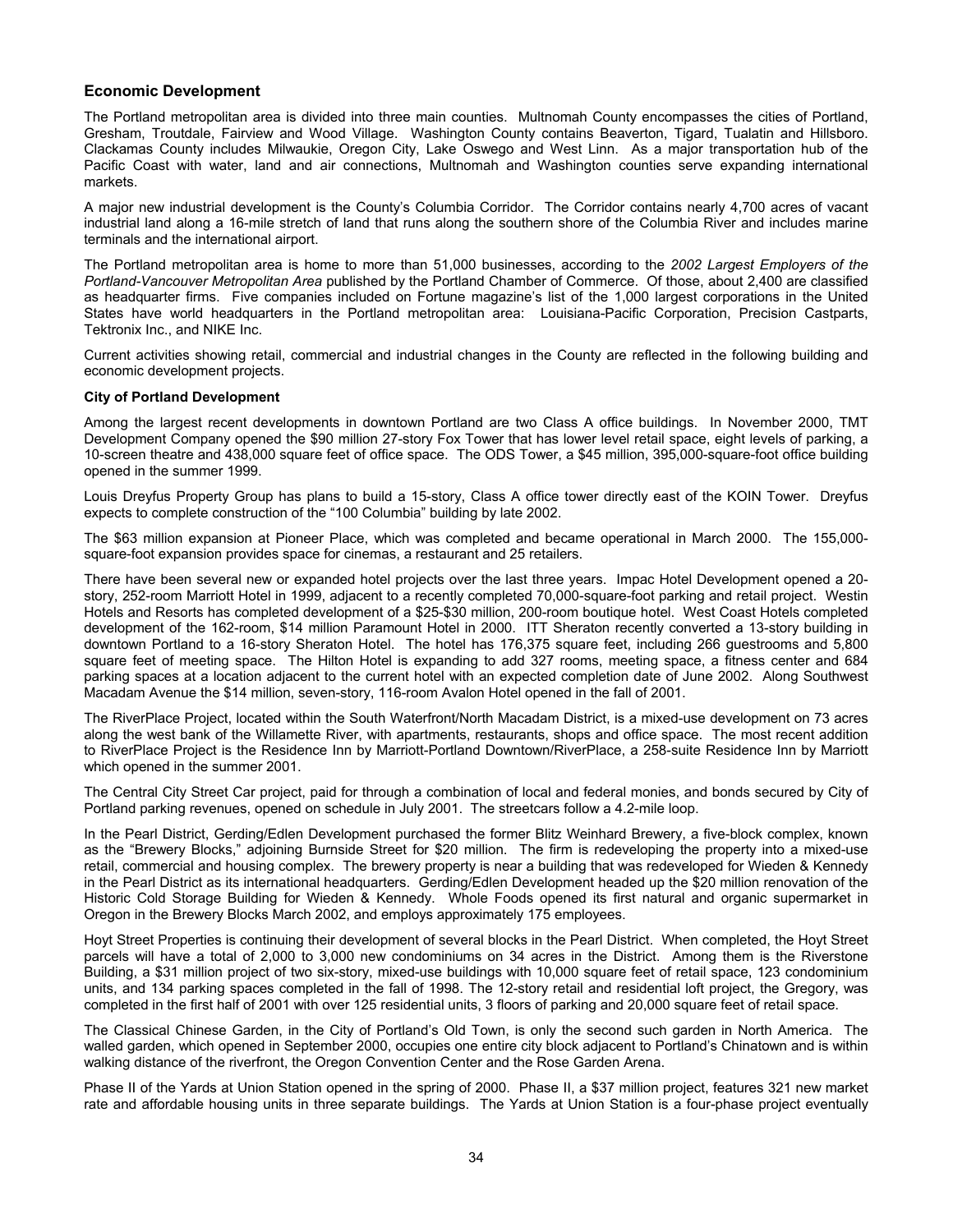## Economic Development

The Portland metropolitan area is divided into three main counties. Multnomah County encompasses the cities of Portland, Gresham, Troutdale, Fairview and Wood Village. Washington County contains Beaverton, Tigard, Tualatin and Hillsboro. Clackamas County includes Milwaukie, Oregon City, Lake Oswego and West Linn. As a major transportation hub of the Pacific Coast with water, land and air connections, Multnomah and Washington counties serve expanding international markets.

A major new industrial development is the County's Columbia Corridor. The Corridor contains nearly 4,700 acres of vacant industrial land along a 16-mile stretch of land that runs along the southern shore of the Columbia River and includes marine terminals and the international airport.

The Portland metropolitan area is home to more than 51,000 businesses, according to the *2002 Largest Employers of the Portland-Vancouver Metropolitan Area* published by the Portland Chamber of Commerce. Of those, about 2,400 are classified as headquarter firms. Five companies included on Fortune magazine's list of the 1,000 largest corporations in the United States have world headquarters in the Portland metropolitan area: Louisiana-Pacific Corporation, Precision Castparts, Tektronix Inc., and NIKE Inc.

Current activities showing retail, commercial and industrial changes in the County are reflected in the following building and economic development projects.

**City of Portland Development**

Among the largest recent developments in downtown Portland are two Class A office buildings. In November 2000, TMT Development Company opened the $90 million 27-story Fox Tower that has lower level retail space, eight levels of parking, a 10-screen theatre and 438,000 square feet of office space. The ODS Tower, a $45 million, 395,000-square-foot office building opened in the summer 1999.

Louis Dreyfus Property Group has plans to build a 15-story, Class A office tower directly east of the KOIN Tower. Dreyfus expects to complete construction of the "100 Columbia" building by late 2002.

The $63 million expansion at Pioneer Place, which was completed and became operational in March 2000. The 155,000-square-foot expansion provides space for cinemas, a restaurant and 25 retailers.

There have been several new or expanded hotel projects over the last three years. Impac Hotel Development opened a 20-story, 252-room Marriott Hotel in 1999, adjacent to a recently completed 70,000-square-foot parking and retail project. Westin Hotels and Resorts has completed development of a $25-$30 million, 200-room boutique hotel. West Coast Hotels completed development of the 162-room, $14 million Paramount Hotel in 2000. ITT Sheraton recently converted a 13-story building in downtown Portland to a 16-story Sheraton Hotel. The hotel has 176,375 square feet, including 266 guestrooms and 5,800 square feet of meeting space. The Hilton Hotel is expanding to add 327 rooms, meeting space, a fitness center and 684 parking spaces at a location adjacent to the current hotel with an expected completion date of June 2002. Along Southwest Macadam Avenue the $14 million, seven-story, 116-room Avalon Hotel opened in the fall of 2001.

The RiverPlace Project, located within the South Waterfront/North Macadam District, is a mixed-use development on 73 acres along the west bank of the Willamette River, with apartments, restaurants, shops and office space. The most recent addition to RiverPlace Project is the Residence Inn by Marriott-Portland Downtown/RiverPlace, a 258-suite Residence Inn by Marriott which opened in the summer 2001.

The Central City Street Car project, paid for through a combination of local and federal monies, and bonds secured by City of Portland parking revenues, opened on schedule in July 2001. The streetcars follow a 4.2-mile loop.

In the Pearl District, Gerding/Edlen Development purchased the former Blitz Weinhard Brewery, a five-block complex, known as the "Brewery Blocks," adjoining Burnside Street for $20 million. The firm is redeveloping the property into a mixed-use retail, commercial and housing complex. The brewery property is near a building that was redeveloped for Wieden & Kennedy in the Pearl District as its international headquarters. Gerding/Edlen Development headed up the $20 million renovation of the Historic Cold Storage Building for Wieden & Kennedy. Whole Foods opened its first natural and organic supermarket in Oregon in the Brewery Blocks March 2002, and employs approximately 175 employees.

Hoyt Street Properties is continuing their development of several blocks in the Pearl District. When completed, the Hoyt Street parcels will have a total of 2,000 to 3,000 new condominiums on 34 acres in the District. Among them is the Riverstone Building, a $31 million project of two six-story, mixed-use buildings with 10,000 square feet of retail space, 123 condominium units, and 134 parking spaces completed in the fall of 1998. The 12-story retail and residential loft project, the Gregory, was completed in the first half of 2001 with over 125 residential units, 3 floors of parking and 20,000 square feet of retail space.

The Classical Chinese Garden, in the City of Portland's Old Town, is only the second such garden in North America. The walled garden, which opened in September 2000, occupies one entire city block adjacent to Portland's Chinatown and is within walking distance of the riverfront, the Oregon Convention Center and the Rose Garden Arena.

Phase II of the Yards at Union Station opened in the spring of 2000. Phase II, a $37 million project, features 321 new market rate and affordable housing units in three separate buildings. The Yards at Union Station is a four-phase project eventually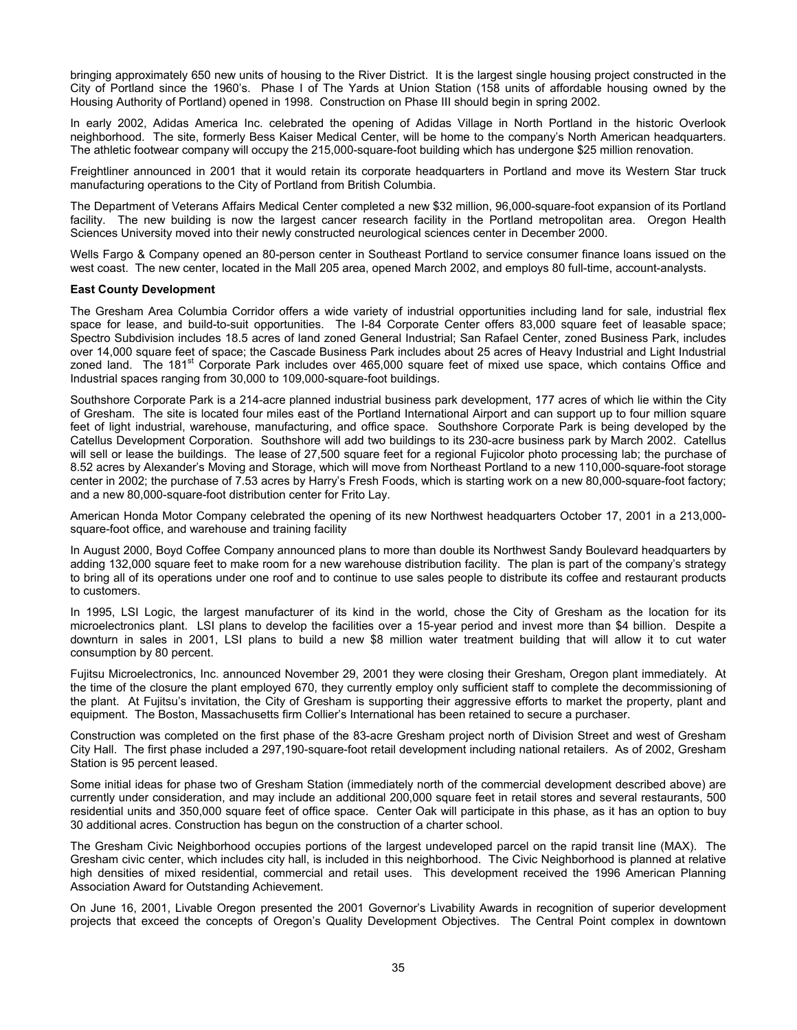bringing approximately 650 new units of housing to the River District. It is the largest single housing project constructed in the City of Portland since the 1960's. Phase I of The Yards at Union Station (158 units of affordable housing owned by the Housing Authority of Portland) opened in 1998. Construction on Phase III should begin in spring 2002.

In early 2002, Adidas America Inc. celebrated the opening of Adidas Village in North Portland in the historic Overlook neighborhood. The site, formerly Bess Kaiser Medical Center, will be home to the company's North American headquarters. The athletic footwear company will occupy the 215,000-square-foot building which has undergone $25 million renovation.

Freightliner announced in 2001 that it would retain its corporate headquarters in Portland and move its Western Star truck manufacturing operations to the City of Portland from British Columbia.

The Department of Veterans Affairs Medical Center completed a new $32 million, 96,000-square-foot expansion of its Portland facility. The new building is now the largest cancer research facility in the Portland metropolitan area. Oregon Health Sciences University moved into their newly constructed neurological sciences center in December 2000.

Wells Fargo & Company opened an 80-person center in Southeast Portland to service consumer finance loans issued on the west coast. The new center, located in the Mall 205 area, opened March 2002, and employs 80 full-time, account-analysts.

**East County Development**

The Gresham Area Columbia Corridor offers a wide variety of industrial opportunities including land for sale, industrial flex space for lease, and build-to-suit opportunities. The I-84 Corporate Center offers 83,000 square feet of leasable space; Spectro Subdivision includes 18.5 acres of land zoned General Industrial; San Rafael Center, zoned Business Park, includes over 14,000 square feet of space; the Cascade Business Park includes about 25 acres of Heavy Industrial and Light Industrial zoned land. The 181st Corporate Park includes over 465,000 square feet of mixed use space, which contains Office and Industrial spaces ranging from 30,000 to 109,000-square-foot buildings.

Southshore Corporate Park is a 214-acre planned industrial business park development, 177 acres of which lie within the City of Gresham. The site is located four miles east of the Portland International Airport and can support up to four million square feet of light industrial, warehouse, manufacturing, and office space. Southshore Corporate Park is being developed by the Catellus Development Corporation. Southshore will add two buildings to its 230-acre business park by March 2002. Catellus will sell or lease the buildings. The lease of 27,500 square feet for a regional Fujicolor photo processing lab; the purchase of 8.52 acres by Alexander's Moving and Storage, which will move from Northeast Portland to a new 110,000-square-foot storage center in 2002; the purchase of 7.53 acres by Harry's Fresh Foods, which is starting work on a new 80,000-square-foot factory; and a new 80,000-square-foot distribution center for Frito Lay.

American Honda Motor Company celebrated the opening of its new Northwest headquarters October 17, 2001 in a 213,000-square-foot office, and warehouse and training facility

In August 2000, Boyd Coffee Company announced plans to more than double its Northwest Sandy Boulevard headquarters by adding 132,000 square feet to make room for a new warehouse distribution facility. The plan is part of the company's strategy to bring all of its operations under one roof and to continue to use sales people to distribute its coffee and restaurant products to customers.

In 1995, LSI Logic, the largest manufacturer of its kind in the world, chose the City of Gresham as the location for its microelectronics plant. LSI plans to develop the facilities over a 15-year period and invest more than $4 billion. Despite a downturn in sales in 2001, LSI plans to build a new $8 million water treatment building that will allow it to cut water consumption by 80 percent.

Fujitsu Microelectronics, Inc. announced November 29, 2001 they were closing their Gresham, Oregon plant immediately. At the time of the closure the plant employed 670, they currently employ only sufficient staff to complete the decommissioning of the plant. At Fujitsu's invitation, the City of Gresham is supporting their aggressive efforts to market the property, plant and equipment. The Boston, Massachusetts firm Collier's International has been retained to secure a purchaser.

Construction was completed on the first phase of the 83-acre Gresham project north of Division Street and west of Gresham City Hall. The first phase included a 297,190-square-foot retail development including national retailers. As of 2002, Gresham Station is 95 percent leased.

Some initial ideas for phase two of Gresham Station (immediately north of the commercial development described above) are currently under consideration, and may include an additional 200,000 square feet in retail stores and several restaurants, 500 residential units and 350,000 square feet of office space. Center Oak will participate in this phase, as it has an option to buy 30 additional acres. Construction has begun on the construction of a charter school.

The Gresham Civic Neighborhood occupies portions of the largest undeveloped parcel on the rapid transit line (MAX). The Gresham civic center, which includes city hall, is included in this neighborhood. The Civic Neighborhood is planned at relative high densities of mixed residential, commercial and retail uses. This development received the 1996 American Planning Association Award for Outstanding Achievement.

On June 16, 2001, Livable Oregon presented the 2001 Governor's Livability Awards in recognition of superior development projects that exceed the concepts of Oregon's Quality Development Objectives. The Central Point complex in downtown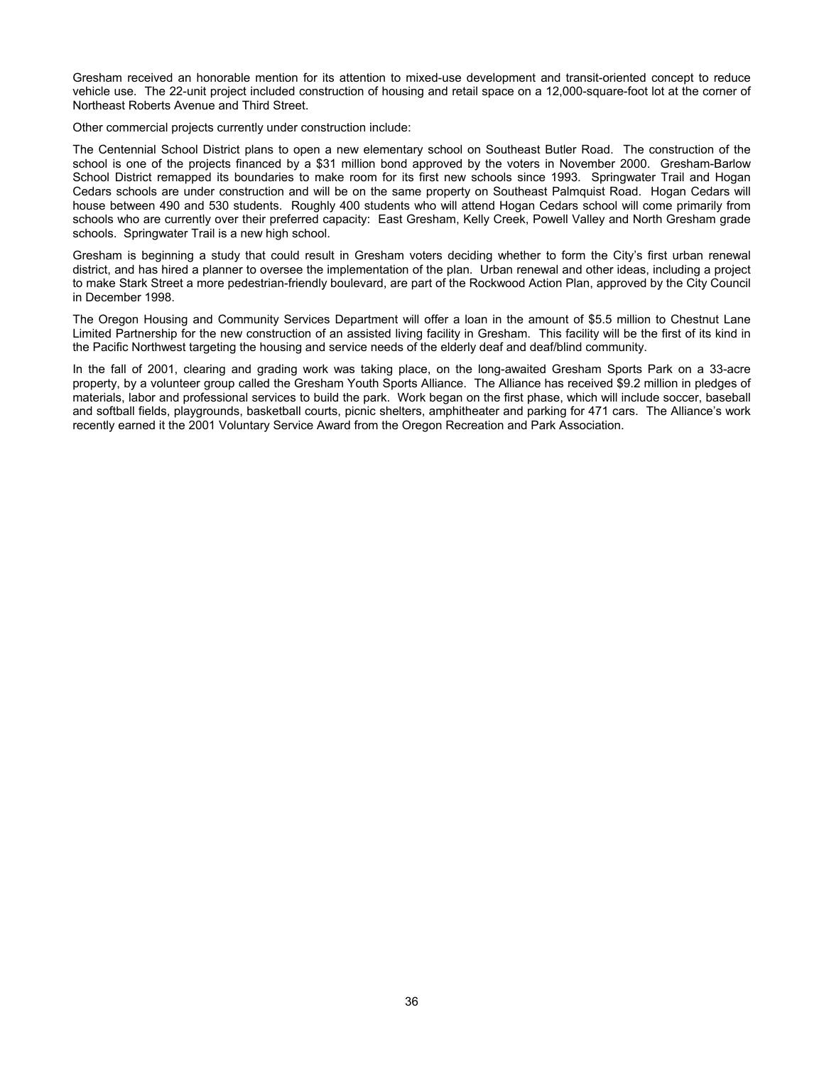Gresham received an honorable mention for its attention to mixed-use development and transit-oriented concept to reduce vehicle use. The 22-unit project included construction of housing and retail space on a 12,000-square-foot lot at the corner of Northeast Roberts Avenue and Third Street.

Other commercial projects currently under construction include:

The Centennial School District plans to open a new elementary school on Southeast Butler Road. The construction of the school is one of the projects financed by a $31 million bond approved by the voters in November 2000. Gresham-Barlow School District remapped its boundaries to make room for its first new schools since 1993. Springwater Trail and Hogan Cedars schools are under construction and will be on the same property on Southeast Palmquist Road. Hogan Cedars will house between 490 and 530 students. Roughly 400 students who will attend Hogan Cedars school will come primarily from schools who are currently over their preferred capacity: East Gresham, Kelly Creek, Powell Valley and North Gresham grade schools. Springwater Trail is a new high school.

Gresham is beginning a study that could result in Gresham voters deciding whether to form the City's first urban renewal district, and has hired a planner to oversee the implementation of the plan. Urban renewal and other ideas, including a project to make Stark Street a more pedestrian-friendly boulevard, are part of the Rockwood Action Plan, approved by the City Council in December 1998.

The Oregon Housing and Community Services Department will offer a loan in the amount of $5.5 million to Chestnut Lane Limited Partnership for the new construction of an assisted living facility in Gresham. This facility will be the first of its kind in the Pacific Northwest targeting the housing and service needs of the elderly deaf and deaf/blind community.

In the fall of 2001, clearing and grading work was taking place, on the long-awaited Gresham Sports Park on a 33-acre property, by a volunteer group called the Gresham Youth Sports Alliance. The Alliance has received $9.2 million in pledges of materials, labor and professional services to build the park. Work began on the first phase, which will include soccer, baseball and softball fields, playgrounds, basketball courts, picnic shelters, amphitheater and parking for 471 cars. The Alliance's work recently earned it the 2001 Voluntary Service Award from the Oregon Recreation and Park Association.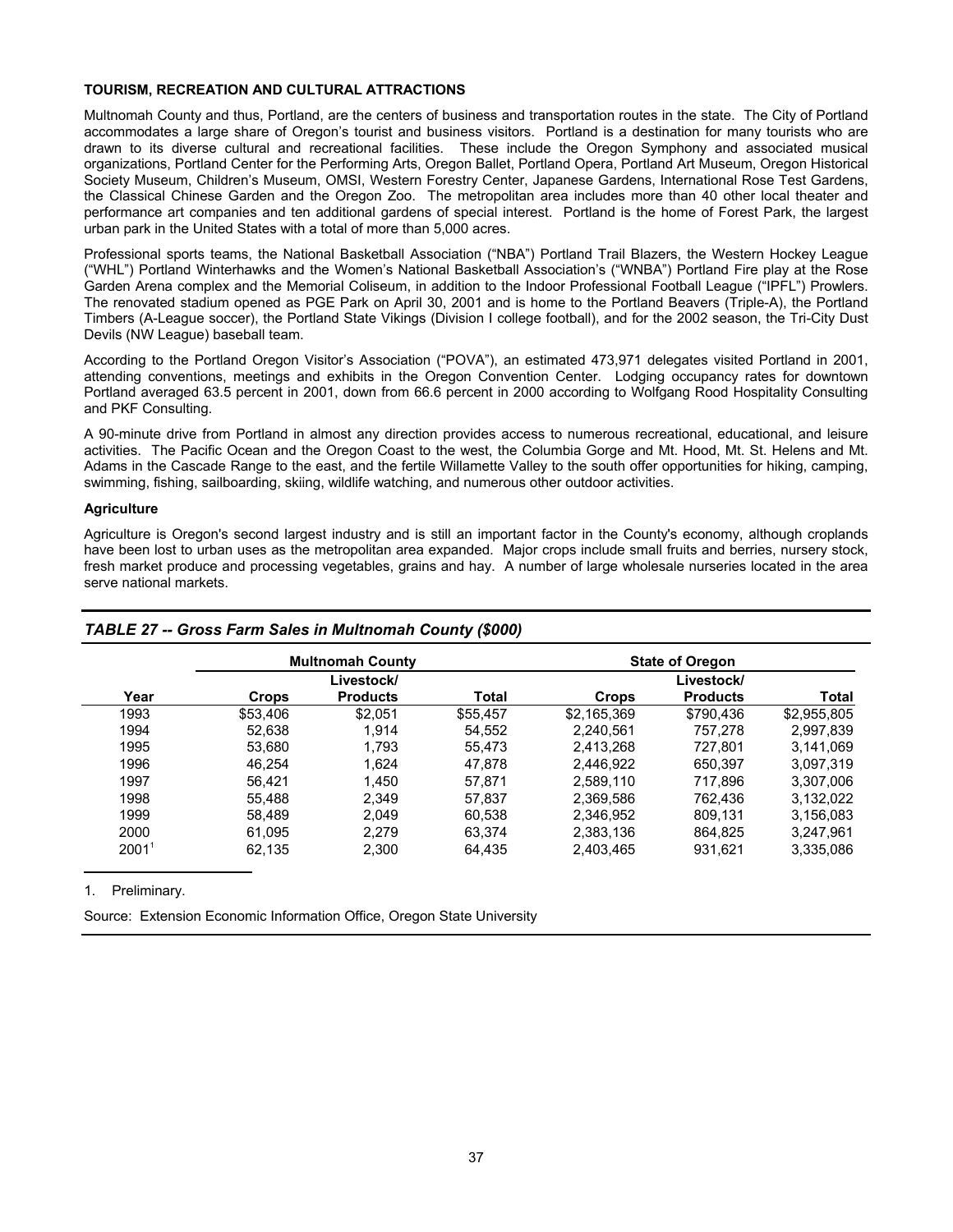## TOURISM, RECREATION AND CULTURAL ATTRACTIONS

Multnomah County and thus, Portland, are the centers of business and transportation routes in the state. The City of Portland accommodates a large share of Oregon's tourist and business visitors. Portland is a destination for many tourists who are drawn to its diverse cultural and recreational facilities. These include the Oregon Symphony and associated musical organizations, Portland Center for the Performing Arts, Oregon Ballet, Portland Opera, Portland Art Museum, Oregon Historical Society Museum, Children's Museum, OMSI, Western Forestry Center, Japanese Gardens, International Rose Test Gardens, the Classical Chinese Garden and the Oregon Zoo. The metropolitan area includes more than 40 other local theater and performance art companies and ten additional gardens of special interest. Portland is the home of Forest Park, the largest urban park in the United States with a total of more than 5,000 acres.

Professional sports teams, the National Basketball Association ("NBA") Portland Trail Blazers, the Western Hockey League ("WHL") Portland Winterhawks and the Women's National Basketball Association's ("WNBA") Portland Fire play at the Rose Garden Arena complex and the Memorial Coliseum, in addition to the Indoor Professional Football League ("IPFL") Prowlers. The renovated stadium opened as PGE Park on April 30, 2001 and is home to the Portland Beavers (Triple-A), the Portland Timbers (A-League soccer), the Portland State Vikings (Division I college football), and for the 2002 season, the Tri-City Dust Devils (NW League) baseball team.

According to the Portland Oregon Visitor's Association ("POVA"), an estimated 473,971 delegates visited Portland in 2001, attending conventions, meetings and exhibits in the Oregon Convention Center. Lodging occupancy rates for downtown Portland averaged 63.5 percent in 2001, down from 66.6 percent in 2000 according to Wolfgang Rood Hospitality Consulting and PKF Consulting.

A 90-minute drive from Portland in almost any direction provides access to numerous recreational, educational, and leisure activities. The Pacific Ocean and the Oregon Coast to the west, the Columbia Gorge and Mt. Hood, Mt. St. Helens and Mt. Adams in the Cascade Range to the east, and the fertile Willamette Valley to the south offer opportunities for hiking, camping, swimming, fishing, sailboarding, skiing, wildlife watching, and numerous other outdoor activities.

### Agriculture

Agriculture is Oregon's second largest industry and is still an important factor in the County's economy, although croplands have been lost to urban uses as the metropolitan area expanded. Major crops include small fruits and berries, nursery stock, fresh market produce and processing vegetables, grains and hay. A number of large wholesale nurseries located in the area serve national markets.

***TABLE 27 -- Gross Farm Sales in Multnomah County ($000)***

| | Multnomah County | | | State of Oregon | | |
|---|---|---|---|---|---|---|
| Year | Crops | Livestock/ Products | Total | Crops | Livestock/ Products | Total |
| 1993 | $53,406 | $2,051 | $55,457 | $2,165,369 | $790,436 | $2,955,805 |
| 1994 | 52,638 | 1,914 | 54,552 | 2,240,561 | 757,278 | 2,997,839 |
| 1995 | 53,680 | 1,793 | 55,473 | 2,413,268 | 727,801 | 3,141,069 |
| 1996 | 46,254 | 1,624 | 47,878 | 2,446,922 | 650,397 | 3,097,319 |
| 1997 | 56,421 | 1,450 | 57,871 | 2,589,110 | 717,896 | 3,307,006 |
| 1998 | 55,488 | 2,349 | 57,837 | 2,369,586 | 762,436 | 3,132,022 |
| 1999 | 58,489 | 2,049 | 60,538 | 2,346,952 | 809,131 | 3,156,083 |
| 2000 | 61,095 | 2,279 | 63,374 | 2,383,136 | 864,825 | 3,247,961 |
| 2001[1] | 62,135 | 2,300 | 64,435 | 2,403,465 | 931,621 | 3,335,086 |

1. Preliminary.

Source: Extension Economic Information Office, Oregon State University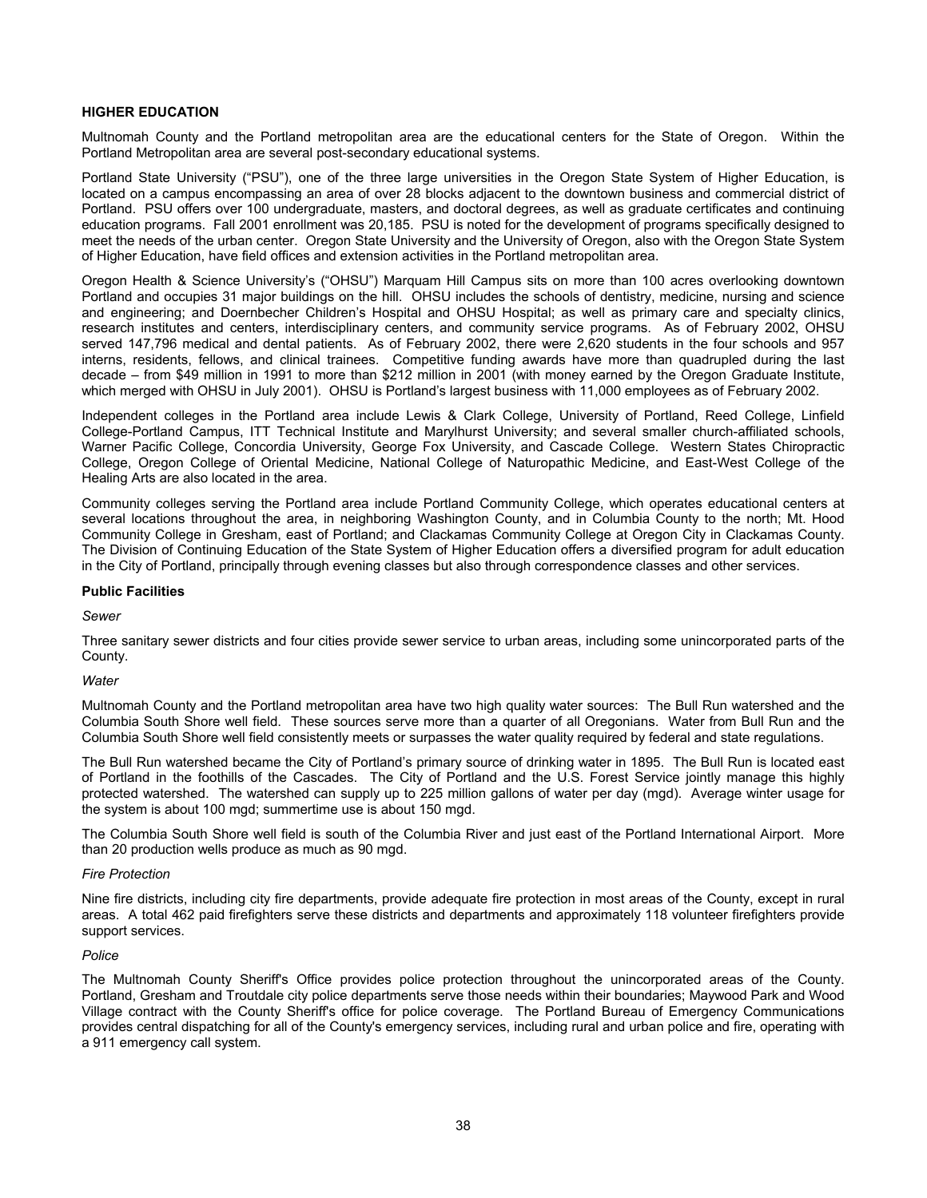## HIGHER EDUCATION

Multnomah County and the Portland metropolitan area are the educational centers for the State of Oregon. Within the Portland Metropolitan area are several post-secondary educational systems.

Portland State University ("PSU"), one of the three large universities in the Oregon State System of Higher Education, is located on a campus encompassing an area of over 28 blocks adjacent to the downtown business and commercial district of Portland. PSU offers over 100 undergraduate, masters, and doctoral degrees, as well as graduate certificates and continuing education programs. Fall 2001 enrollment was 20,185. PSU is noted for the development of programs specifically designed to meet the needs of the urban center. Oregon State University and the University of Oregon, also with the Oregon State System of Higher Education, have field offices and extension activities in the Portland metropolitan area.

Oregon Health & Science University's ("OHSU") Marquam Hill Campus sits on more than 100 acres overlooking downtown Portland and occupies 31 major buildings on the hill. OHSU includes the schools of dentistry, medicine, nursing and science and engineering; and Doernbecher Children's Hospital and OHSU Hospital; as well as primary care and specialty clinics, research institutes and centers, interdisciplinary centers, and community service programs. As of February 2002, OHSU served 147,796 medical and dental patients. As of February 2002, there were 2,620 students in the four schools and 957 interns, residents, fellows, and clinical trainees. Competitive funding awards have more than quadrupled during the last decade – from $49 million in 1991 to more than $212 million in 2001 (with money earned by the Oregon Graduate Institute, which merged with OHSU in July 2001). OHSU is Portland's largest business with 11,000 employees as of February 2002.

Independent colleges in the Portland area include Lewis & Clark College, University of Portland, Reed College, Linfield College-Portland Campus, ITT Technical Institute and Marylhurst University; and several smaller church-affiliated schools, Warner Pacific College, Concordia University, George Fox University, and Cascade College. Western States Chiropractic College, Oregon College of Oriental Medicine, National College of Naturopathic Medicine, and East-West College of the Healing Arts are also located in the area.

Community colleges serving the Portland area include Portland Community College, which operates educational centers at several locations throughout the area, in neighboring Washington County, and in Columbia County to the north; Mt. Hood Community College in Gresham, east of Portland; and Clackamas Community College at Oregon City in Clackamas County. The Division of Continuing Education of the State System of Higher Education offers a diversified program for adult education in the City of Portland, principally through evening classes but also through correspondence classes and other services.

### Public Facilities

*Sewer*

Three sanitary sewer districts and four cities provide sewer service to urban areas, including some unincorporated parts of the County.

*Water*

Multnomah County and the Portland metropolitan area have two high quality water sources: The Bull Run watershed and the Columbia South Shore well field. These sources serve more than a quarter of all Oregonians. Water from Bull Run and the Columbia South Shore well field consistently meets or surpasses the water quality required by federal and state regulations.

The Bull Run watershed became the City of Portland's primary source of drinking water in 1895. The Bull Run is located east of Portland in the foothills of the Cascades. The City of Portland and the U.S. Forest Service jointly manage this highly protected watershed. The watershed can supply up to 225 million gallons of water per day (mgd). Average winter usage for the system is about 100 mgd; summertime use is about 150 mgd.

The Columbia South Shore well field is south of the Columbia River and just east of the Portland International Airport. More than 20 production wells produce as much as 90 mgd.

*Fire Protection*

Nine fire districts, including city fire departments, provide adequate fire protection in most areas of the County, except in rural areas. A total 462 paid firefighters serve these districts and departments and approximately 118 volunteer firefighters provide support services.

*Police*

The Multnomah County Sheriff's Office provides police protection throughout the unincorporated areas of the County. Portland, Gresham and Troutdale city police departments serve those needs within their boundaries; Maywood Park and Wood Village contract with the County Sheriff's office for police coverage. The Portland Bureau of Emergency Communications provides central dispatching for all of the County's emergency services, including rural and urban police and fire, operating with a 911 emergency call system.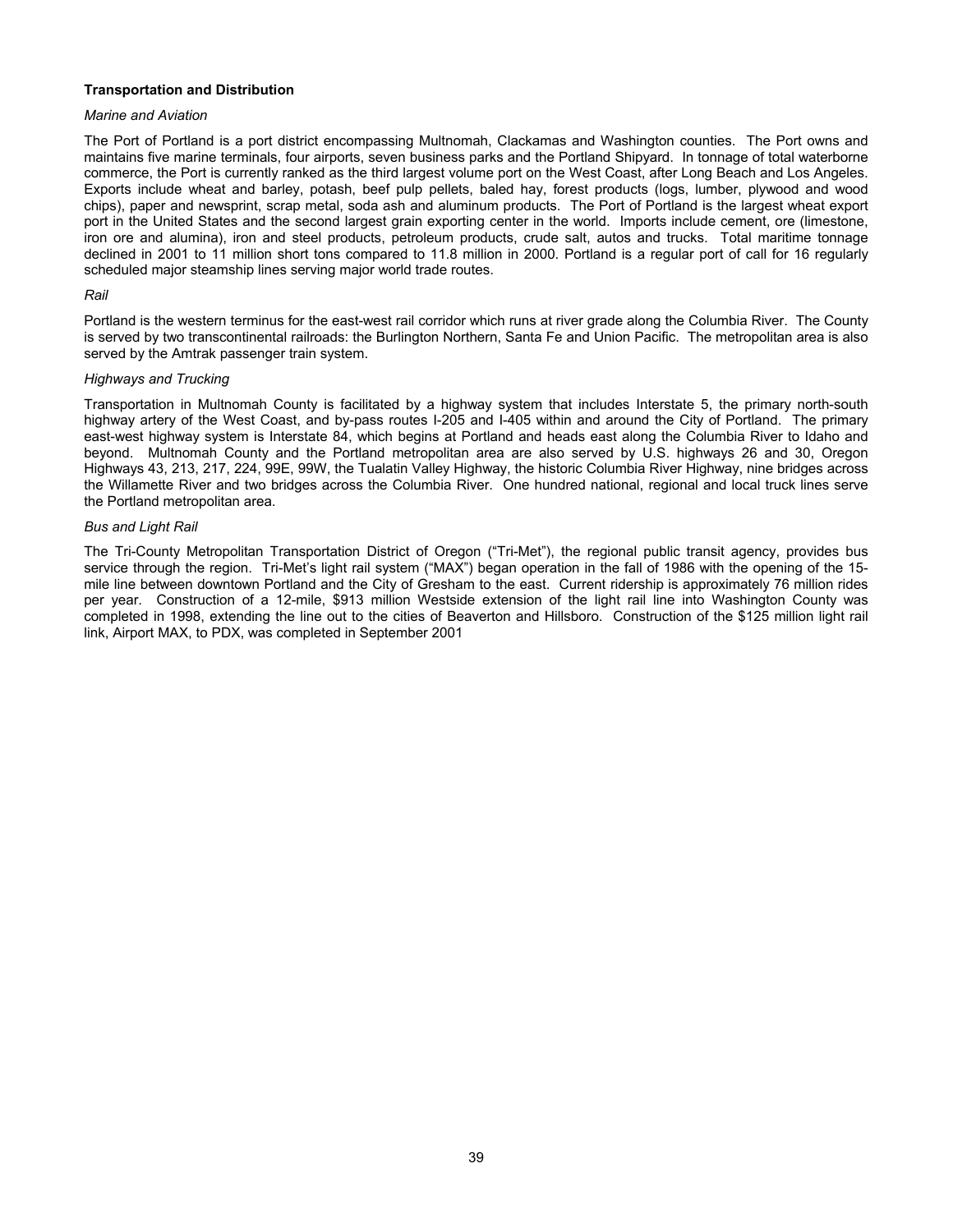**Transportation and Distribution**

*Marine and Aviation*

The Port of Portland is a port district encompassing Multnomah, Clackamas and Washington counties. The Port owns and maintains five marine terminals, four airports, seven business parks and the Portland Shipyard. In tonnage of total waterborne commerce, the Port is currently ranked as the third largest volume port on the West Coast, after Long Beach and Los Angeles. Exports include wheat and barley, potash, beef pulp pellets, baled hay, forest products (logs, lumber, plywood and wood chips), paper and newsprint, scrap metal, soda ash and aluminum products. The Port of Portland is the largest wheat export port in the United States and the second largest grain exporting center in the world. Imports include cement, ore (limestone, iron ore and alumina), iron and steel products, petroleum products, crude salt, autos and trucks. Total maritime tonnage declined in 2001 to 11 million short tons compared to 11.8 million in 2000. Portland is a regular port of call for 16 regularly scheduled major steamship lines serving major world trade routes.

*Rail*

Portland is the western terminus for the east-west rail corridor which runs at river grade along the Columbia River. The County is served by two transcontinental railroads: the Burlington Northern, Santa Fe and Union Pacific. The metropolitan area is also served by the Amtrak passenger train system.

*Highways and Trucking*

Transportation in Multnomah County is facilitated by a highway system that includes Interstate 5, the primary north-south highway artery of the West Coast, and by-pass routes I-205 and I-405 within and around the City of Portland. The primary east-west highway system is Interstate 84, which begins at Portland and heads east along the Columbia River to Idaho and beyond. Multnomah County and the Portland metropolitan area are also served by U.S. highways 26 and 30, Oregon Highways 43, 213, 217, 224, 99E, 99W, the Tualatin Valley Highway, the historic Columbia River Highway, nine bridges across the Willamette River and two bridges across the Columbia River. One hundred national, regional and local truck lines serve the Portland metropolitan area.

*Bus and Light Rail*

The Tri-County Metropolitan Transportation District of Oregon ("Tri-Met"), the regional public transit agency, provides bus service through the region. Tri-Met's light rail system ("MAX") began operation in the fall of 1986 with the opening of the 15-mile line between downtown Portland and the City of Gresham to the east. Current ridership is approximately 76 million rides per year. Construction of a 12-mile, $913 million Westside extension of the light rail line into Washington County was completed in 1998, extending the line out to the cities of Beaverton and Hillsboro. Construction of the $125 million light rail link, Airport MAX, to PDX, was completed in September 2001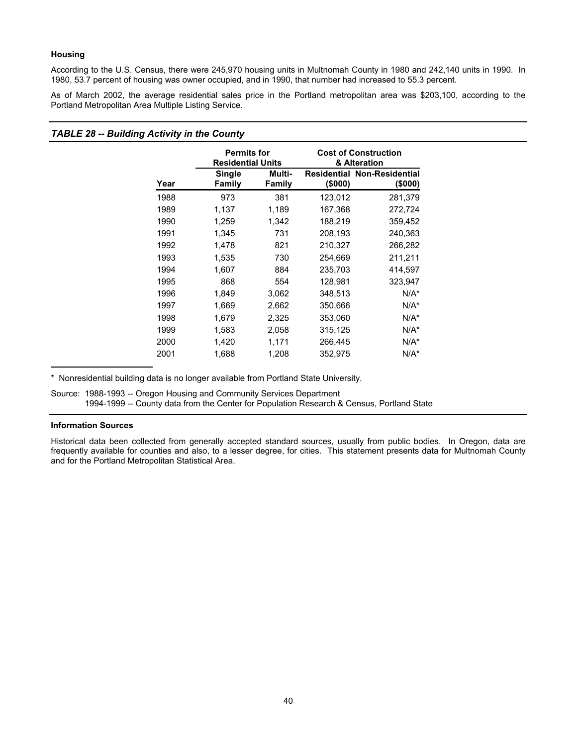#### Housing

According to the U.S. Census, there were 245,970 housing units in Multnomah County in 1980 and 242,140 units in 1990. In 1980, 53.7 percent of housing was owner occupied, and in 1990, that number had increased to 55.3 percent.

As of March 2002, the average residential sales price in the Portland metropolitan area was $203,100, according to the Portland Metropolitan Area Multiple Listing Service.

### *TABLE 28 -- Building Activity in the County*

| | Permits for Residential Units | | Cost of Construction & Alteration | |
|---|---|---|---|---|
| **Year** | **Single Family** | **Multi-Family** | **Residential ($000)** | **Non-Residential ($000)** |
| 1988 | 973 | 381 | 123,012 | 281,379 |
| 1989 | 1,137 | 1,189 | 167,368 | 272,724 |
| 1990 | 1,259 | 1,342 | 188,219 | 359,452 |
| 1991 | 1,345 | 731 | 208,193 | 240,363 |
| 1992 | 1,478 | 821 | 210,327 | 266,282 |
| 1993 | 1,535 | 730 | 254,669 | 211,211 |
| 1994 | 1,607 | 884 | 235,703 | 414,597 |
| 1995 | 868 | 554 | 128,981 | 323,947 |
| 1996 | 1,849 | 3,062 | 348,513 | N/A* |
| 1997 | 1,669 | 2,662 | 350,666 | N/A* |
| 1998 | 1,679 | 2,325 | 353,060 | N/A* |
| 1999 | 1,583 | 2,058 | 315,125 | N/A* |
| 2000 | 1,420 | 1,171 | 266,445 | N/A* |
| 2001 | 1,688 | 1,208 | 352,975 | N/A* |

\* Nonresidential building data is no longer available from Portland State University.

Source: 1988-1993 -- Oregon Housing and Community Services Department
1994-1999 -- County data from the Center for Population Research & Census, Portland State

#### Information Sources

Historical data been collected from generally accepted standard sources, usually from public bodies. In Oregon, data are frequently available for counties and also, to a lesser degree, for cities. This statement presents data for Multnomah County and for the Portland Metropolitan Statistical Area.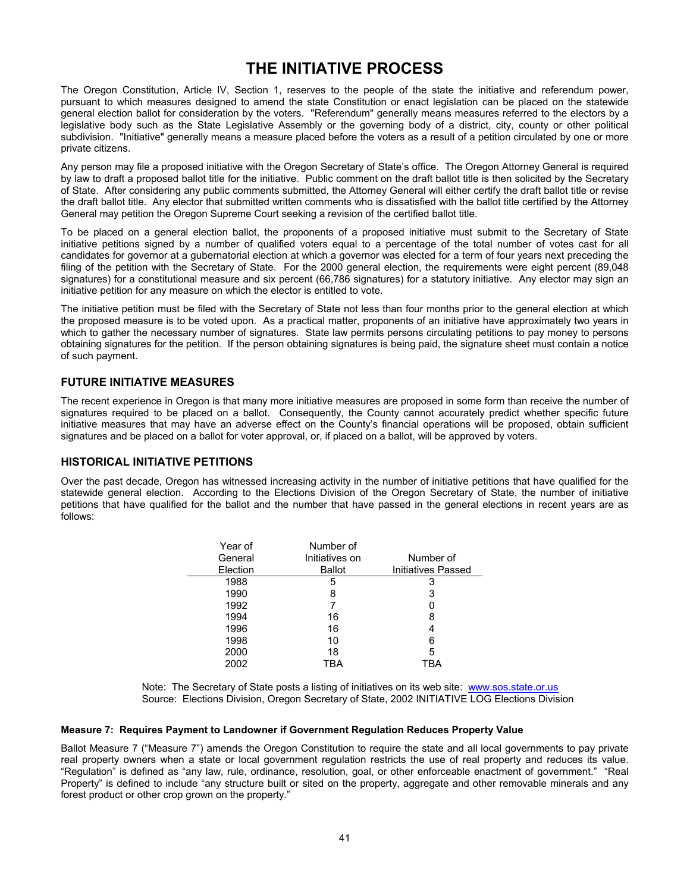# THE INITIATIVE PROCESS

The Oregon Constitution, Article IV, Section 1, reserves to the people of the state the initiative and referendum power, pursuant to which measures designed to amend the state Constitution or enact legislation can be placed on the statewide general election ballot for consideration by the voters. "Referendum" generally means measures referred to the electors by a legislative body such as the State Legislative Assembly or the governing body of a district, city, county or other political subdivision. "Initiative" generally means a measure placed before the voters as a result of a petition circulated by one or more private citizens.

Any person may file a proposed initiative with the Oregon Secretary of State's office. The Oregon Attorney General is required by law to draft a proposed ballot title for the initiative. Public comment on the draft ballot title is then solicited by the Secretary of State. After considering any public comments submitted, the Attorney General will either certify the draft ballot title or revise the draft ballot title. Any elector that submitted written comments who is dissatisfied with the ballot title certified by the Attorney General may petition the Oregon Supreme Court seeking a revision of the certified ballot title.

To be placed on a general election ballot, the proponents of a proposed initiative must submit to the Secretary of State initiative petitions signed by a number of qualified voters equal to a percentage of the total number of votes cast for all candidates for governor at a gubernatorial election at which a governor was elected for a term of four years next preceding the filing of the petition with the Secretary of State. For the 2000 general election, the requirements were eight percent (89,048 signatures) for a constitutional measure and six percent (66,786 signatures) for a statutory initiative. Any elector may sign an initiative petition for any measure on which the elector is entitled to vote.

The initiative petition must be filed with the Secretary of State not less than four months prior to the general election at which the proposed measure is to be voted upon. As a practical matter, proponents of an initiative have approximately two years in which to gather the necessary number of signatures. State law permits persons circulating petitions to pay money to persons obtaining signatures for the petition. If the person obtaining signatures is being paid, the signature sheet must contain a notice of such payment.

## FUTURE INITIATIVE MEASURES

The recent experience in Oregon is that many more initiative measures are proposed in some form than receive the number of signatures required to be placed on a ballot. Consequently, the County cannot accurately predict whether specific future initiative measures that may have an adverse effect on the County's financial operations will be proposed, obtain sufficient signatures and be placed on a ballot for voter approval, or, if placed on a ballot, will be approved by voters.

## HISTORICAL INITIATIVE PETITIONS

Over the past decade, Oregon has witnessed increasing activity in the number of initiative petitions that have qualified for the statewide general election. According to the Elections Division of the Oregon Secretary of State, the number of initiative petitions that have qualified for the ballot and the number that have passed in the general elections in recent years are as follows:

| Year of General Election | Number of Initiatives on Ballot | Number of Initiatives Passed |
|---|---|---|
| 1988 | 5 | 3 |
| 1990 | 8 | 3 |
| 1992 | 7 | 0 |
| 1994 | 16 | 8 |
| 1996 | 16 | 4 |
| 1998 | 10 | 6 |
| 2000 | 18 | 5 |
| 2002 | TBA | TBA |

Note: The Secretary of State posts a listing of initiatives on its web site: www.sos.state.or.us
Source: Elections Division, Oregon Secretary of State, 2002 INITIATIVE LOG Elections Division

**Measure 7: Requires Payment to Landowner if Government Regulation Reduces Property Value**

Ballot Measure 7 ("Measure 7") amends the Oregon Constitution to require the state and all local governments to pay private real property owners when a state or local government regulation restricts the use of real property and reduces its value. "Regulation" is defined as "any law, rule, ordinance, resolution, goal, or other enforceable enactment of government." "Real Property" is defined to include "any structure built or sited on the property, aggregate and other removable minerals and any forest product or other crop grown on the property."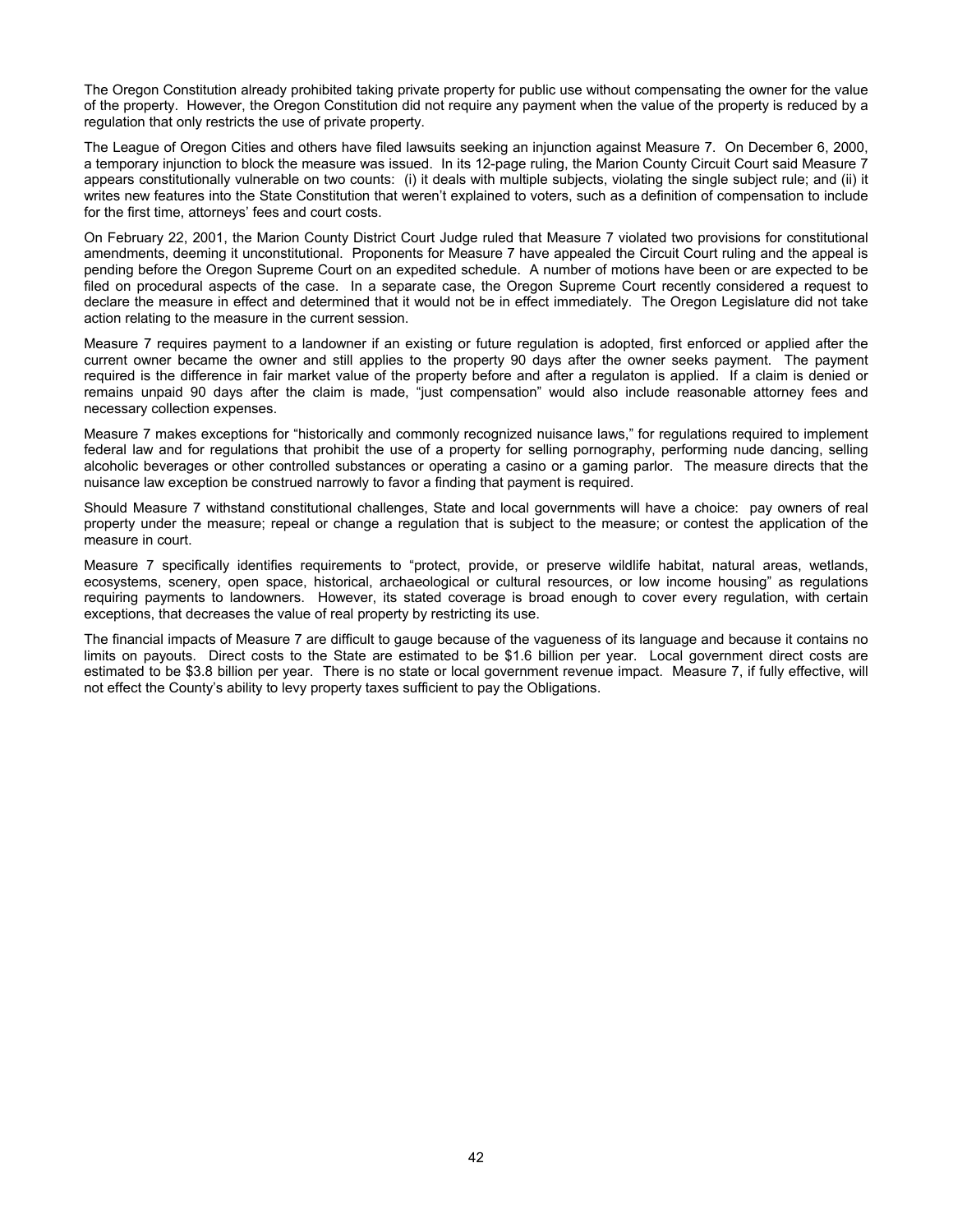The Oregon Constitution already prohibited taking private property for public use without compensating the owner for the value of the property. However, the Oregon Constitution did not require any payment when the value of the property is reduced by a regulation that only restricts the use of private property.

The League of Oregon Cities and others have filed lawsuits seeking an injunction against Measure 7. On December 6, 2000, a temporary injunction to block the measure was issued. In its 12-page ruling, the Marion County Circuit Court said Measure 7 appears constitutionally vulnerable on two counts: (i) it deals with multiple subjects, violating the single subject rule; and (ii) it writes new features into the State Constitution that weren't explained to voters, such as a definition of compensation to include for the first time, attorneys' fees and court costs.

On February 22, 2001, the Marion County District Court Judge ruled that Measure 7 violated two provisions for constitutional amendments, deeming it unconstitutional. Proponents for Measure 7 have appealed the Circuit Court ruling and the appeal is pending before the Oregon Supreme Court on an expedited schedule. A number of motions have been or are expected to be filed on procedural aspects of the case. In a separate case, the Oregon Supreme Court recently considered a request to declare the measure in effect and determined that it would not be in effect immediately. The Oregon Legislature did not take action relating to the measure in the current session.

Measure 7 requires payment to a landowner if an existing or future regulation is adopted, first enforced or applied after the current owner became the owner and still applies to the property 90 days after the owner seeks payment. The payment required is the difference in fair market value of the property before and after a regulaton is applied. If a claim is denied or remains unpaid 90 days after the claim is made, "just compensation" would also include reasonable attorney fees and necessary collection expenses.

Measure 7 makes exceptions for "historically and commonly recognized nuisance laws," for regulations required to implement federal law and for regulations that prohibit the use of a property for selling pornography, performing nude dancing, selling alcoholic beverages or other controlled substances or operating a casino or a gaming parlor. The measure directs that the nuisance law exception be construed narrowly to favor a finding that payment is required.

Should Measure 7 withstand constitutional challenges, State and local governments will have a choice: pay owners of real property under the measure; repeal or change a regulation that is subject to the measure; or contest the application of the measure in court.

Measure 7 specifically identifies requirements to "protect, provide, or preserve wildlife habitat, natural areas, wetlands, ecosystems, scenery, open space, historical, archaeological or cultural resources, or low income housing" as regulations requiring payments to landowners. However, its stated coverage is broad enough to cover every regulation, with certain exceptions, that decreases the value of real property by restricting its use.

The financial impacts of Measure 7 are difficult to gauge because of the vagueness of its language and because it contains no limits on payouts. Direct costs to the State are estimated to be $1.6 billion per year. Local government direct costs are estimated to be $3.8 billion per year. There is no state or local government revenue impact. Measure 7, if fully effective, will not effect the County's ability to levy property taxes sufficient to pay the Obligations.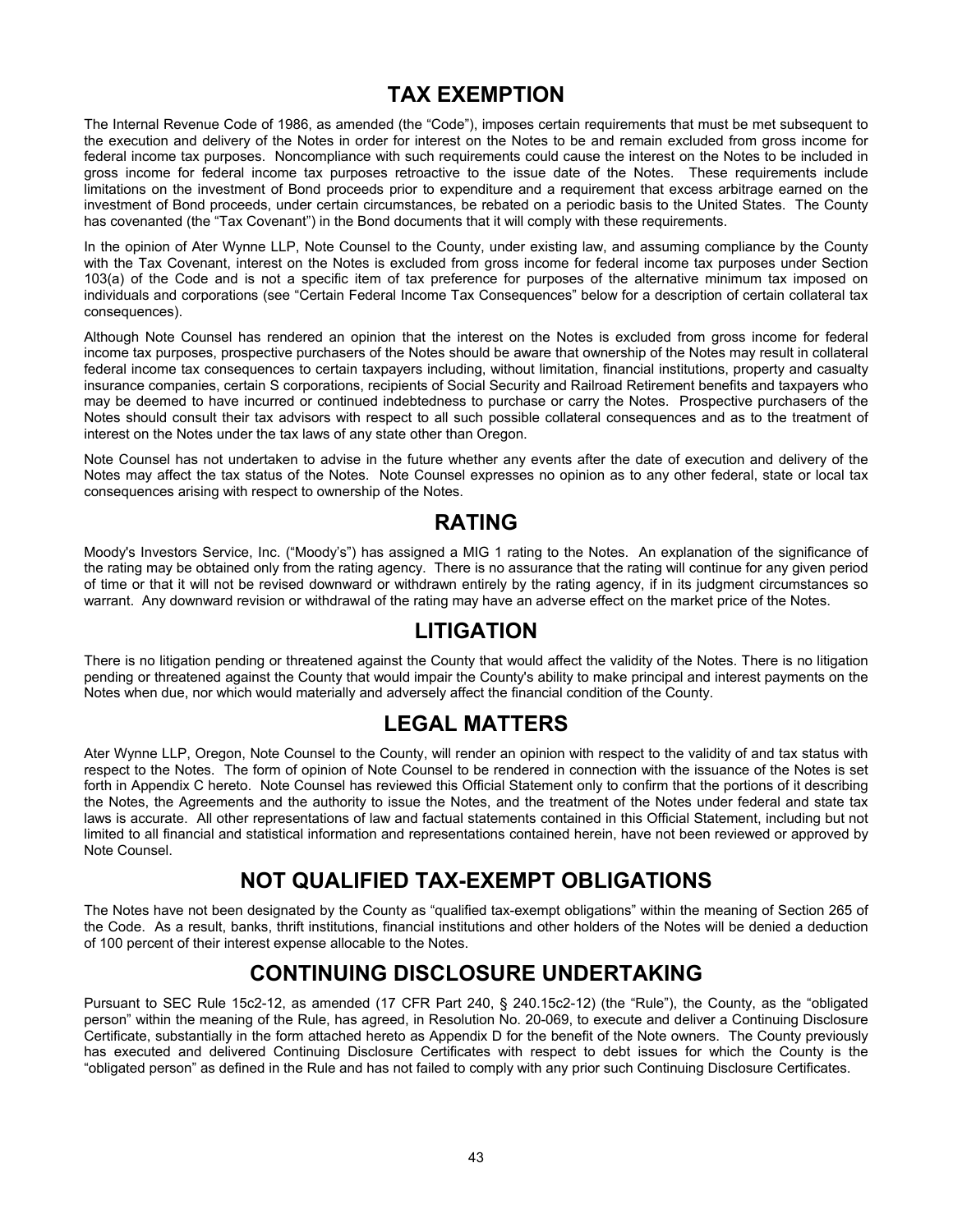# TAX EXEMPTION

The Internal Revenue Code of 1986, as amended (the "Code"), imposes certain requirements that must be met subsequent to the execution and delivery of the Notes in order for interest on the Notes to be and remain excluded from gross income for federal income tax purposes. Noncompliance with such requirements could cause the interest on the Notes to be included in gross income for federal income tax purposes retroactive to the issue date of the Notes. These requirements include limitations on the investment of Bond proceeds prior to expenditure and a requirement that excess arbitrage earned on the investment of Bond proceeds, under certain circumstances, be rebated on a periodic basis to the United States. The County has covenanted (the "Tax Covenant") in the Bond documents that it will comply with these requirements.

In the opinion of Ater Wynne LLP, Note Counsel to the County, under existing law, and assuming compliance by the County with the Tax Covenant, interest on the Notes is excluded from gross income for federal income tax purposes under Section 103(a) of the Code and is not a specific item of tax preference for purposes of the alternative minimum tax imposed on individuals and corporations (see "Certain Federal Income Tax Consequences" below for a description of certain collateral tax consequences).

Although Note Counsel has rendered an opinion that the interest on the Notes is excluded from gross income for federal income tax purposes, prospective purchasers of the Notes should be aware that ownership of the Notes may result in collateral federal income tax consequences to certain taxpayers including, without limitation, financial institutions, property and casualty insurance companies, certain S corporations, recipients of Social Security and Railroad Retirement benefits and taxpayers who may be deemed to have incurred or continued indebtedness to purchase or carry the Notes. Prospective purchasers of the Notes should consult their tax advisors with respect to all such possible collateral consequences and as to the treatment of interest on the Notes under the tax laws of any state other than Oregon.

Note Counsel has not undertaken to advise in the future whether any events after the date of execution and delivery of the Notes may affect the tax status of the Notes. Note Counsel expresses no opinion as to any other federal, state or local tax consequences arising with respect to ownership of the Notes.

# RATING

Moody's Investors Service, Inc. ("Moody's") has assigned a MIG 1 rating to the Notes. An explanation of the significance of the rating may be obtained only from the rating agency. There is no assurance that the rating will continue for any given period of time or that it will not be revised downward or withdrawn entirely by the rating agency, if in its judgment circumstances so warrant. Any downward revision or withdrawal of the rating may have an adverse effect on the market price of the Notes.

# LITIGATION

There is no litigation pending or threatened against the County that would affect the validity of the Notes. There is no litigation pending or threatened against the County that would impair the County's ability to make principal and interest payments on the Notes when due, nor which would materially and adversely affect the financial condition of the County.

# LEGAL MATTERS

Ater Wynne LLP, Oregon, Note Counsel to the County, will render an opinion with respect to the validity of and tax status with respect to the Notes. The form of opinion of Note Counsel to be rendered in connection with the issuance of the Notes is set forth in Appendix C hereto. Note Counsel has reviewed this Official Statement only to confirm that the portions of it describing the Notes, the Agreements and the authority to issue the Notes, and the treatment of the Notes under federal and state tax laws is accurate. All other representations of law and factual statements contained in this Official Statement, including but not limited to all financial and statistical information and representations contained herein, have not been reviewed or approved by Note Counsel.

# NOT QUALIFIED TAX-EXEMPT OBLIGATIONS

The Notes have not been designated by the County as "qualified tax-exempt obligations" within the meaning of Section 265 of the Code. As a result, banks, thrift institutions, financial institutions and other holders of the Notes will be denied a deduction of 100 percent of their interest expense allocable to the Notes.

# CONTINUING DISCLOSURE UNDERTAKING

Pursuant to SEC Rule 15c2-12, as amended (17 CFR Part 240, § 240.15c2-12) (the "Rule"), the County, as the "obligated person" within the meaning of the Rule, has agreed, in Resolution No. 20-069, to execute and deliver a Continuing Disclosure Certificate, substantially in the form attached hereto as Appendix D for the benefit of the Note owners. The County previously has executed and delivered Continuing Disclosure Certificates with respect to debt issues for which the County is the "obligated person" as defined in the Rule and has not failed to comply with any prior such Continuing Disclosure Certificates.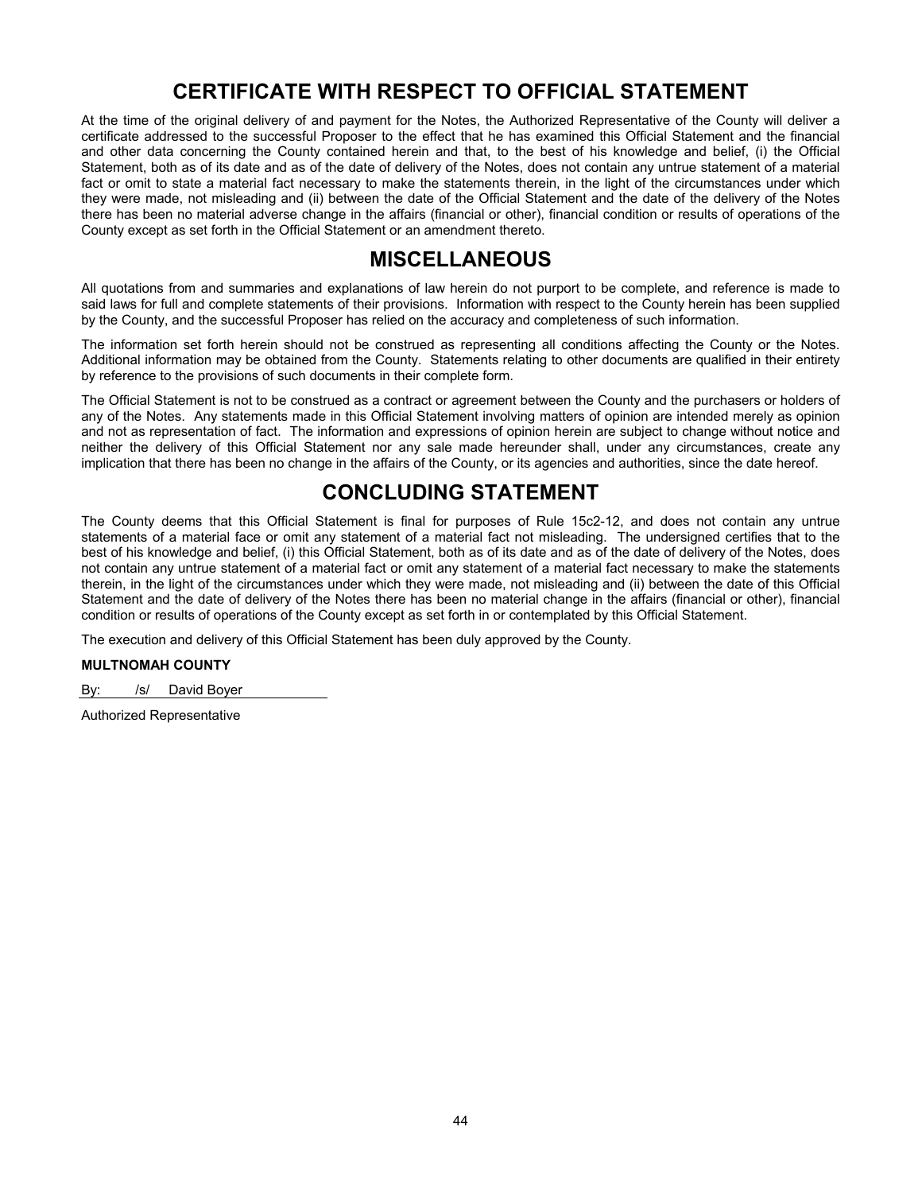## CERTIFICATE WITH RESPECT TO OFFICIAL STATEMENT

At the time of the original delivery of and payment for the Notes, the Authorized Representative of the County will deliver a certificate addressed to the successful Proposer to the effect that he has examined this Official Statement and the financial and other data concerning the County contained herein and that, to the best of his knowledge and belief, (i) the Official Statement, both as of its date and as of the date of delivery of the Notes, does not contain any untrue statement of a material fact or omit to state a material fact necessary to make the statements therein, in the light of the circumstances under which they were made, not misleading and (ii) between the date of the Official Statement and the date of the delivery of the Notes there has been no material adverse change in the affairs (financial or other), financial condition or results of operations of the County except as set forth in the Official Statement or an amendment thereto.

## MISCELLANEOUS

All quotations from and summaries and explanations of law herein do not purport to be complete, and reference is made to said laws for full and complete statements of their provisions. Information with respect to the County herein has been supplied by the County, and the successful Proposer has relied on the accuracy and completeness of such information.

The information set forth herein should not be construed as representing all conditions affecting the County or the Notes. Additional information may be obtained from the County. Statements relating to other documents are qualified in their entirety by reference to the provisions of such documents in their complete form.

The Official Statement is not to be construed as a contract or agreement between the County and the purchasers or holders of any of the Notes. Any statements made in this Official Statement involving matters of opinion are intended merely as opinion and not as representation of fact. The information and expressions of opinion herein are subject to change without notice and neither the delivery of this Official Statement nor any sale made hereunder shall, under any circumstances, create any implication that there has been no change in the affairs of the County, or its agencies and authorities, since the date hereof.

## CONCLUDING STATEMENT

The County deems that this Official Statement is final for purposes of Rule 15c2-12, and does not contain any untrue statements of a material face or omit any statement of a material fact not misleading. The undersigned certifies that to the best of his knowledge and belief, (i) this Official Statement, both as of its date and as of the date of delivery of the Notes, does not contain any untrue statement of a material fact or omit any statement of a material fact necessary to make the statements therein, in the light of the circumstances under which they were made, not misleading and (ii) between the date of this Official Statement and the date of delivery of the Notes there has been no material change in the affairs (financial or other), financial condition or results of operations of the County except as set forth in or contemplated by this Official Statement.

The execution and delivery of this Official Statement has been duly approved by the County.

**MULTNOMAH COUNTY**

By: /s/ David Boyer

Authorized Representative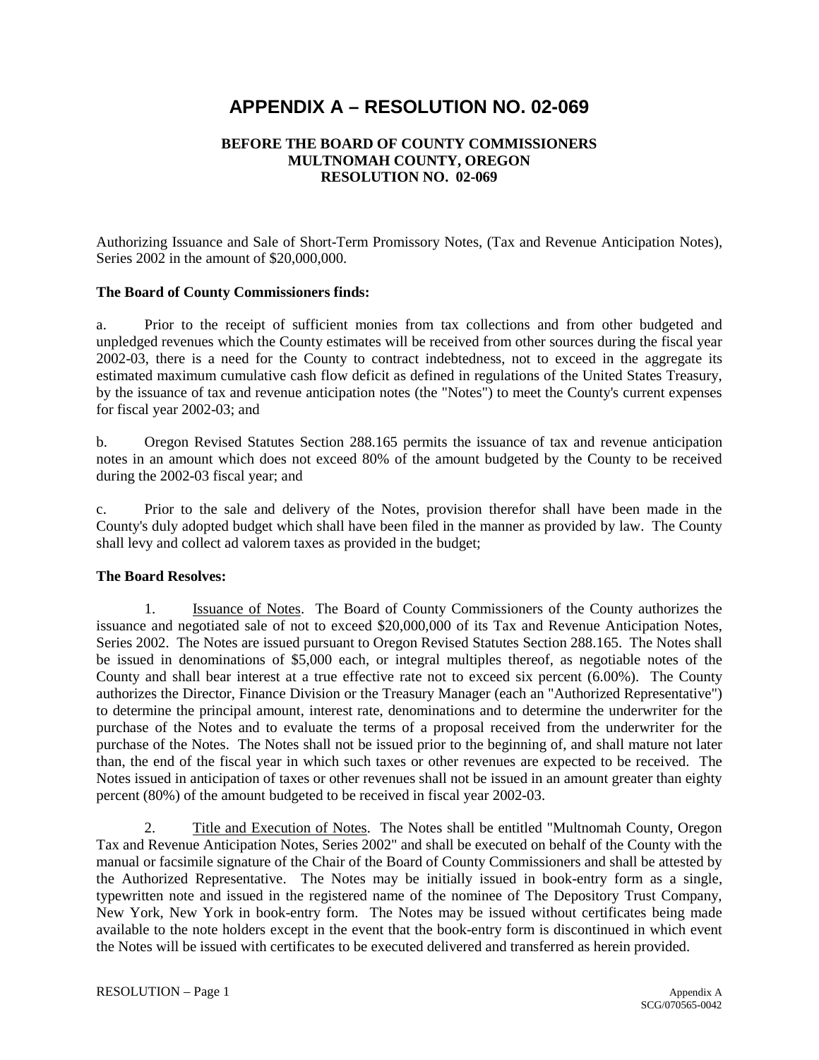# APPENDIX A – RESOLUTION NO. 02-069

**BEFORE THE BOARD OF COUNTY COMMISSIONERS**
**MULTNOMAH COUNTY, OREGON**
**RESOLUTION NO. 02-069**

Authorizing Issuance and Sale of Short-Term Promissory Notes, (Tax and Revenue Anticipation Notes), Series 2002 in the amount of $20,000,000.

**The Board of County Commissioners finds:**

a. Prior to the receipt of sufficient monies from tax collections and from other budgeted and unpledged revenues which the County estimates will be received from other sources during the fiscal year 2002-03, there is a need for the County to contract indebtedness, not to exceed in the aggregate its estimated maximum cumulative cash flow deficit as defined in regulations of the United States Treasury, by the issuance of tax and revenue anticipation notes (the "Notes") to meet the County's current expenses for fiscal year 2002-03; and

b. Oregon Revised Statutes Section 288.165 permits the issuance of tax and revenue anticipation notes in an amount which does not exceed 80% of the amount budgeted by the County to be received during the 2002-03 fiscal year; and

c. Prior to the sale and delivery of the Notes, provision therefor shall have been made in the County's duly adopted budget which shall have been filed in the manner as provided by law. The County shall levy and collect ad valorem taxes as provided in the budget;

**The Board Resolves:**

1. Issuance of Notes. The Board of County Commissioners of the County authorizes the issuance and negotiated sale of not to exceed $20,000,000 of its Tax and Revenue Anticipation Notes, Series 2002. The Notes are issued pursuant to Oregon Revised Statutes Section 288.165. The Notes shall be issued in denominations of $5,000 each, or integral multiples thereof, as negotiable notes of the County and shall bear interest at a true effective rate not to exceed six percent (6.00%). The County authorizes the Director, Finance Division or the Treasury Manager (each an "Authorized Representative") to determine the principal amount, interest rate, denominations and to determine the underwriter for the purchase of the Notes and to evaluate the terms of a proposal received from the underwriter for the purchase of the Notes. The Notes shall not be issued prior to the beginning of, and shall mature not later than, the end of the fiscal year in which such taxes or other revenues are expected to be received. The Notes issued in anticipation of taxes or other revenues shall not be issued in an amount greater than eighty percent (80%) of the amount budgeted to be received in fiscal year 2002-03.

2. Title and Execution of Notes. The Notes shall be entitled "Multnomah County, Oregon Tax and Revenue Anticipation Notes, Series 2002" and shall be executed on behalf of the County with the manual or facsimile signature of the Chair of the Board of County Commissioners and shall be attested by the Authorized Representative. The Notes may be initially issued in book-entry form as a single, typewritten note and issued in the registered name of the nominee of The Depository Trust Company, New York, New York in book-entry form. The Notes may be issued without certificates being made available to the note holders except in the event that the book-entry form is discontinued in which event the Notes will be issued with certificates to be executed delivered and transferred as herein provided.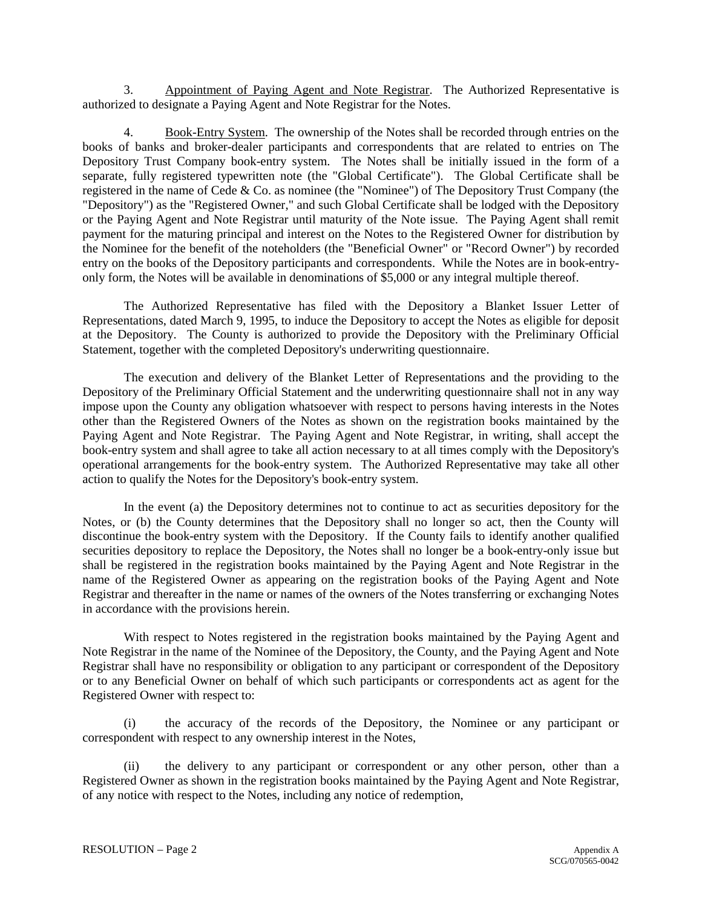3. Appointment of Paying Agent and Note Registrar. The Authorized Representative is authorized to designate a Paying Agent and Note Registrar for the Notes.

4. Book-Entry System. The ownership of the Notes shall be recorded through entries on the books of banks and broker-dealer participants and correspondents that are related to entries on The Depository Trust Company book-entry system. The Notes shall be initially issued in the form of a separate, fully registered typewritten note (the "Global Certificate"). The Global Certificate shall be registered in the name of Cede & Co. as nominee (the "Nominee") of The Depository Trust Company (the "Depository") as the "Registered Owner," and such Global Certificate shall be lodged with the Depository or the Paying Agent and Note Registrar until maturity of the Note issue. The Paying Agent shall remit payment for the maturing principal and interest on the Notes to the Registered Owner for distribution by the Nominee for the benefit of the noteholders (the "Beneficial Owner" or "Record Owner") by recorded entry on the books of the Depository participants and correspondents. While the Notes are in book-entry-only form, the Notes will be available in denominations of $5,000 or any integral multiple thereof.

The Authorized Representative has filed with the Depository a Blanket Issuer Letter of Representations, dated March 9, 1995, to induce the Depository to accept the Notes as eligible for deposit at the Depository. The County is authorized to provide the Depository with the Preliminary Official Statement, together with the completed Depository's underwriting questionnaire.

The execution and delivery of the Blanket Letter of Representations and the providing to the Depository of the Preliminary Official Statement and the underwriting questionnaire shall not in any way impose upon the County any obligation whatsoever with respect to persons having interests in the Notes other than the Registered Owners of the Notes as shown on the registration books maintained by the Paying Agent and Note Registrar. The Paying Agent and Note Registrar, in writing, shall accept the book-entry system and shall agree to take all action necessary to at all times comply with the Depository's operational arrangements for the book-entry system. The Authorized Representative may take all other action to qualify the Notes for the Depository's book-entry system.

In the event (a) the Depository determines not to continue to act as securities depository for the Notes, or (b) the County determines that the Depository shall no longer so act, then the County will discontinue the book-entry system with the Depository. If the County fails to identify another qualified securities depository to replace the Depository, the Notes shall no longer be a book-entry-only issue but shall be registered in the registration books maintained by the Paying Agent and Note Registrar in the name of the Registered Owner as appearing on the registration books of the Paying Agent and Note Registrar and thereafter in the name or names of the owners of the Notes transferring or exchanging Notes in accordance with the provisions herein.

With respect to Notes registered in the registration books maintained by the Paying Agent and Note Registrar in the name of the Nominee of the Depository, the County, and the Paying Agent and Note Registrar shall have no responsibility or obligation to any participant or correspondent of the Depository or to any Beneficial Owner on behalf of which such participants or correspondents act as agent for the Registered Owner with respect to:

(i) the accuracy of the records of the Depository, the Nominee or any participant or correspondent with respect to any ownership interest in the Notes,

(ii) the delivery to any participant or correspondent or any other person, other than a Registered Owner as shown in the registration books maintained by the Paying Agent and Note Registrar, of any notice with respect to the Notes, including any notice of redemption,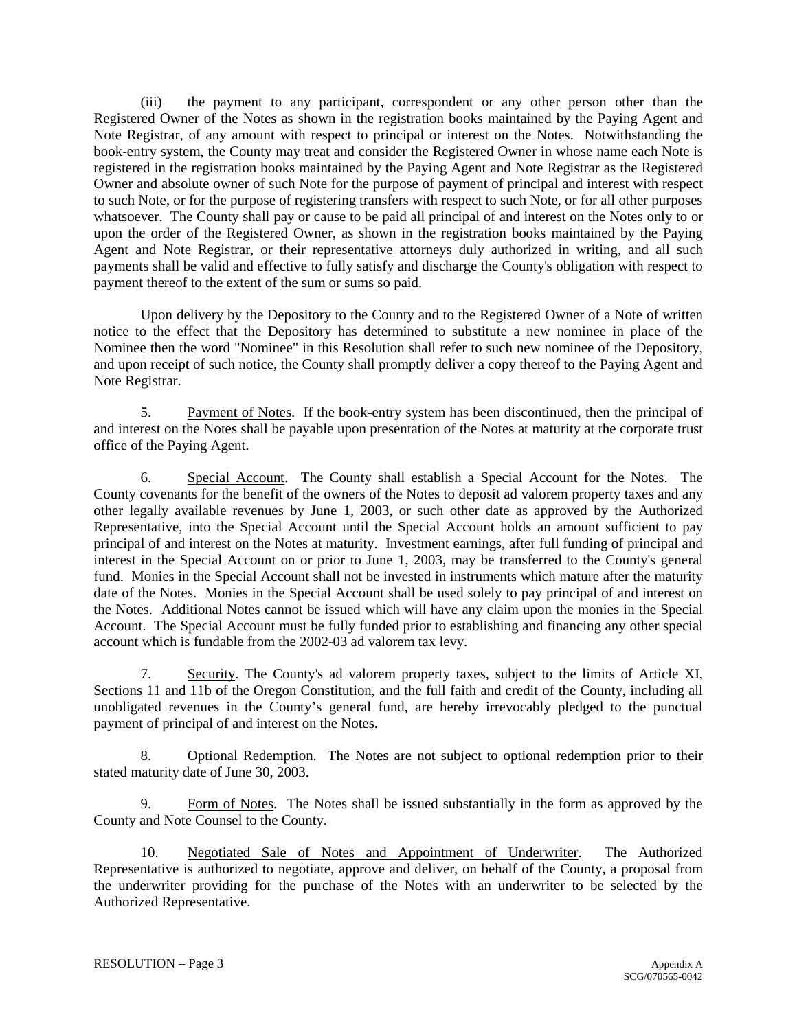(iii) the payment to any participant, correspondent or any other person other than the Registered Owner of the Notes as shown in the registration books maintained by the Paying Agent and Note Registrar, of any amount with respect to principal or interest on the Notes. Notwithstanding the book-entry system, the County may treat and consider the Registered Owner in whose name each Note is registered in the registration books maintained by the Paying Agent and Note Registrar as the Registered Owner and absolute owner of such Note for the purpose of payment of principal and interest with respect to such Note, or for the purpose of registering transfers with respect to such Note, or for all other purposes whatsoever. The County shall pay or cause to be paid all principal of and interest on the Notes only to or upon the order of the Registered Owner, as shown in the registration books maintained by the Paying Agent and Note Registrar, or their representative attorneys duly authorized in writing, and all such payments shall be valid and effective to fully satisfy and discharge the County's obligation with respect to payment thereof to the extent of the sum or sums so paid.

Upon delivery by the Depository to the County and to the Registered Owner of a Note of written notice to the effect that the Depository has determined to substitute a new nominee in place of the Nominee then the word "Nominee" in this Resolution shall refer to such new nominee of the Depository, and upon receipt of such notice, the County shall promptly deliver a copy thereof to the Paying Agent and Note Registrar.

5. Payment of Notes. If the book-entry system has been discontinued, then the principal of and interest on the Notes shall be payable upon presentation of the Notes at maturity at the corporate trust office of the Paying Agent.

6. Special Account. The County shall establish a Special Account for the Notes. The County covenants for the benefit of the owners of the Notes to deposit ad valorem property taxes and any other legally available revenues by June 1, 2003, or such other date as approved by the Authorized Representative, into the Special Account until the Special Account holds an amount sufficient to pay principal of and interest on the Notes at maturity. Investment earnings, after full funding of principal and interest in the Special Account on or prior to June 1, 2003, may be transferred to the County's general fund. Monies in the Special Account shall not be invested in instruments which mature after the maturity date of the Notes. Monies in the Special Account shall be used solely to pay principal of and interest on the Notes. Additional Notes cannot be issued which will have any claim upon the monies in the Special Account. The Special Account must be fully funded prior to establishing and financing any other special account which is fundable from the 2002-03 ad valorem tax levy.

7. Security. The County's ad valorem property taxes, subject to the limits of Article XI, Sections 11 and 11b of the Oregon Constitution, and the full faith and credit of the County, including all unobligated revenues in the County's general fund, are hereby irrevocably pledged to the punctual payment of principal of and interest on the Notes.

8. Optional Redemption. The Notes are not subject to optional redemption prior to their stated maturity date of June 30, 2003.

9. Form of Notes. The Notes shall be issued substantially in the form as approved by the County and Note Counsel to the County.

10. Negotiated Sale of Notes and Appointment of Underwriter. The Authorized Representative is authorized to negotiate, approve and deliver, on behalf of the County, a proposal from the underwriter providing for the purchase of the Notes with an underwriter to be selected by the Authorized Representative.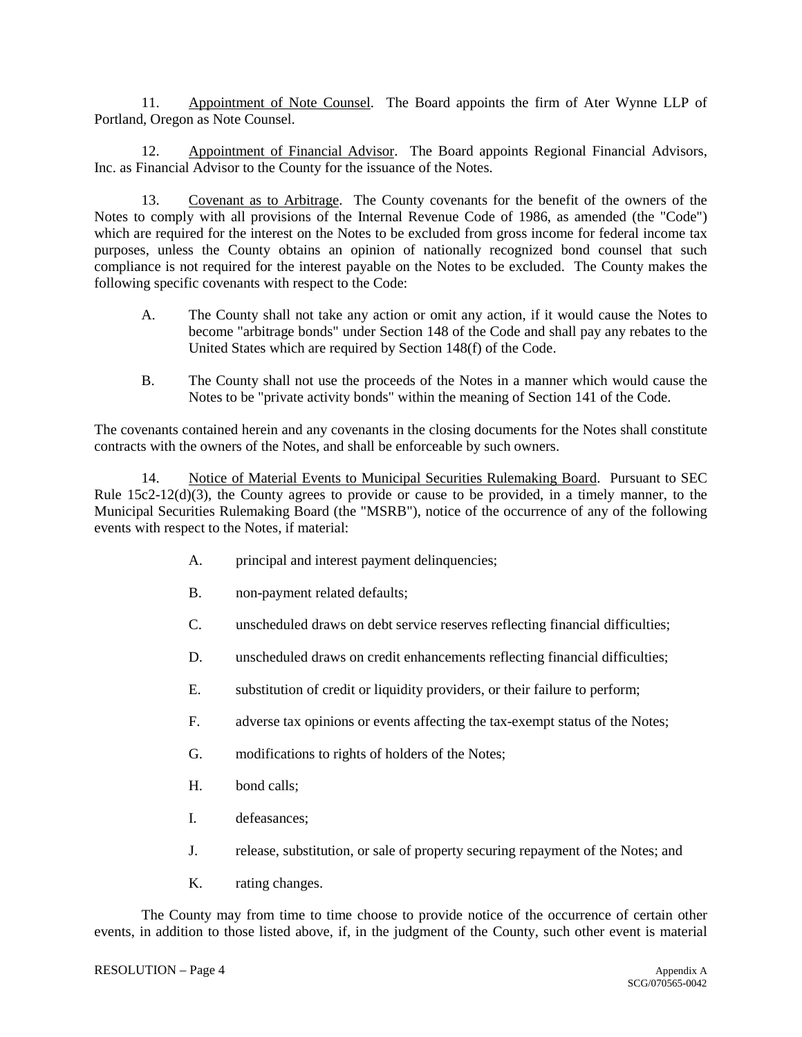11. Appointment of Note Counsel. The Board appoints the firm of Ater Wynne LLP of Portland, Oregon as Note Counsel.

12. Appointment of Financial Advisor. The Board appoints Regional Financial Advisors, Inc. as Financial Advisor to the County for the issuance of the Notes.

13. Covenant as to Arbitrage. The County covenants for the benefit of the owners of the Notes to comply with all provisions of the Internal Revenue Code of 1986, as amended (the "Code") which are required for the interest on the Notes to be excluded from gross income for federal income tax purposes, unless the County obtains an opinion of nationally recognized bond counsel that such compliance is not required for the interest payable on the Notes to be excluded. The County makes the following specific covenants with respect to the Code:

A. The County shall not take any action or omit any action, if it would cause the Notes to become "arbitrage bonds" under Section 148 of the Code and shall pay any rebates to the United States which are required by Section 148(f) of the Code.

B. The County shall not use the proceeds of the Notes in a manner which would cause the Notes to be "private activity bonds" within the meaning of Section 141 of the Code.

The covenants contained herein and any covenants in the closing documents for the Notes shall constitute contracts with the owners of the Notes, and shall be enforceable by such owners.

14. Notice of Material Events to Municipal Securities Rulemaking Board. Pursuant to SEC Rule 15c2-12(d)(3), the County agrees to provide or cause to be provided, in a timely manner, to the Municipal Securities Rulemaking Board (the "MSRB"), notice of the occurrence of any of the following events with respect to the Notes, if material:

A. principal and interest payment delinquencies;

B. non-payment related defaults;

C. unscheduled draws on debt service reserves reflecting financial difficulties;

D. unscheduled draws on credit enhancements reflecting financial difficulties;

E. substitution of credit or liquidity providers, or their failure to perform;

F. adverse tax opinions or events affecting the tax-exempt status of the Notes;

G. modifications to rights of holders of the Notes;

H. bond calls;

I. defeasances;

J. release, substitution, or sale of property securing repayment of the Notes; and

K. rating changes.

The County may from time to time choose to provide notice of the occurrence of certain other events, in addition to those listed above, if, in the judgment of the County, such other event is material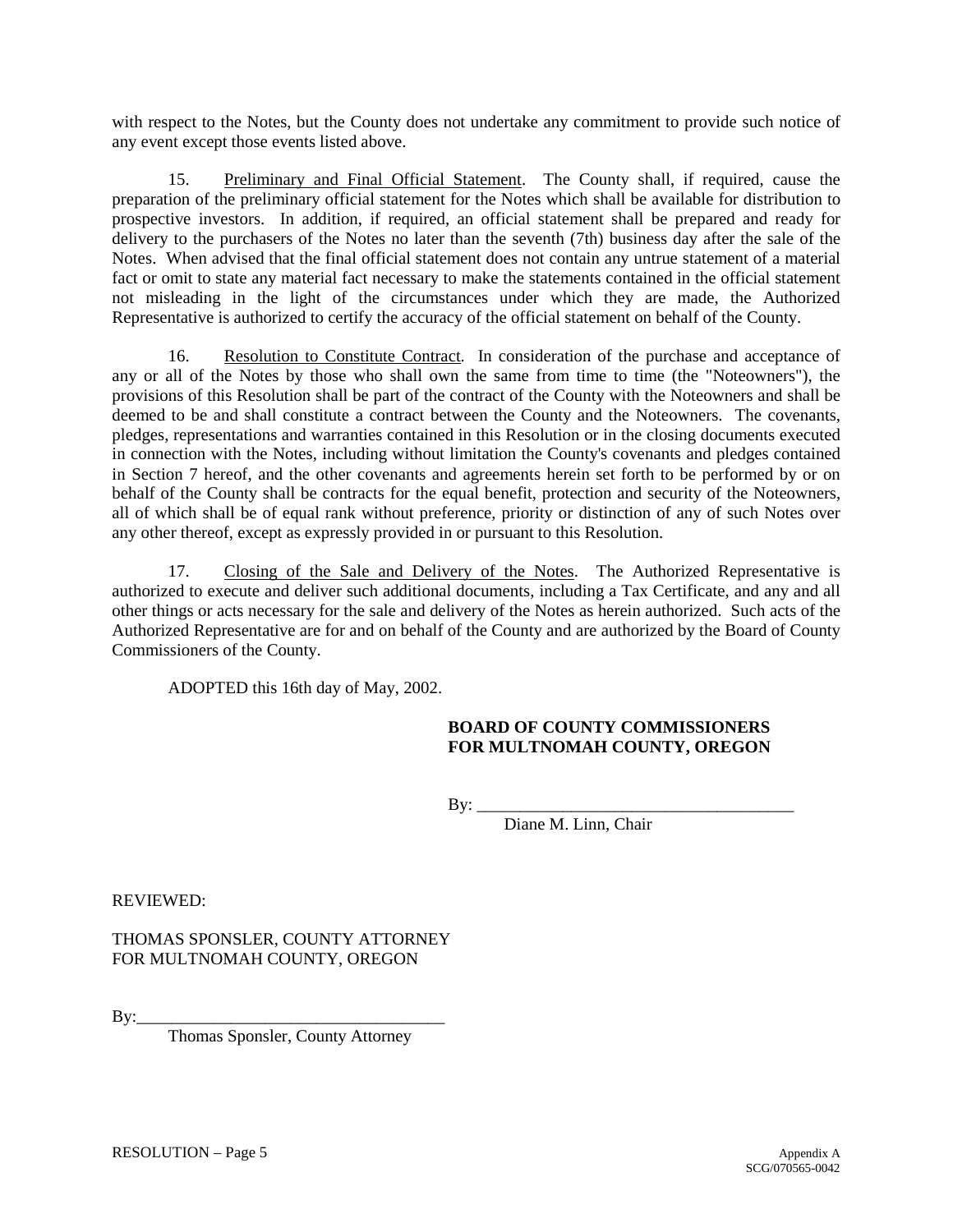with respect to the Notes, but the County does not undertake any commitment to provide such notice of any event except those events listed above.

15. Preliminary and Final Official Statement. The County shall, if required, cause the preparation of the preliminary official statement for the Notes which shall be available for distribution to prospective investors. In addition, if required, an official statement shall be prepared and ready for delivery to the purchasers of the Notes no later than the seventh (7th) business day after the sale of the Notes. When advised that the final official statement does not contain any untrue statement of a material fact or omit to state any material fact necessary to make the statements contained in the official statement not misleading in the light of the circumstances under which they are made, the Authorized Representative is authorized to certify the accuracy of the official statement on behalf of the County.

16. Resolution to Constitute Contract. In consideration of the purchase and acceptance of any or all of the Notes by those who shall own the same from time to time (the "Noteowners"), the provisions of this Resolution shall be part of the contract of the County with the Noteowners and shall be deemed to be and shall constitute a contract between the County and the Noteowners. The covenants, pledges, representations and warranties contained in this Resolution or in the closing documents executed in connection with the Notes, including without limitation the County's covenants and pledges contained in Section 7 hereof, and the other covenants and agreements herein set forth to be performed by or on behalf of the County shall be contracts for the equal benefit, protection and security of the Noteowners, all of which shall be of equal rank without preference, priority or distinction of any of such Notes over any other thereof, except as expressly provided in or pursuant to this Resolution.

17. Closing of the Sale and Delivery of the Notes. The Authorized Representative is authorized to execute and deliver such additional documents, including a Tax Certificate, and any and all other things or acts necessary for the sale and delivery of the Notes as herein authorized. Such acts of the Authorized Representative are for and on behalf of the County and are authorized by the Board of County Commissioners of the County.

ADOPTED this 16th day of May, 2002.

**BOARD OF COUNTY COMMISSIONERS FOR MULTNOMAH COUNTY, OREGON**

By: ______________________________________
Diane M. Linn, Chair

REVIEWED:

THOMAS SPONSLER, COUNTY ATTORNEY
FOR MULTNOMAH COUNTY, OREGON

By:____________________________________
Thomas Sponsler, County Attorney

RESOLUTION – Page 5

Appendix A
SCG/070565-0042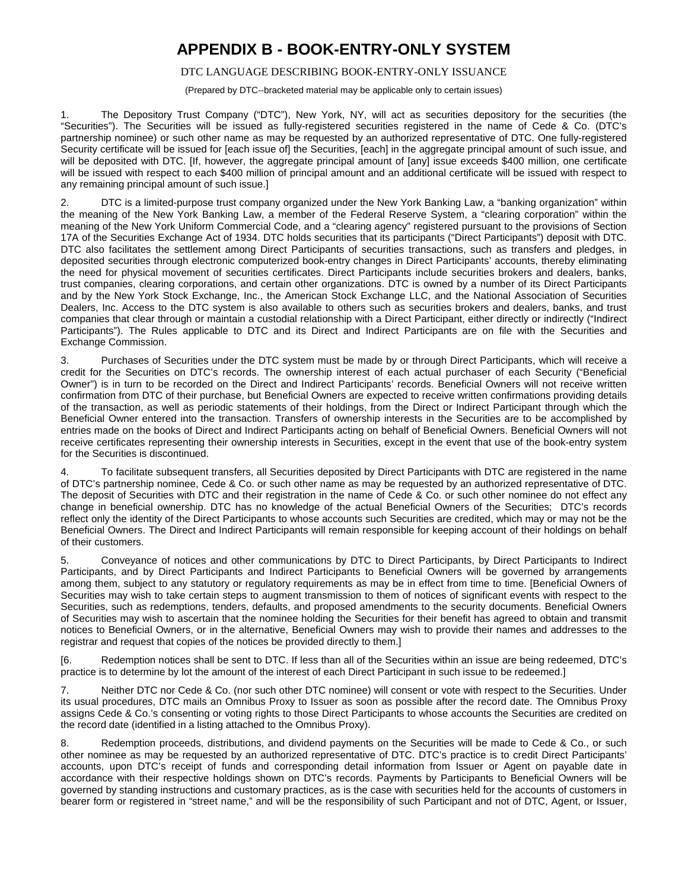# APPENDIX B - BOOK-ENTRY-ONLY SYSTEM

DTC LANGUAGE DESCRIBING BOOK-ENTRY-ONLY ISSUANCE

(Prepared by DTC--bracketed material may be applicable only to certain issues)

1. The Depository Trust Company ("DTC"), New York, NY, will act as securities depository for the securities (the "Securities"). The Securities will be issued as fully-registered securities registered in the name of Cede & Co. (DTC's partnership nominee) or such other name as may be requested by an authorized representative of DTC. One fully-registered Security certificate will be issued for [each issue of] the Securities, [each] in the aggregate principal amount of such issue, and will be deposited with DTC. [If, however, the aggregate principal amount of [any] issue exceeds $400 million, one certificate will be issued with respect to each $400 million of principal amount and an additional certificate will be issued with respect to any remaining principal amount of such issue.]

2. DTC is a limited-purpose trust company organized under the New York Banking Law, a "banking organization" within the meaning of the New York Banking Law, a member of the Federal Reserve System, a "clearing corporation" within the meaning of the New York Uniform Commercial Code, and a "clearing agency" registered pursuant to the provisions of Section 17A of the Securities Exchange Act of 1934. DTC holds securities that its participants ("Direct Participants") deposit with DTC. DTC also facilitates the settlement among Direct Participants of securities transactions, such as transfers and pledges, in deposited securities through electronic computerized book-entry changes in Direct Participants' accounts, thereby eliminating the need for physical movement of securities certificates. Direct Participants include securities brokers and dealers, banks, trust companies, clearing corporations, and certain other organizations. DTC is owned by a number of its Direct Participants and by the New York Stock Exchange, Inc., the American Stock Exchange LLC, and the National Association of Securities Dealers, Inc. Access to the DTC system is also available to others such as securities brokers and dealers, banks, and trust companies that clear through or maintain a custodial relationship with a Direct Participant, either directly or indirectly ("Indirect Participants"). The Rules applicable to DTC and its Direct and Indirect Participants are on file with the Securities and Exchange Commission.

3. Purchases of Securities under the DTC system must be made by or through Direct Participants, which will receive a credit for the Securities on DTC's records. The ownership interest of each actual purchaser of each Security ("Beneficial Owner") is in turn to be recorded on the Direct and Indirect Participants' records. Beneficial Owners will not receive written confirmation from DTC of their purchase, but Beneficial Owners are expected to receive written confirmations providing details of the transaction, as well as periodic statements of their holdings, from the Direct or Indirect Participant through which the Beneficial Owner entered into the transaction. Transfers of ownership interests in the Securities are to be accomplished by entries made on the books of Direct and Indirect Participants acting on behalf of Beneficial Owners. Beneficial Owners will not receive certificates representing their ownership interests in Securities, except in the event that use of the book-entry system for the Securities is discontinued.

4. To facilitate subsequent transfers, all Securities deposited by Direct Participants with DTC are registered in the name of DTC's partnership nominee, Cede & Co. or such other name as may be requested by an authorized representative of DTC. The deposit of Securities with DTC and their registration in the name of Cede & Co. or such other nominee do not effect any change in beneficial ownership. DTC has no knowledge of the actual Beneficial Owners of the Securities; DTC's records reflect only the identity of the Direct Participants to whose accounts such Securities are credited, which may or may not be the Beneficial Owners. The Direct and Indirect Participants will remain responsible for keeping account of their holdings on behalf of their customers.

5. Conveyance of notices and other communications by DTC to Direct Participants, by Direct Participants to Indirect Participants, and by Direct Participants and Indirect Participants to Beneficial Owners will be governed by arrangements among them, subject to any statutory or regulatory requirements as may be in effect from time to time. [Beneficial Owners of Securities may wish to take certain steps to augment transmission to them of notices of significant events with respect to the Securities, such as redemptions, tenders, defaults, and proposed amendments to the security documents. Beneficial Owners of Securities may wish to ascertain that the nominee holding the Securities for their benefit has agreed to obtain and transmit notices to Beneficial Owners, or in the alternative, Beneficial Owners may wish to provide their names and addresses to the registrar and request that copies of the notices be provided directly to them.]

[6. Redemption notices shall be sent to DTC. If less than all of the Securities within an issue are being redeemed, DTC's practice is to determine by lot the amount of the interest of each Direct Participant in such issue to be redeemed.]

7. Neither DTC nor Cede & Co. (nor such other DTC nominee) will consent or vote with respect to the Securities. Under its usual procedures, DTC mails an Omnibus Proxy to Issuer as soon as possible after the record date. The Omnibus Proxy assigns Cede & Co.'s consenting or voting rights to those Direct Participants to whose accounts the Securities are credited on the record date (identified in a listing attached to the Omnibus Proxy).

8. Redemption proceeds, distributions, and dividend payments on the Securities will be made to Cede & Co., or such other nominee as may be requested by an authorized representative of DTC. DTC's practice is to credit Direct Participants' accounts, upon DTC's receipt of funds and corresponding detail information from Issuer or Agent on payable date in accordance with their respective holdings shown on DTC's records. Payments by Participants to Beneficial Owners will be governed by standing instructions and customary practices, as is the case with securities held for the accounts of customers in bearer form or registered in "street name," and will be the responsibility of such Participant and not of DTC, Agent, or Issuer,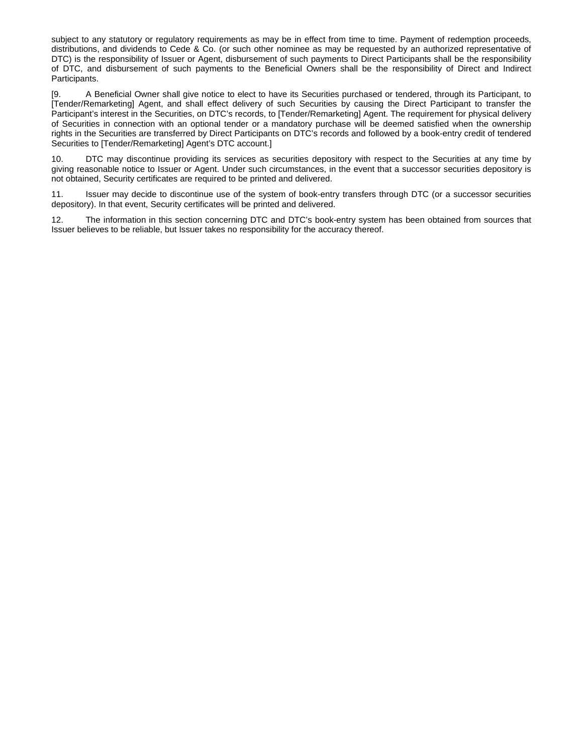subject to any statutory or regulatory requirements as may be in effect from time to time. Payment of redemption proceeds, distributions, and dividends to Cede & Co. (or such other nominee as may be requested by an authorized representative of DTC) is the responsibility of Issuer or Agent, disbursement of such payments to Direct Participants shall be the responsibility of DTC, and disbursement of such payments to the Beneficial Owners shall be the responsibility of Direct and Indirect Participants.

[9. A Beneficial Owner shall give notice to elect to have its Securities purchased or tendered, through its Participant, to [Tender/Remarketing] Agent, and shall effect delivery of such Securities by causing the Direct Participant to transfer the Participant's interest in the Securities, on DTC's records, to [Tender/Remarketing] Agent. The requirement for physical delivery of Securities in connection with an optional tender or a mandatory purchase will be deemed satisfied when the ownership rights in the Securities are transferred by Direct Participants on DTC's records and followed by a book-entry credit of tendered Securities to [Tender/Remarketing] Agent's DTC account.]

10. DTC may discontinue providing its services as securities depository with respect to the Securities at any time by giving reasonable notice to Issuer or Agent. Under such circumstances, in the event that a successor securities depository is not obtained, Security certificates are required to be printed and delivered.

11. Issuer may decide to discontinue use of the system of book-entry transfers through DTC (or a successor securities depository). In that event, Security certificates will be printed and delivered.

12. The information in this section concerning DTC and DTC's book-entry system has been obtained from sources that Issuer believes to be reliable, but Issuer takes no responsibility for the accuracy thereof.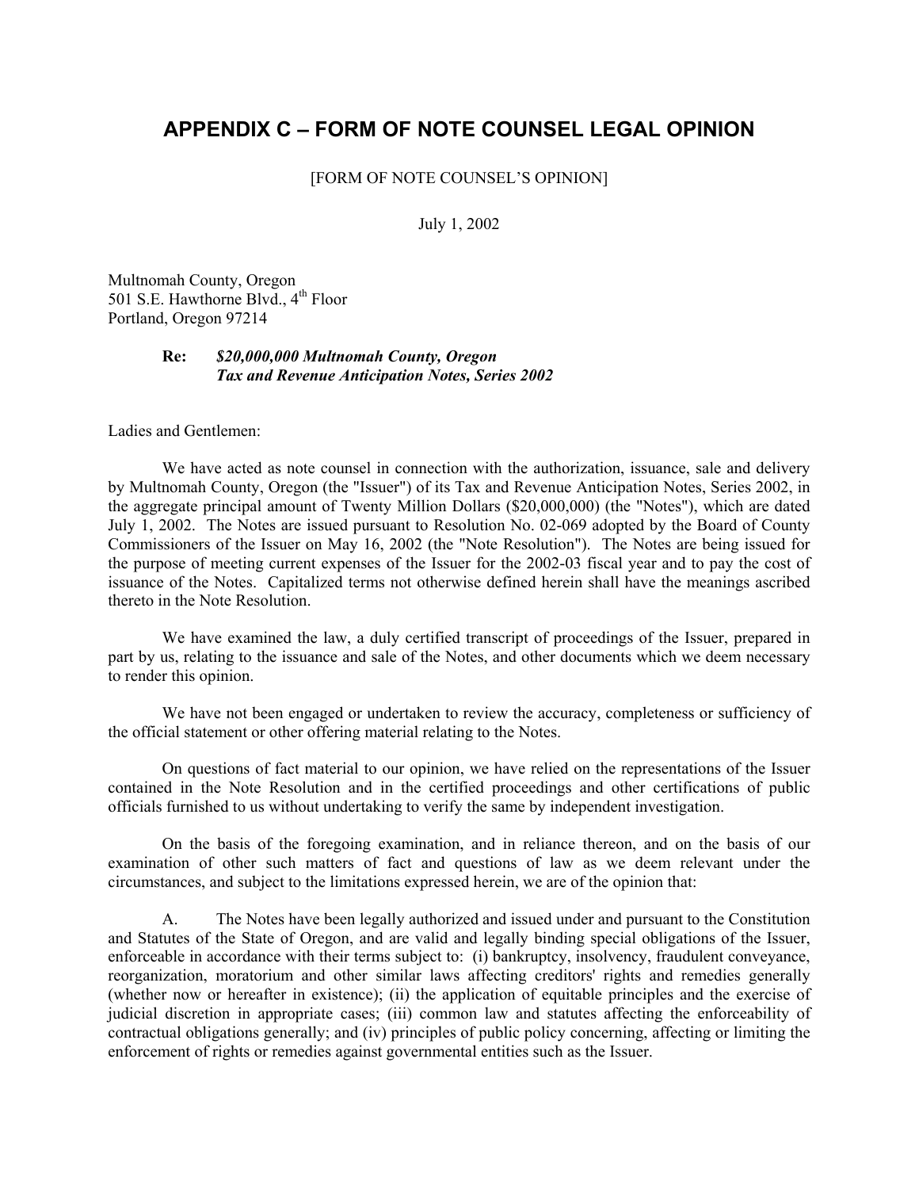# APPENDIX C – FORM OF NOTE COUNSEL LEGAL OPINION

[FORM OF NOTE COUNSEL'S OPINION]

July 1, 2002

Multnomah County, Oregon
501 S.E. Hawthorne Blvd., 4th Floor
Portland, Oregon 97214

**Re:** ***$20,000,000 Multnomah County, Oregon***
***Tax and Revenue Anticipation Notes, Series 2002***

Ladies and Gentlemen:

We have acted as note counsel in connection with the authorization, issuance, sale and delivery by Multnomah County, Oregon (the "Issuer") of its Tax and Revenue Anticipation Notes, Series 2002, in the aggregate principal amount of Twenty Million Dollars ($20,000,000) (the "Notes"), which are dated July 1, 2002. The Notes are issued pursuant to Resolution No. 02-069 adopted by the Board of County Commissioners of the Issuer on May 16, 2002 (the "Note Resolution"). The Notes are being issued for the purpose of meeting current expenses of the Issuer for the 2002-03 fiscal year and to pay the cost of issuance of the Notes. Capitalized terms not otherwise defined herein shall have the meanings ascribed thereto in the Note Resolution.

We have examined the law, a duly certified transcript of proceedings of the Issuer, prepared in part by us, relating to the issuance and sale of the Notes, and other documents which we deem necessary to render this opinion.

We have not been engaged or undertaken to review the accuracy, completeness or sufficiency of the official statement or other offering material relating to the Notes.

On questions of fact material to our opinion, we have relied on the representations of the Issuer contained in the Note Resolution and in the certified proceedings and other certifications of public officials furnished to us without undertaking to verify the same by independent investigation.

On the basis of the foregoing examination, and in reliance thereon, and on the basis of our examination of other such matters of fact and questions of law as we deem relevant under the circumstances, and subject to the limitations expressed herein, we are of the opinion that:

A. The Notes have been legally authorized and issued under and pursuant to the Constitution and Statutes of the State of Oregon, and are valid and legally binding special obligations of the Issuer, enforceable in accordance with their terms subject to: (i) bankruptcy, insolvency, fraudulent conveyance, reorganization, moratorium and other similar laws affecting creditors' rights and remedies generally (whether now or hereafter in existence); (ii) the application of equitable principles and the exercise of judicial discretion in appropriate cases; (iii) common law and statutes affecting the enforceability of contractual obligations generally; and (iv) principles of public policy concerning, affecting or limiting the enforcement of rights or remedies against governmental entities such as the Issuer.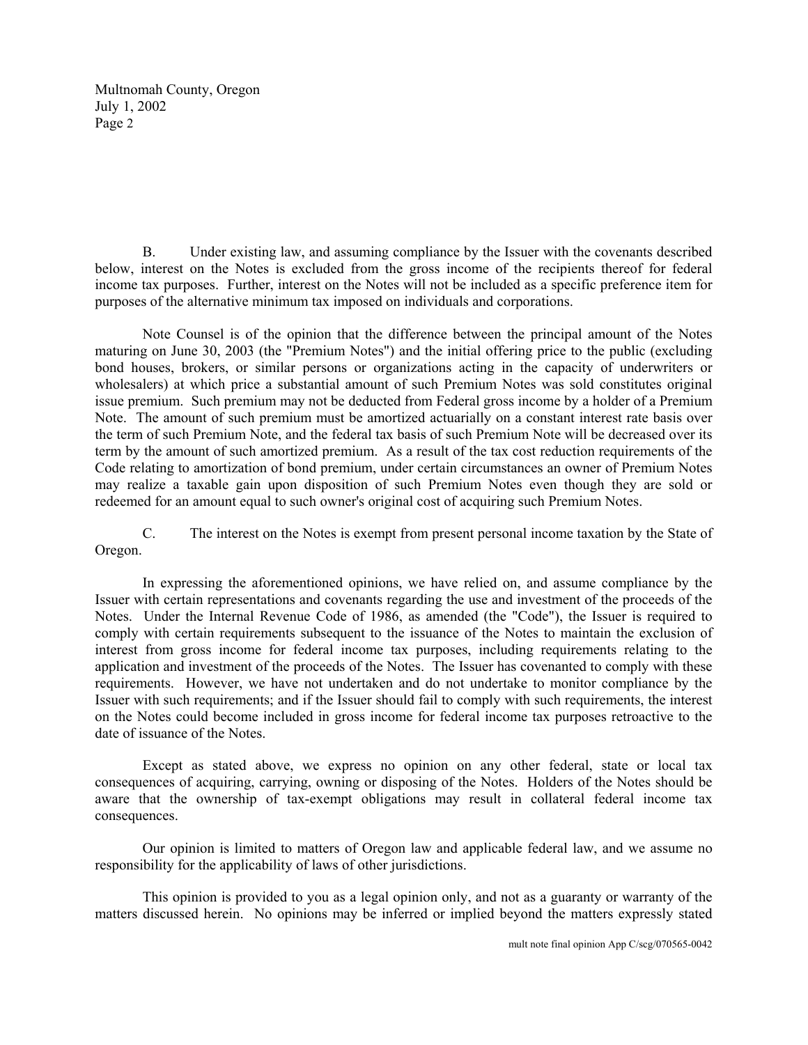B. Under existing law, and assuming compliance by the Issuer with the covenants described below, interest on the Notes is excluded from the gross income of the recipients thereof for federal income tax purposes. Further, interest on the Notes will not be included as a specific preference item for purposes of the alternative minimum tax imposed on individuals and corporations.

Note Counsel is of the opinion that the difference between the principal amount of the Notes maturing on June 30, 2003 (the "Premium Notes") and the initial offering price to the public (excluding bond houses, brokers, or similar persons or organizations acting in the capacity of underwriters or wholesalers) at which price a substantial amount of such Premium Notes was sold constitutes original issue premium. Such premium may not be deducted from Federal gross income by a holder of a Premium Note. The amount of such premium must be amortized actuarially on a constant interest rate basis over the term of such Premium Note, and the federal tax basis of such Premium Note will be decreased over its term by the amount of such amortized premium. As a result of the tax cost reduction requirements of the Code relating to amortization of bond premium, under certain circumstances an owner of Premium Notes may realize a taxable gain upon disposition of such Premium Notes even though they are sold or redeemed for an amount equal to such owner's original cost of acquiring such Premium Notes.

C. The interest on the Notes is exempt from present personal income taxation by the State of Oregon.

In expressing the aforementioned opinions, we have relied on, and assume compliance by the Issuer with certain representations and covenants regarding the use and investment of the proceeds of the Notes. Under the Internal Revenue Code of 1986, as amended (the "Code"), the Issuer is required to comply with certain requirements subsequent to the issuance of the Notes to maintain the exclusion of interest from gross income for federal income tax purposes, including requirements relating to the application and investment of the proceeds of the Notes. The Issuer has covenanted to comply with these requirements. However, we have not undertaken and do not undertake to monitor compliance by the Issuer with such requirements; and if the Issuer should fail to comply with such requirements, the interest on the Notes could become included in gross income for federal income tax purposes retroactive to the date of issuance of the Notes.

Except as stated above, we express no opinion on any other federal, state or local tax consequences of acquiring, carrying, owning or disposing of the Notes. Holders of the Notes should be aware that the ownership of tax-exempt obligations may result in collateral federal income tax consequences.

Our opinion is limited to matters of Oregon law and applicable federal law, and we assume no responsibility for the applicability of laws of other jurisdictions.

This opinion is provided to you as a legal opinion only, and not as a guaranty or warranty of the matters discussed herein. No opinions may be inferred or implied beyond the matters expressly stated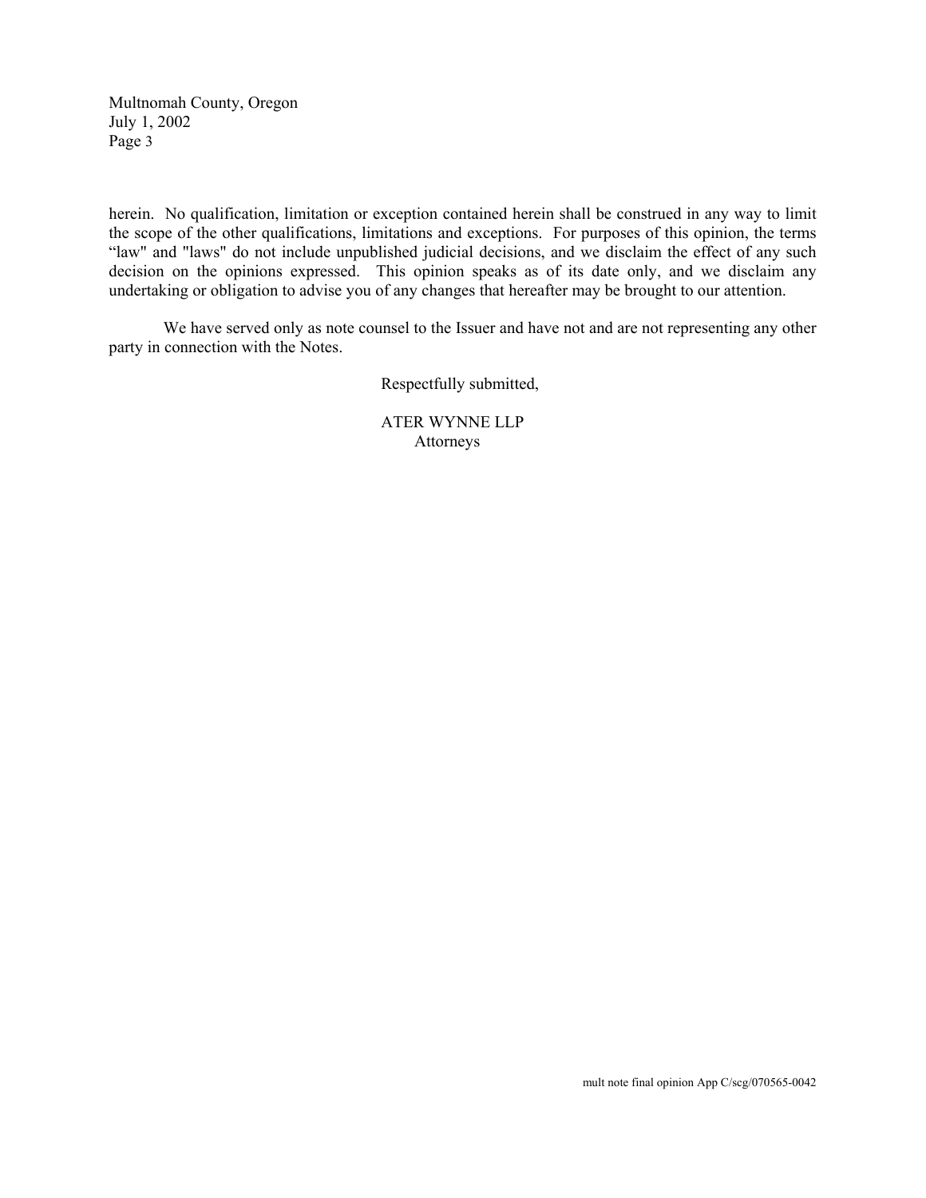herein. No qualification, limitation or exception contained herein shall be construed in any way to limit the scope of the other qualifications, limitations and exceptions. For purposes of this opinion, the terms "law" and "laws" do not include unpublished judicial decisions, and we disclaim the effect of any such decision on the opinions expressed. This opinion speaks as of its date only, and we disclaim any undertaking or obligation to advise you of any changes that hereafter may be brought to our attention.

We have served only as note counsel to the Issuer and have not and are not representing any other party in connection with the Notes.

Respectfully submitted,

ATER WYNNE LLP
Attorneys

mult note final opinion App C/scg/070565-0042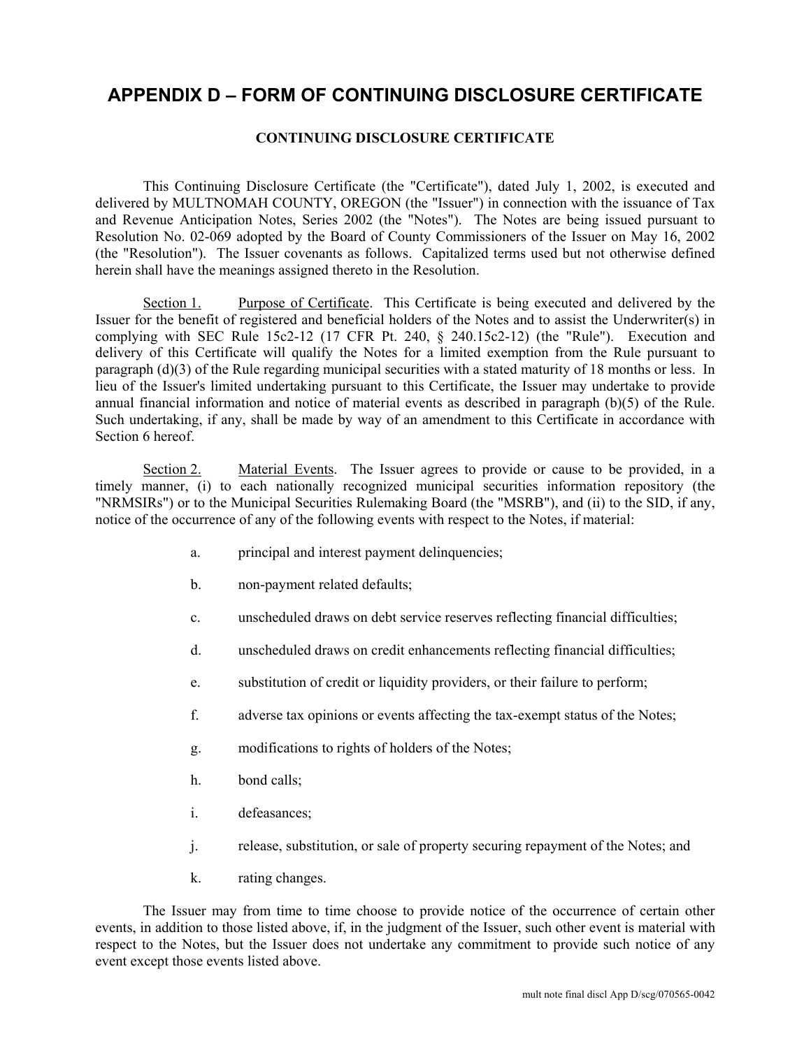# APPENDIX D – FORM OF CONTINUING DISCLOSURE CERTIFICATE

**CONTINUING DISCLOSURE CERTIFICATE**

This Continuing Disclosure Certificate (the "Certificate"), dated July 1, 2002, is executed and delivered by MULTNOMAH COUNTY, OREGON (the "Issuer") in connection with the issuance of Tax and Revenue Anticipation Notes, Series 2002 (the "Notes"). The Notes are being issued pursuant to Resolution No. 02-069 adopted by the Board of County Commissioners of the Issuer on May 16, 2002 (the "Resolution"). The Issuer covenants as follows. Capitalized terms used but not otherwise defined herein shall have the meanings assigned thereto in the Resolution.

Section 1. Purpose of Certificate. This Certificate is being executed and delivered by the Issuer for the benefit of registered and beneficial holders of the Notes and to assist the Underwriter(s) in complying with SEC Rule 15c2-12 (17 CFR Pt. 240, § 240.15c2-12) (the "Rule"). Execution and delivery of this Certificate will qualify the Notes for a limited exemption from the Rule pursuant to paragraph (d)(3) of the Rule regarding municipal securities with a stated maturity of 18 months or less. In lieu of the Issuer's limited undertaking pursuant to this Certificate, the Issuer may undertake to provide annual financial information and notice of material events as described in paragraph (b)(5) of the Rule. Such undertaking, if any, shall be made by way of an amendment to this Certificate in accordance with Section 6 hereof.

Section 2. Material Events. The Issuer agrees to provide or cause to be provided, in a timely manner, (i) to each nationally recognized municipal securities information repository (the "NRMSIRs") or to the Municipal Securities Rulemaking Board (the "MSRB"), and (ii) to the SID, if any, notice of the occurrence of any of the following events with respect to the Notes, if material:

a. principal and interest payment delinquencies;

b. non-payment related defaults;

c. unscheduled draws on debt service reserves reflecting financial difficulties;

d. unscheduled draws on credit enhancements reflecting financial difficulties;

e. substitution of credit or liquidity providers, or their failure to perform;

f. adverse tax opinions or events affecting the tax-exempt status of the Notes;

g. modifications to rights of holders of the Notes;

h. bond calls;

i. defeasances;

j. release, substitution, or sale of property securing repayment of the Notes; and

k. rating changes.

The Issuer may from time to time choose to provide notice of the occurrence of certain other events, in addition to those listed above, if, in the judgment of the Issuer, such other event is material with respect to the Notes, but the Issuer does not undertake any commitment to provide such notice of any event except those events listed above.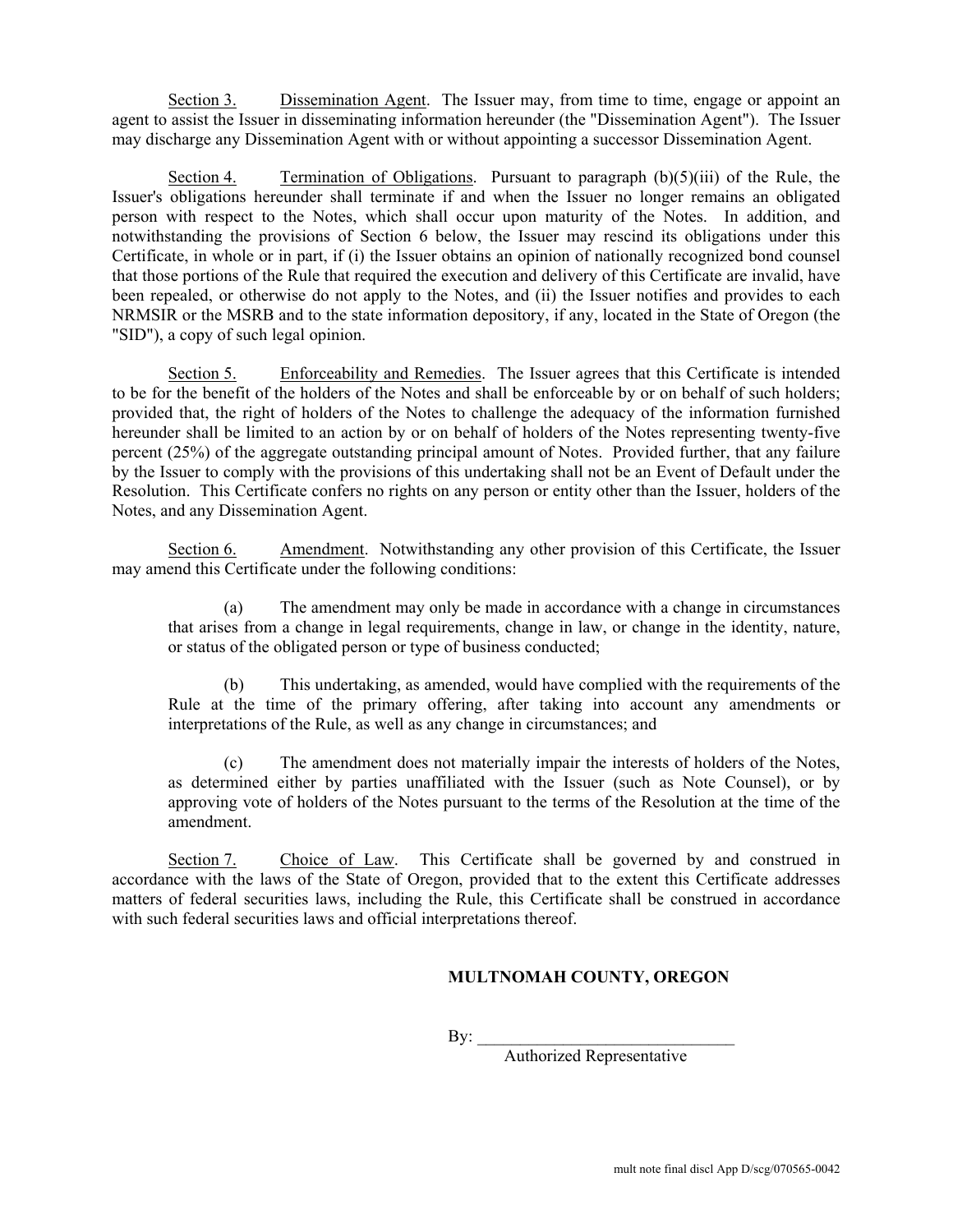Section 3. Dissemination Agent. The Issuer may, from time to time, engage or appoint an agent to assist the Issuer in disseminating information hereunder (the "Dissemination Agent"). The Issuer may discharge any Dissemination Agent with or without appointing a successor Dissemination Agent.

Section 4. Termination of Obligations. Pursuant to paragraph (b)(5)(iii) of the Rule, the Issuer's obligations hereunder shall terminate if and when the Issuer no longer remains an obligated person with respect to the Notes, which shall occur upon maturity of the Notes. In addition, and notwithstanding the provisions of Section 6 below, the Issuer may rescind its obligations under this Certificate, in whole or in part, if (i) the Issuer obtains an opinion of nationally recognized bond counsel that those portions of the Rule that required the execution and delivery of this Certificate are invalid, have been repealed, or otherwise do not apply to the Notes, and (ii) the Issuer notifies and provides to each NRMSIR or the MSRB and to the state information depository, if any, located in the State of Oregon (the "SID"), a copy of such legal opinion.

Section 5. Enforceability and Remedies. The Issuer agrees that this Certificate is intended to be for the benefit of the holders of the Notes and shall be enforceable by or on behalf of such holders; provided that, the right of holders of the Notes to challenge the adequacy of the information furnished hereunder shall be limited to an action by or on behalf of holders of the Notes representing twenty-five percent (25%) of the aggregate outstanding principal amount of Notes. Provided further, that any failure by the Issuer to comply with the provisions of this undertaking shall not be an Event of Default under the Resolution. This Certificate confers no rights on any person or entity other than the Issuer, holders of the Notes, and any Dissemination Agent.

Section 6. Amendment. Notwithstanding any other provision of this Certificate, the Issuer may amend this Certificate under the following conditions:

(a) The amendment may only be made in accordance with a change in circumstances that arises from a change in legal requirements, change in law, or change in the identity, nature, or status of the obligated person or type of business conducted;

(b) This undertaking, as amended, would have complied with the requirements of the Rule at the time of the primary offering, after taking into account any amendments or interpretations of the Rule, as well as any change in circumstances; and

(c) The amendment does not materially impair the interests of holders of the Notes, as determined either by parties unaffiliated with the Issuer (such as Note Counsel), or by approving vote of holders of the Notes pursuant to the terms of the Resolution at the time of the amendment.

Section 7. Choice of Law. This Certificate shall be governed by and construed in accordance with the laws of the State of Oregon, provided that to the extent this Certificate addresses matters of federal securities laws, including the Rule, this Certificate shall be construed in accordance with such federal securities laws and official interpretations thereof.

**MULTNOMAH COUNTY, OREGON**

By: _______________________________
Authorized Representative

mult note final discl App D/scg/070565-0042